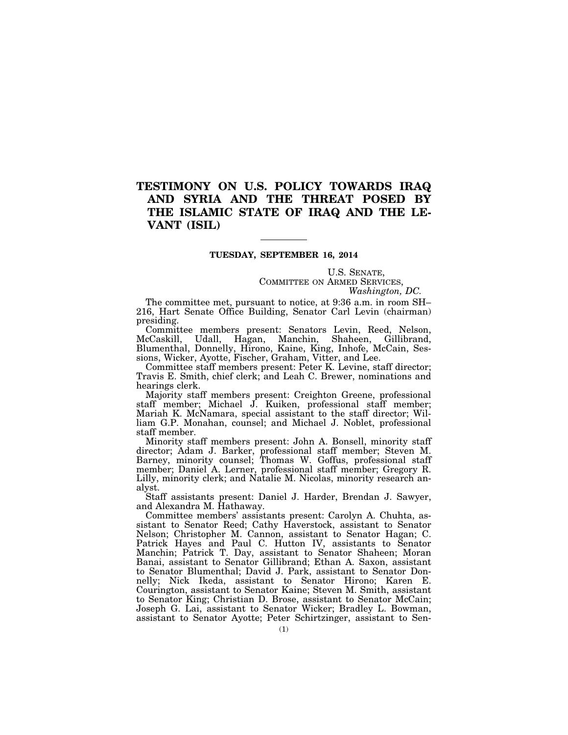# TESTIMONY ON U.S. POLICY TOWARDS IRAQ AND SYRIA AND THE THREAT POSED BY THE ISLAMIC STATE OF IRAQ AND THE LEVANT (ISIL)

**TUESDAY, SEPTEMBER 16, 2014**

U.S. SENATE,
COMMITTEE ON ARMED SERVICES,
*Washington, DC.*

The committee met, pursuant to notice, at 9:36 a.m. in room SH–216, Hart Senate Office Building, Senator Carl Levin (chairman) presiding.

Committee members present: Senators Levin, Reed, Nelson, McCaskill, Udall, Hagan, Manchin, Shaheen, Gillibrand, Blumenthal, Donnelly, Hirono, Kaine, King, Inhofe, McCain, Sessions, Wicker, Ayotte, Fischer, Graham, Vitter, and Lee.

Committee staff members present: Peter K. Levine, staff director; Travis E. Smith, chief clerk; and Leah C. Brewer, nominations and hearings clerk.

Majority staff members present: Creighton Greene, professional staff member; Michael J. Kuiken, professional staff member; Mariah K. McNamara, special assistant to the staff director; William G.P. Monahan, counsel; and Michael J. Noblet, professional staff member.

Minority staff members present: John A. Bonsell, minority staff director; Adam J. Barker, professional staff member; Steven M. Barney, minority counsel; Thomas W. Goffus, professional staff member; Daniel A. Lerner, professional staff member; Gregory R. Lilly, minority clerk; and Natalie M. Nicolas, minority research analyst.

Staff assistants present: Daniel J. Harder, Brendan J. Sawyer, and Alexandra M. Hathaway.

Committee members' assistants present: Carolyn A. Chuhta, assistant to Senator Reed; Cathy Haverstock, assistant to Senator Nelson; Christopher M. Cannon, assistant to Senator Hagan; C. Patrick Hayes and Paul C. Hutton IV, assistants to Senator Manchin; Patrick T. Day, assistant to Senator Shaheen; Moran Banai, assistant to Senator Gillibrand; Ethan A. Saxon, assistant to Senator Blumenthal; David J. Park, assistant to Senator Donnelly; Nick Ikeda, assistant to Senator Hirono; Karen E. Courington, assistant to Senator Kaine; Steven M. Smith, assistant to Senator King; Christian D. Brose, assistant to Senator McCain; Joseph G. Lai, assistant to Senator Wicker; Bradley L. Bowman, assistant to Senator Ayotte; Peter Schirtzinger, assistant to Sen-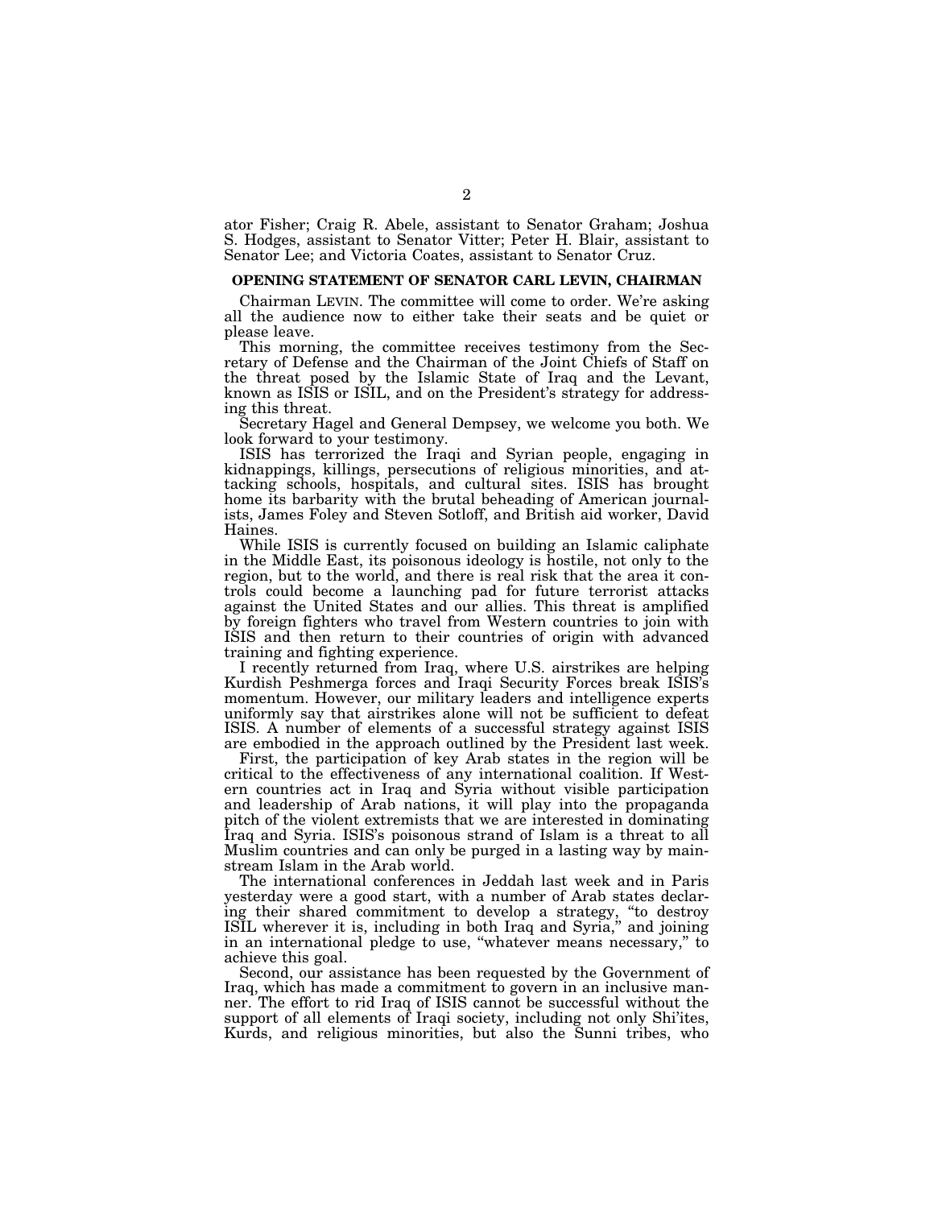ator Fisher; Craig R. Abele, assistant to Senator Graham; Joshua S. Hodges, assistant to Senator Vitter; Peter H. Blair, assistant to Senator Lee; and Victoria Coates, assistant to Senator Cruz.

## OPENING STATEMENT OF SENATOR CARL LEVIN, CHAIRMAN

Chairman LEVIN. The committee will come to order. We're asking all the audience now to either take their seats and be quiet or please leave.

This morning, the committee receives testimony from the Secretary of Defense and the Chairman of the Joint Chiefs of Staff on the threat posed by the Islamic State of Iraq and the Levant, known as ISIS or ISIL, and on the President's strategy for addressing this threat.

Secretary Hagel and General Dempsey, we welcome you both. We look forward to your testimony.

ISIS has terrorized the Iraqi and Syrian people, engaging in kidnappings, killings, persecutions of religious minorities, and attacking schools, hospitals, and cultural sites. ISIS has brought home its barbarity with the brutal beheading of American journalists, James Foley and Steven Sotloff, and British aid worker, David Haines.

While ISIS is currently focused on building an Islamic caliphate in the Middle East, its poisonous ideology is hostile, not only to the region, but to the world, and there is real risk that the area it controls could become a launching pad for future terrorist attacks against the United States and our allies. This threat is amplified by foreign fighters who travel from Western countries to join with ISIS and then return to their countries of origin with advanced training and fighting experience.

I recently returned from Iraq, where U.S. airstrikes are helping Kurdish Peshmerga forces and Iraqi Security Forces break ISIS's momentum. However, our military leaders and intelligence experts uniformly say that airstrikes alone will not be sufficient to defeat ISIS. A number of elements of a successful strategy against ISIS are embodied in the approach outlined by the President last week.

First, the participation of key Arab states in the region will be critical to the effectiveness of any international coalition. If Western countries act in Iraq and Syria without visible participation and leadership of Arab nations, it will play into the propaganda pitch of the violent extremists that we are interested in dominating Iraq and Syria. ISIS's poisonous strand of Islam is a threat to all Muslim countries and can only be purged in a lasting way by mainstream Islam in the Arab world.

The international conferences in Jeddah last week and in Paris yesterday were a good start, with a number of Arab states declaring their shared commitment to develop a strategy, "to destroy ISIL wherever it is, including in both Iraq and Syria," and joining in an international pledge to use, "whatever means necessary," to achieve this goal.

Second, our assistance has been requested by the Government of Iraq, which has made a commitment to govern in an inclusive manner. The effort to rid Iraq of ISIS cannot be successful without the support of all elements of Iraqi society, including not only Shi'ites, Kurds, and religious minorities, but also the Sunni tribes, who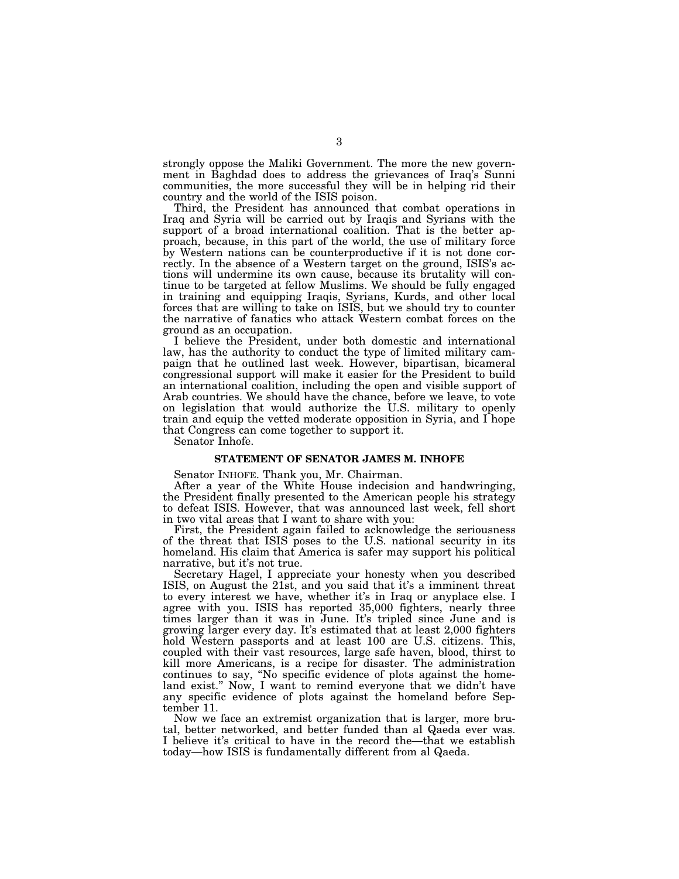strongly oppose the Maliki Government. The more the new government in Baghdad does to address the grievances of Iraq's Sunni communities, the more successful they will be in helping rid their country and the world of the ISIS poison.

Third, the President has announced that combat operations in Iraq and Syria will be carried out by Iraqis and Syrians with the support of a broad international coalition. That is the better approach, because, in this part of the world, the use of military force by Western nations can be counterproductive if it is not done correctly. In the absence of a Western target on the ground, ISIS's actions will undermine its own cause, because its brutality will continue to be targeted at fellow Muslims. We should be fully engaged in training and equipping Iraqis, Syrians, Kurds, and other local forces that are willing to take on ISIS, but we should try to counter the narrative of fanatics who attack Western combat forces on the ground as an occupation.

I believe the President, under both domestic and international law, has the authority to conduct the type of limited military campaign that he outlined last week. However, bipartisan, bicameral congressional support will make it easier for the President to build an international coalition, including the open and visible support of Arab countries. We should have the chance, before we leave, to vote on legislation that would authorize the U.S. military to openly train and equip the vetted moderate opposition in Syria, and I hope that Congress can come together to support it.

Senator Inhofe.

## STATEMENT OF SENATOR JAMES M. INHOFE

Senator INHOFE. Thank you, Mr. Chairman.

After a year of the White House indecision and handwringing, the President finally presented to the American people his strategy to defeat ISIS. However, that was announced last week, fell short in two vital areas that I want to share with you:

First, the President again failed to acknowledge the seriousness of the threat that ISIS poses to the U.S. national security in its homeland. His claim that America is safer may support his political narrative, but it's not true.

Secretary Hagel, I appreciate your honesty when you described ISIS, on August the 21st, and you said that it's a imminent threat to every interest we have, whether it's in Iraq or anyplace else. I agree with you. ISIS has reported 35,000 fighters, nearly three times larger than it was in June. It's tripled since June and is growing larger every day. It's estimated that at least 2,000 fighters hold Western passports and at least 100 are U.S. citizens. This, coupled with their vast resources, large safe haven, blood, thirst to kill more Americans, is a recipe for disaster. The administration continues to say, "No specific evidence of plots against the homeland exist." Now, I want to remind everyone that we didn't have any specific evidence of plots against the homeland before September 11.

Now we face an extremist organization that is larger, more brutal, better networked, and better funded than al Qaeda ever was. I believe it's critical to have in the record the—that we establish today—how ISIS is fundamentally different from al Qaeda.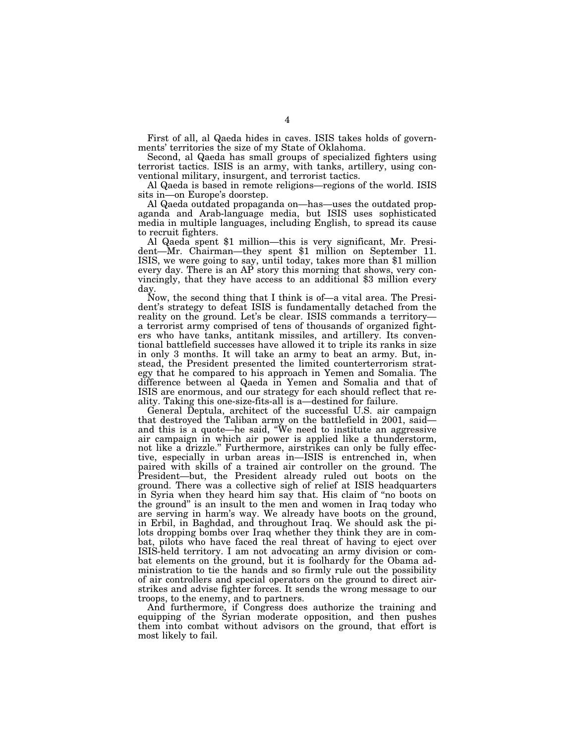First of all, al Qaeda hides in caves. ISIS takes holds of governments' territories the size of my State of Oklahoma.

Second, al Qaeda has small groups of specialized fighters using terrorist tactics. ISIS is an army, with tanks, artillery, using conventional military, insurgent, and terrorist tactics.

Al Qaeda is based in remote religions—regions of the world. ISIS sits in—on Europe's doorstep.

Al Qaeda outdated propaganda on—has—uses the outdated propaganda and Arab-language media, but ISIS uses sophisticated media in multiple languages, including English, to spread its cause to recruit fighters.

Al Qaeda spent $1 million—this is very significant, Mr. President—Mr. Chairman—they spent $1 million on September 11. ISIS, we were going to say, until today, takes more than $1 million every day. There is an AP story this morning that shows, very convincingly, that they have access to an additional $3 million every day.

Now, the second thing that I think is of—a vital area. The President's strategy to defeat ISIS is fundamentally detached from the reality on the ground. Let's be clear. ISIS commands a territory—a terrorist army comprised of tens of thousands of organized fighters who have tanks, antitank missiles, and artillery. Its conventional battlefield successes have allowed it to triple its ranks in size in only 3 months. It will take an army to beat an army. But, instead, the President presented the limited counterterrorism strategy that he compared to his approach in Yemen and Somalia. The difference between al Qaeda in Yemen and Somalia and that of ISIS are enormous, and our strategy for each should reflect that reality. Taking this one-size-fits-all is a—destined for failure.

General Deptula, architect of the successful U.S. air campaign that destroyed the Taliban army on the battlefield in 2001, said—and this is a quote—he said, "We need to institute an aggressive air campaign in which air power is applied like a thunderstorm, not like a drizzle." Furthermore, airstrikes can only be fully effective, especially in urban areas in—ISIS is entrenched in, when paired with skills of a trained air controller on the ground. The President—but, the President already ruled out boots on the ground. There was a collective sigh of relief at ISIS headquarters in Syria when they heard him say that. His claim of "no boots on the ground" is an insult to the men and women in Iraq today who are serving in harm's way. We already have boots on the ground, in Erbil, in Baghdad, and throughout Iraq. We should ask the pilots dropping bombs over Iraq whether they think they are in combat, pilots who have faced the real threat of having to eject over ISIS-held territory. I am not advocating an army division or combat elements on the ground, but it is foolhardy for the Obama administration to tie the hands and so firmly rule out the possibility of air controllers and special operators on the ground to direct airstrikes and advise fighter forces. It sends the wrong message to our troops, to the enemy, and to partners.

And furthermore, if Congress does authorize the training and equipping of the Syrian moderate opposition, and then pushes them into combat without advisors on the ground, that effort is most likely to fail.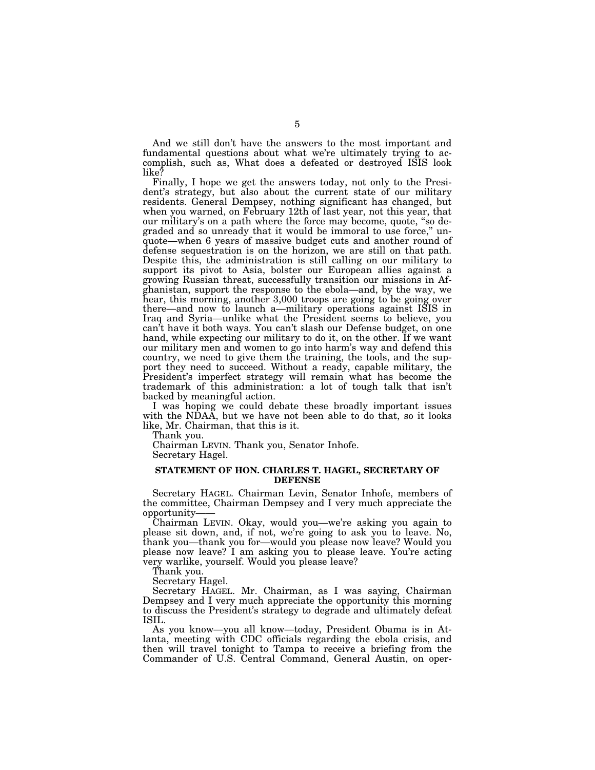And we still don't have the answers to the most important and fundamental questions about what we're ultimately trying to accomplish, such as, What does a defeated or destroyed ISIS look like?

Finally, I hope we get the answers today, not only to the President's strategy, but also about the current state of our military residents. General Dempsey, nothing significant has changed, but when you warned, on February 12th of last year, not this year, that our military's on a path where the force may become, quote, "so degraded and so unready that it would be immoral to use force," unquote—when 6 years of massive budget cuts and another round of defense sequestration is on the horizon, we are still on that path. Despite this, the administration is still calling on our military to support its pivot to Asia, bolster our European allies against a growing Russian threat, successfully transition our missions in Afghanistan, support the response to the ebola—and, by the way, we hear, this morning, another 3,000 troops are going to be going over there—and now to launch a—military operations against ISIS in Iraq and Syria—unlike what the President seems to believe, you can't have it both ways. You can't slash our Defense budget, on one hand, while expecting our military to do it, on the other. If we want our military men and women to go into harm's way and defend this country, we need to give them the training, the tools, and the support they need to succeed. Without a ready, capable military, the President's imperfect strategy will remain what has become the trademark of this administration: a lot of tough talk that isn't backed by meaningful action.

I was hoping we could debate these broadly important issues with the NDAA, but we have not been able to do that, so it looks like, Mr. Chairman, that this is it.

Thank you.

Chairman LEVIN. Thank you, Senator Inhofe.

Secretary Hagel.

**STATEMENT OF HON. CHARLES T. HAGEL, SECRETARY OF DEFENSE**

Secretary HAGEL. Chairman Levin, Senator Inhofe, members of the committee, Chairman Dempsey and I very much appreciate the opportunity——

Chairman LEVIN. Okay, would you—we're asking you again to please sit down, and, if not, we're going to ask you to leave. No, thank you—thank you for—would you please now leave? Would you please now leave? I am asking you to please leave. You're acting very warlike, yourself. Would you please leave?

Thank you.

Secretary Hagel.

Secretary HAGEL. Mr. Chairman, as I was saying, Chairman Dempsey and I very much appreciate the opportunity this morning to discuss the President's strategy to degrade and ultimately defeat ISIL.

As you know—you all know—today, President Obama is in Atlanta, meeting with CDC officials regarding the ebola crisis, and then will travel tonight to Tampa to receive a briefing from the Commander of U.S. Central Command, General Austin, on oper-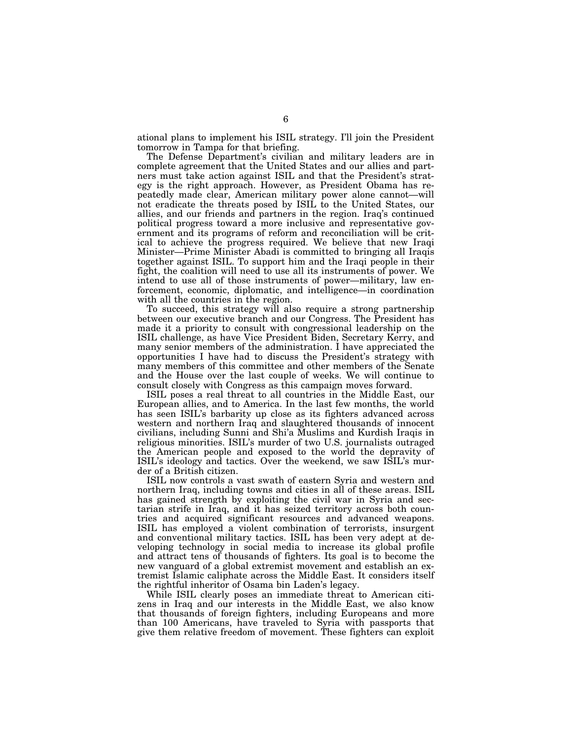ational plans to implement his ISIL strategy. I'll join the President tomorrow in Tampa for that briefing.

The Defense Department's civilian and military leaders are in complete agreement that the United States and our allies and partners must take action against ISIL and that the President's strategy is the right approach. However, as President Obama has repeatedly made clear, American military power alone cannot—will not eradicate the threats posed by ISIL to the United States, our allies, and our friends and partners in the region. Iraq's continued political progress toward a more inclusive and representative government and its programs of reform and reconciliation will be critical to achieve the progress required. We believe that new Iraqi Minister—Prime Minister Abadi is committed to bringing all Iraqis together against ISIL. To support him and the Iraqi people in their fight, the coalition will need to use all its instruments of power. We intend to use all of those instruments of power—military, law enforcement, economic, diplomatic, and intelligence—in coordination with all the countries in the region.

To succeed, this strategy will also require a strong partnership between our executive branch and our Congress. The President has made it a priority to consult with congressional leadership on the ISIL challenge, as have Vice President Biden, Secretary Kerry, and many senior members of the administration. I have appreciated the opportunities I have had to discuss the President's strategy with many members of this committee and other members of the Senate and the House over the last couple of weeks. We will continue to consult closely with Congress as this campaign moves forward.

ISIL poses a real threat to all countries in the Middle East, our European allies, and to America. In the last few months, the world has seen ISIL's barbarity up close as its fighters advanced across western and northern Iraq and slaughtered thousands of innocent civilians, including Sunni and Shi'a Muslims and Kurdish Iraqis in religious minorities. ISIL's murder of two U.S. journalists outraged the American people and exposed to the world the depravity of ISIL's ideology and tactics. Over the weekend, we saw ISIL's murder of a British citizen.

ISIL now controls a vast swath of eastern Syria and western and northern Iraq, including towns and cities in all of these areas. ISIL has gained strength by exploiting the civil war in Syria and sectarian strife in Iraq, and it has seized territory across both countries and acquired significant resources and advanced weapons. ISIL has employed a violent combination of terrorists, insurgent and conventional military tactics. ISIL has been very adept at developing technology in social media to increase its global profile and attract tens of thousands of fighters. Its goal is to become the new vanguard of a global extremist movement and establish an extremist Islamic caliphate across the Middle East. It considers itself the rightful inheritor of Osama bin Laden's legacy.

While ISIL clearly poses an immediate threat to American citizens in Iraq and our interests in the Middle East, we also know that thousands of foreign fighters, including Europeans and more than 100 Americans, have traveled to Syria with passports that give them relative freedom of movement. These fighters can exploit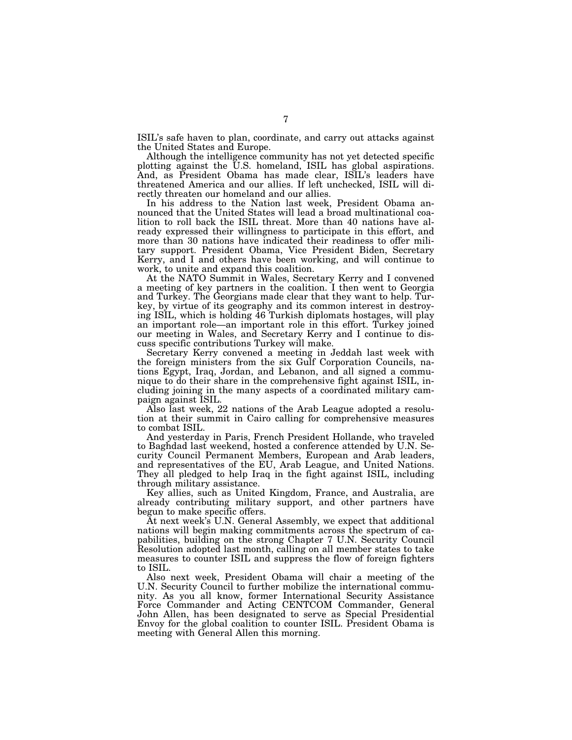ISIL's safe haven to plan, coordinate, and carry out attacks against the United States and Europe.

Although the intelligence community has not yet detected specific plotting against the U.S. homeland, ISIL has global aspirations. And, as President Obama has made clear, ISIL's leaders have threatened America and our allies. If left unchecked, ISIL will directly threaten our homeland and our allies.

In his address to the Nation last week, President Obama announced that the United States will lead a broad multinational coalition to roll back the ISIL threat. More than 40 nations have already expressed their willingness to participate in this effort, and more than 30 nations have indicated their readiness to offer military support. President Obama, Vice President Biden, Secretary Kerry, and I and others have been working, and will continue to work, to unite and expand this coalition.

At the NATO Summit in Wales, Secretary Kerry and I convened a meeting of key partners in the coalition. I then went to Georgia and Turkey. The Georgians made clear that they want to help. Turkey, by virtue of its geography and its common interest in destroying ISIL, which is holding 46 Turkish diplomats hostages, will play an important role—an important role in this effort. Turkey joined our meeting in Wales, and Secretary Kerry and I continue to discuss specific contributions Turkey will make.

Secretary Kerry convened a meeting in Jeddah last week with the foreign ministers from the six Gulf Corporation Councils, nations Egypt, Iraq, Jordan, and Lebanon, and all signed a communique to do their share in the comprehensive fight against ISIL, including joining in the many aspects of a coordinated military campaign against ISIL.

Also last week, 22 nations of the Arab League adopted a resolution at their summit in Cairo calling for comprehensive measures to combat ISIL.

And yesterday in Paris, French President Hollande, who traveled to Baghdad last weekend, hosted a conference attended by U.N. Security Council Permanent Members, European and Arab leaders, and representatives of the EU, Arab League, and United Nations. They all pledged to help Iraq in the fight against ISIL, including through military assistance.

Key allies, such as United Kingdom, France, and Australia, are already contributing military support, and other partners have begun to make specific offers.

At next week's U.N. General Assembly, we expect that additional nations will begin making commitments across the spectrum of capabilities, building on the strong Chapter 7 U.N. Security Council Resolution adopted last month, calling on all member states to take measures to counter ISIL and suppress the flow of foreign fighters to ISIL.

Also next week, President Obama will chair a meeting of the U.N. Security Council to further mobilize the international community. As you all know, former International Security Assistance Force Commander and Acting CENTCOM Commander, General John Allen, has been designated to serve as Special Presidential Envoy for the global coalition to counter ISIL. President Obama is meeting with General Allen this morning.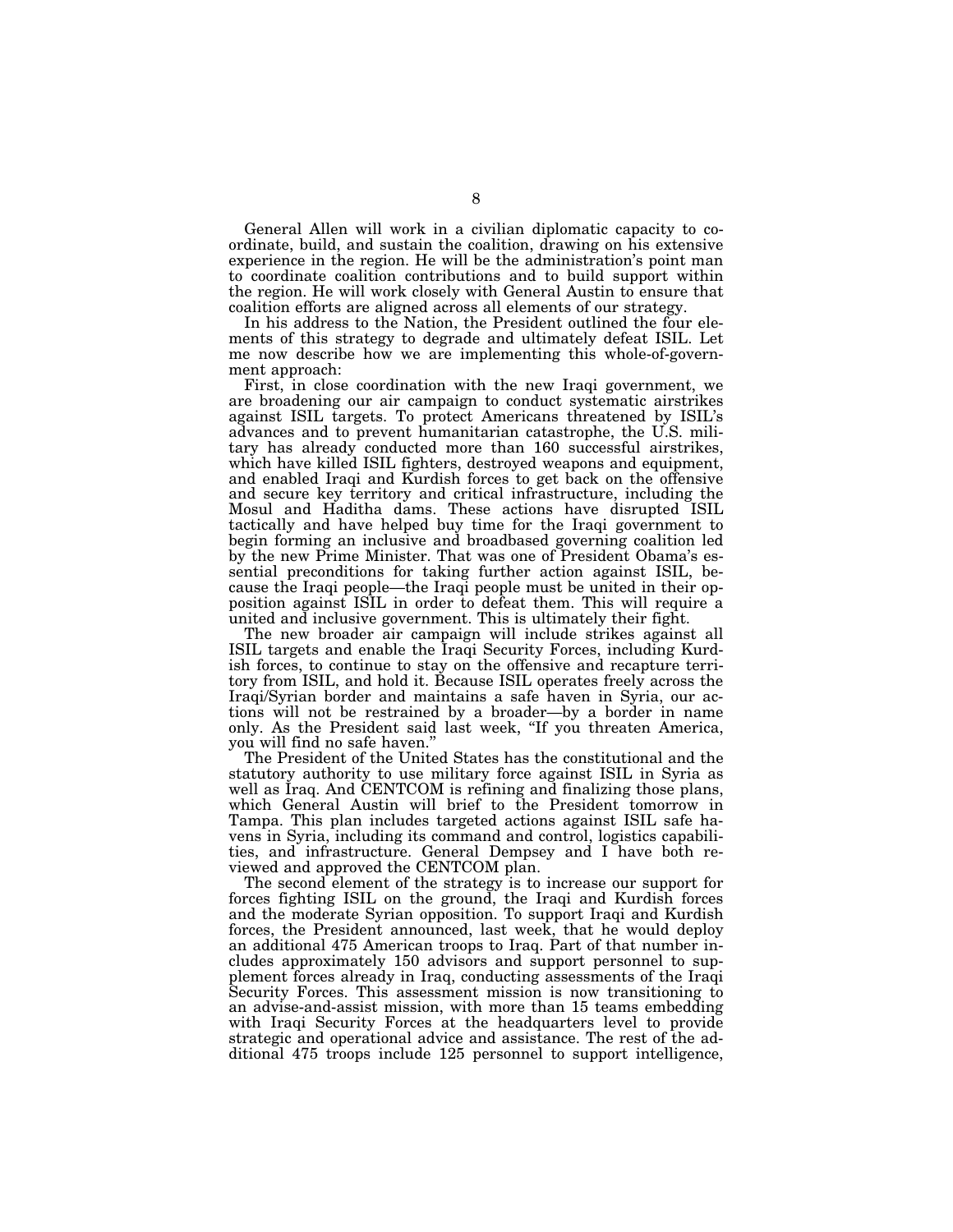General Allen will work in a civilian diplomatic capacity to coordinate, build, and sustain the coalition, drawing on his extensive experience in the region. He will be the administration's point man to coordinate coalition contributions and to build support within the region. He will work closely with General Austin to ensure that coalition efforts are aligned across all elements of our strategy.

In his address to the Nation, the President outlined the four elements of this strategy to degrade and ultimately defeat ISIL. Let me now describe how we are implementing this whole-of-government approach:

First, in close coordination with the new Iraqi government, we are broadening our air campaign to conduct systematic airstrikes against ISIL targets. To protect Americans threatened by ISIL's advances and to prevent humanitarian catastrophe, the U.S. military has already conducted more than 160 successful airstrikes, which have killed ISIL fighters, destroyed weapons and equipment, and enabled Iraqi and Kurdish forces to get back on the offensive and secure key territory and critical infrastructure, including the Mosul and Haditha dams. These actions have disrupted ISIL tactically and have helped buy time for the Iraqi government to begin forming an inclusive and broadbased governing coalition led by the new Prime Minister. That was one of President Obama's essential preconditions for taking further action against ISIL, because the Iraqi people—the Iraqi people must be united in their opposition against ISIL in order to defeat them. This will require a united and inclusive government. This is ultimately their fight.

The new broader air campaign will include strikes against all ISIL targets and enable the Iraqi Security Forces, including Kurdish forces, to continue to stay on the offensive and recapture territory from ISIL, and hold it. Because ISIL operates freely across the Iraqi/Syrian border and maintains a safe haven in Syria, our actions will not be restrained by a broader—by a border in name only. As the President said last week, "If you threaten America, you will find no safe haven."

The President of the United States has the constitutional and the statutory authority to use military force against ISIL in Syria as well as Iraq. And CENTCOM is refining and finalizing those plans, which General Austin will brief to the President tomorrow in Tampa. This plan includes targeted actions against ISIL safe havens in Syria, including its command and control, logistics capabilities, and infrastructure. General Dempsey and I have both reviewed and approved the CENTCOM plan.

The second element of the strategy is to increase our support for forces fighting ISIL on the ground, the Iraqi and Kurdish forces and the moderate Syrian opposition. To support Iraqi and Kurdish forces, the President announced, last week, that he would deploy an additional 475 American troops to Iraq. Part of that number includes approximately 150 advisors and support personnel to supplement forces already in Iraq, conducting assessments of the Iraqi Security Forces. This assessment mission is now transitioning to an advise-and-assist mission, with more than 15 teams embedding with Iraqi Security Forces at the headquarters level to provide strategic and operational advice and assistance. The rest of the additional 475 troops include 125 personnel to support intelligence,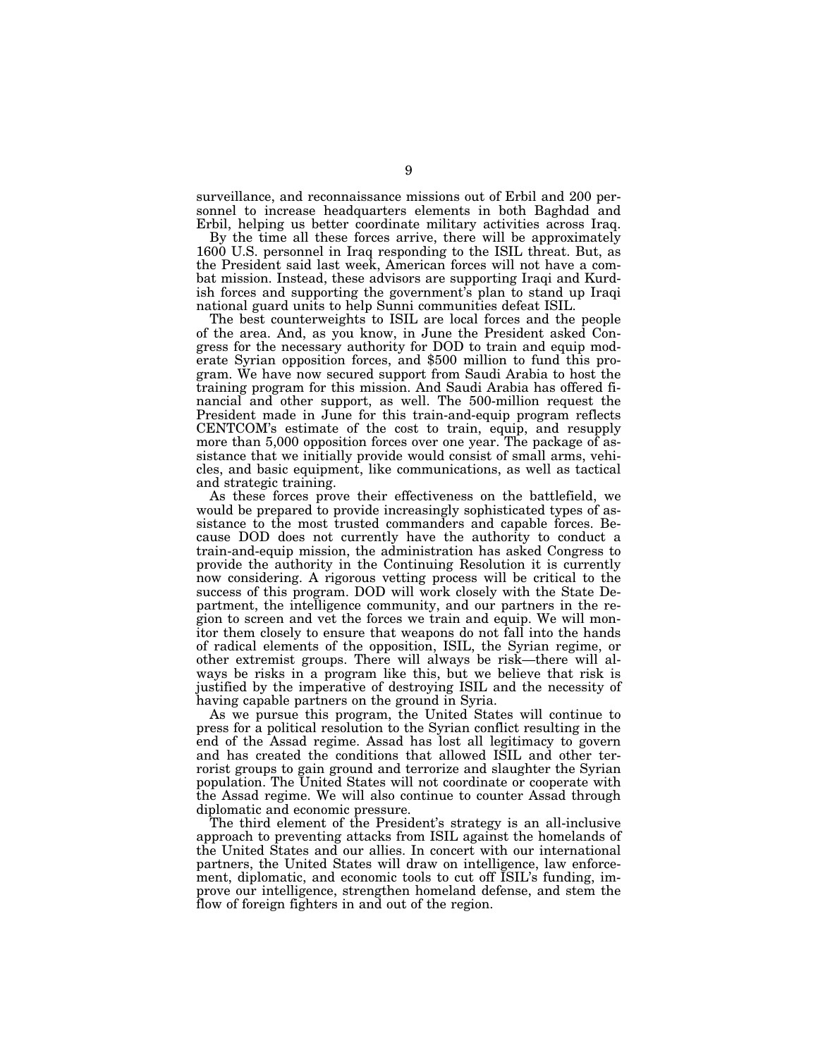surveillance, and reconnaissance missions out of Erbil and 200 personnel to increase headquarters elements in both Baghdad and Erbil, helping us better coordinate military activities across Iraq.

By the time all these forces arrive, there will be approximately 1600 U.S. personnel in Iraq responding to the ISIL threat. But, as the President said last week, American forces will not have a combat mission. Instead, these advisors are supporting Iraqi and Kurdish forces and supporting the government's plan to stand up Iraqi national guard units to help Sunni communities defeat ISIL.

The best counterweights to ISIL are local forces and the people of the area. And, as you know, in June the President asked Congress for the necessary authority for DOD to train and equip moderate Syrian opposition forces, and $500 million to fund this program. We have now secured support from Saudi Arabia to host the training program for this mission. And Saudi Arabia has offered financial and other support, as well. The 500-million request the President made in June for this train-and-equip program reflects CENTCOM's estimate of the cost to train, equip, and resupply more than 5,000 opposition forces over one year. The package of assistance that we initially provide would consist of small arms, vehicles, and basic equipment, like communications, as well as tactical and strategic training.

As these forces prove their effectiveness on the battlefield, we would be prepared to provide increasingly sophisticated types of assistance to the most trusted commanders and capable forces. Because DOD does not currently have the authority to conduct a train-and-equip mission, the administration has asked Congress to provide the authority in the Continuing Resolution it is currently now considering. A rigorous vetting process will be critical to the success of this program. DOD will work closely with the State Department, the intelligence community, and our partners in the region to screen and vet the forces we train and equip. We will monitor them closely to ensure that weapons do not fall into the hands of radical elements of the opposition, ISIL, the Syrian regime, or other extremist groups. There will always be risk—there will always be risks in a program like this, but we believe that risk is justified by the imperative of destroying ISIL and the necessity of having capable partners on the ground in Syria.

As we pursue this program, the United States will continue to press for a political resolution to the Syrian conflict resulting in the end of the Assad regime. Assad has lost all legitimacy to govern and has created the conditions that allowed ISIL and other terrorist groups to gain ground and terrorize and slaughter the Syrian population. The United States will not coordinate or cooperate with the Assad regime. We will also continue to counter Assad through diplomatic and economic pressure.

The third element of the President's strategy is an all-inclusive approach to preventing attacks from ISIL against the homelands of the United States and our allies. In concert with our international partners, the United States will draw on intelligence, law enforcement, diplomatic, and economic tools to cut off ISIL's funding, improve our intelligence, strengthen homeland defense, and stem the flow of foreign fighters in and out of the region.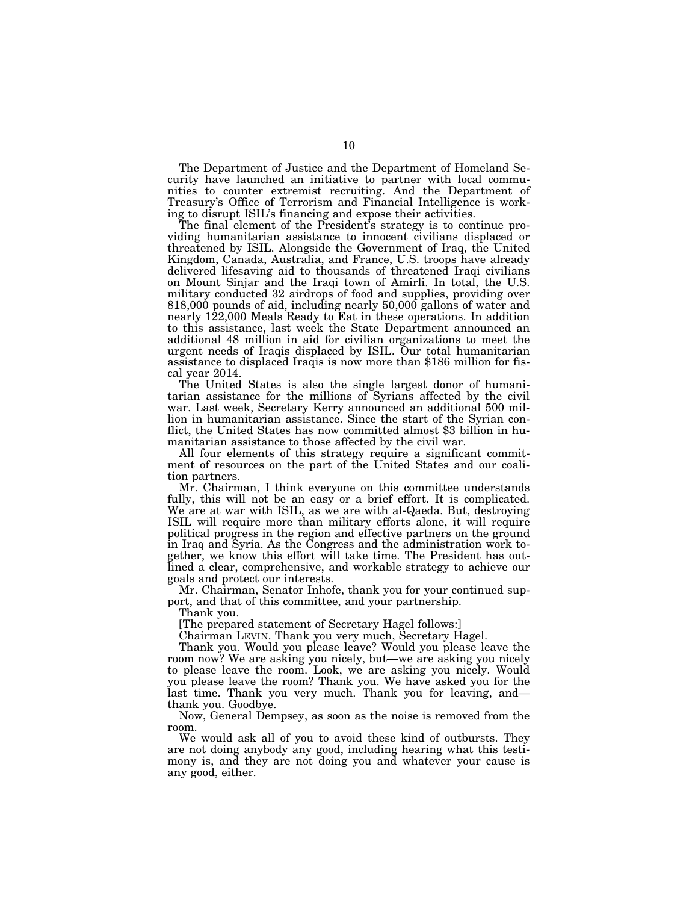The Department of Justice and the Department of Homeland Security have launched an initiative to partner with local communities to counter extremist recruiting. And the Department of Treasury's Office of Terrorism and Financial Intelligence is working to disrupt ISIL's financing and expose their activities.

The final element of the President's strategy is to continue providing humanitarian assistance to innocent civilians displaced or threatened by ISIL. Alongside the Government of Iraq, the United Kingdom, Canada, Australia, and France, U.S. troops have already delivered lifesaving aid to thousands of threatened Iraqi civilians on Mount Sinjar and the Iraqi town of Amirli. In total, the U.S. military conducted 32 airdrops of food and supplies, providing over 818,000 pounds of aid, including nearly 50,000 gallons of water and nearly 122,000 Meals Ready to Eat in these operations. In addition to this assistance, last week the State Department announced an additional 48 million in aid for civilian organizations to meet the urgent needs of Iraqis displaced by ISIL. Our total humanitarian assistance to displaced Iraqis is now more than $186 million for fiscal year 2014.

The United States is also the single largest donor of humanitarian assistance for the millions of Syrians affected by the civil war. Last week, Secretary Kerry announced an additional 500 million in humanitarian assistance. Since the start of the Syrian conflict, the United States has now committed almost $3 billion in humanitarian assistance to those affected by the civil war.

All four elements of this strategy require a significant commitment of resources on the part of the United States and our coalition partners.

Mr. Chairman, I think everyone on this committee understands fully, this will not be an easy or a brief effort. It is complicated. We are at war with ISIL, as we are with al-Qaeda. But, destroying ISIL will require more than military efforts alone, it will require political progress in the region and effective partners on the ground in Iraq and Syria. As the Congress and the administration work together, we know this effort will take time. The President has outlined a clear, comprehensive, and workable strategy to achieve our goals and protect our interests.

Mr. Chairman, Senator Inhofe, thank you for your continued support, and that of this committee, and your partnership.

Thank you.

[The prepared statement of Secretary Hagel follows:]

Chairman LEVIN. Thank you very much, Secretary Hagel.

Thank you. Would you please leave? Would you please leave the room now? We are asking you nicely, but—we are asking you nicely to please leave the room. Look, we are asking you nicely. Would you please leave the room? Thank you. We have asked you for the last time. Thank you very much. Thank you for leaving, and—thank you. Goodbye.

Now, General Dempsey, as soon as the noise is removed from the room.

We would ask all of you to avoid these kind of outbursts. They are not doing anybody any good, including hearing what this testimony is, and they are not doing you and whatever your cause is any good, either.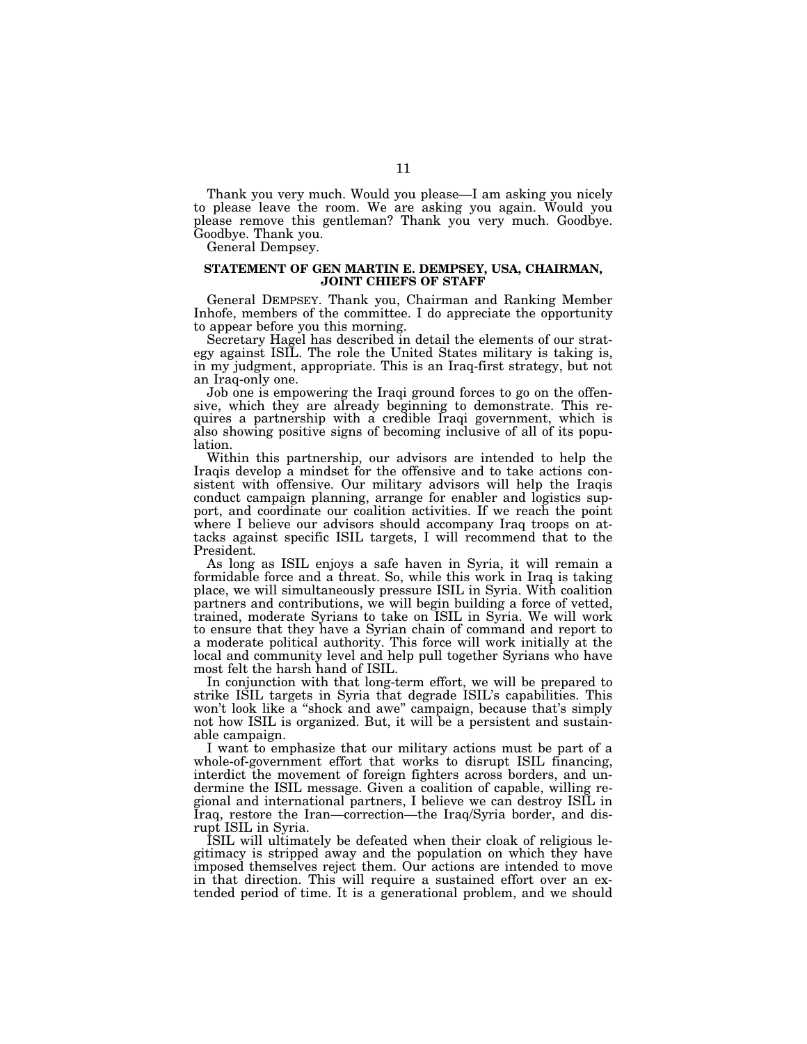Thank you very much. Would you please—I am asking you nicely to please leave the room. We are asking you again. Would you please remove this gentleman? Thank you very much. Goodbye. Goodbye. Thank you.

General Dempsey.

## STATEMENT OF GEN MARTIN E. DEMPSEY, USA, CHAIRMAN, JOINT CHIEFS OF STAFF

General DEMPSEY. Thank you, Chairman and Ranking Member Inhofe, members of the committee. I do appreciate the opportunity to appear before you this morning.

Secretary Hagel has described in detail the elements of our strategy against ISIL. The role the United States military is taking is, in my judgment, appropriate. This is an Iraq-first strategy, but not an Iraq-only one.

Job one is empowering the Iraqi ground forces to go on the offensive, which they are already beginning to demonstrate. This requires a partnership with a credible Iraqi government, which is also showing positive signs of becoming inclusive of all of its population.

Within this partnership, our advisors are intended to help the Iraqis develop a mindset for the offensive and to take actions consistent with offensive. Our military advisors will help the Iraqis conduct campaign planning, arrange for enabler and logistics support, and coordinate our coalition activities. If we reach the point where I believe our advisors should accompany Iraq troops on attacks against specific ISIL targets, I will recommend that to the President.

As long as ISIL enjoys a safe haven in Syria, it will remain a formidable force and a threat. So, while this work in Iraq is taking place, we will simultaneously pressure ISIL in Syria. With coalition partners and contributions, we will begin building a force of vetted, trained, moderate Syrians to take on ISIL in Syria. We will work to ensure that they have a Syrian chain of command and report to a moderate political authority. This force will work initially at the local and community level and help pull together Syrians who have most felt the harsh hand of ISIL.

In conjunction with that long-term effort, we will be prepared to strike ISIL targets in Syria that degrade ISIL's capabilities. This won't look like a "shock and awe" campaign, because that's simply not how ISIL is organized. But, it will be a persistent and sustainable campaign.

I want to emphasize that our military actions must be part of a whole-of-government effort that works to disrupt ISIL financing, interdict the movement of foreign fighters across borders, and undermine the ISIL message. Given a coalition of capable, willing regional and international partners, I believe we can destroy ISIL in Iraq, restore the Iran—correction—the Iraq/Syria border, and disrupt ISIL in Syria.

ISIL will ultimately be defeated when their cloak of religious legitimacy is stripped away and the population on which they have imposed themselves reject them. Our actions are intended to move in that direction. This will require a sustained effort over an extended period of time. It is a generational problem, and we should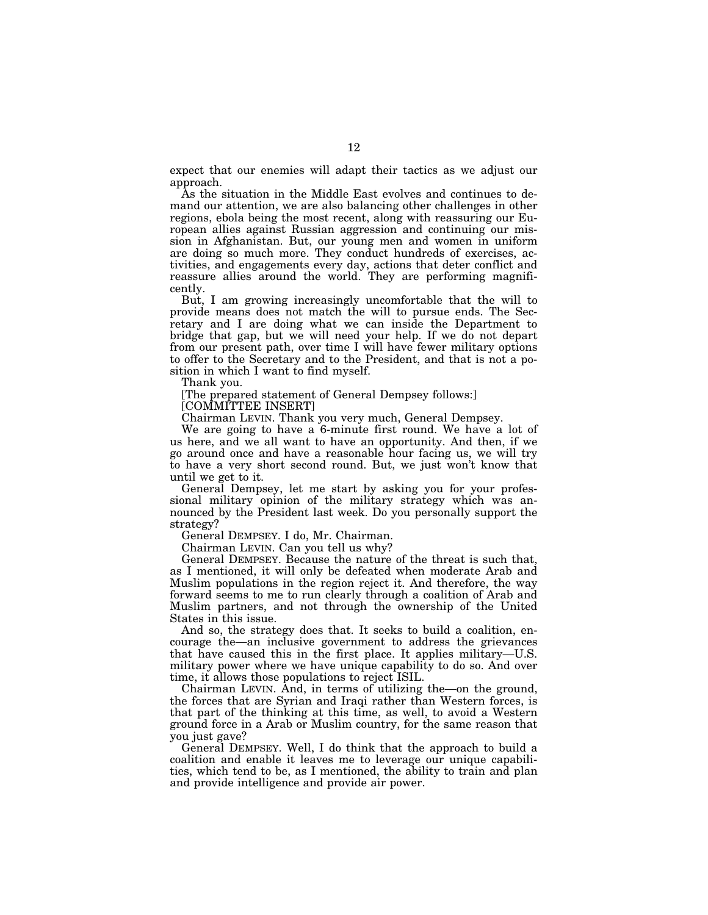expect that our enemies will adapt their tactics as we adjust our approach.

As the situation in the Middle East evolves and continues to demand our attention, we are also balancing other challenges in other regions, ebola being the most recent, along with reassuring our European allies against Russian aggression and continuing our mission in Afghanistan. But, our young men and women in uniform are doing so much more. They conduct hundreds of exercises, activities, and engagements every day, actions that deter conflict and reassure allies around the world. They are performing magnificently.

But, I am growing increasingly uncomfortable that the will to provide means does not match the will to pursue ends. The Secretary and I are doing what we can inside the Department to bridge that gap, but we will need your help. If we do not depart from our present path, over time I will have fewer military options to offer to the Secretary and to the President, and that is not a position in which I want to find myself.

Thank you.

[The prepared statement of General Dempsey follows:]

[COMMITTEE INSERT]

Chairman LEVIN. Thank you very much, General Dempsey.

We are going to have a 6-minute first round. We have a lot of us here, and we all want to have an opportunity. And then, if we go around once and have a reasonable hour facing us, we will try to have a very short second round. But, we just won't know that until we get to it.

General Dempsey, let me start by asking you for your professional military opinion of the military strategy which was announced by the President last week. Do you personally support the strategy?

General DEMPSEY. I do, Mr. Chairman.

Chairman LEVIN. Can you tell us why?

General DEMPSEY. Because the nature of the threat is such that, as I mentioned, it will only be defeated when moderate Arab and Muslim populations in the region reject it. And therefore, the way forward seems to me to run clearly through a coalition of Arab and Muslim partners, and not through the ownership of the United States in this issue.

And so, the strategy does that. It seeks to build a coalition, encourage the—an inclusive government to address the grievances that have caused this in the first place. It applies military—U.S. military power where we have unique capability to do so. And over time, it allows those populations to reject ISIL.

Chairman LEVIN. And, in terms of utilizing the—on the ground, the forces that are Syrian and Iraqi rather than Western forces, is that part of the thinking at this time, as well, to avoid a Western ground force in a Arab or Muslim country, for the same reason that you just gave?

General DEMPSEY. Well, I do think that the approach to build a coalition and enable it leaves me to leverage our unique capabilities, which tend to be, as I mentioned, the ability to train and plan and provide intelligence and provide air power.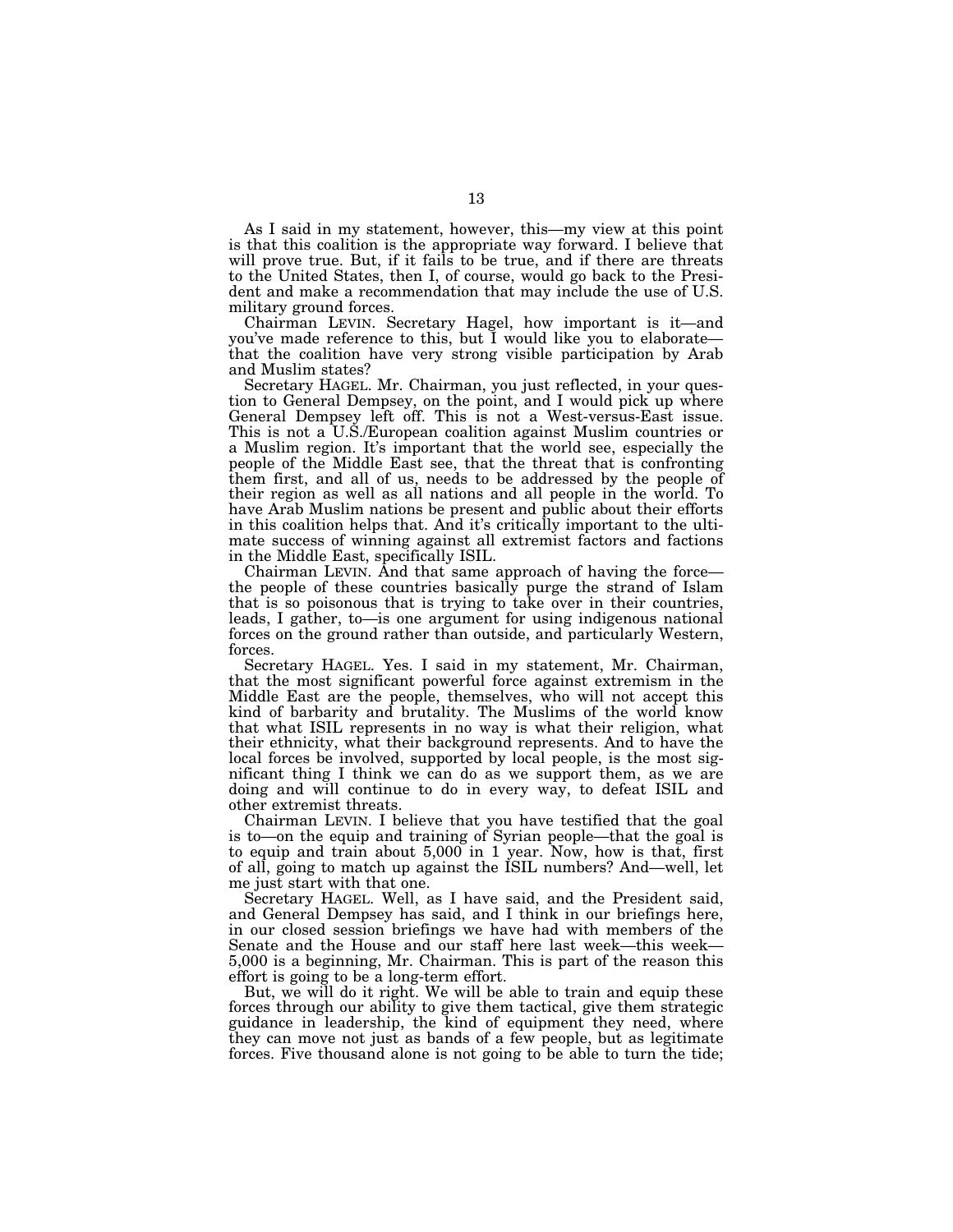As I said in my statement, however, this—my view at this point is that this coalition is the appropriate way forward. I believe that will prove true. But, if it fails to be true, and if there are threats to the United States, then I, of course, would go back to the President and make a recommendation that may include the use of U.S. military ground forces.

Chairman LEVIN. Secretary Hagel, how important is it—and you've made reference to this, but I would like you to elaborate—that the coalition have very strong visible participation by Arab and Muslim states?

Secretary HAGEL. Mr. Chairman, you just reflected, in your question to General Dempsey, on the point, and I would pick up where General Dempsey left off. This is not a West-versus-East issue. This is not a U.S./European coalition against Muslim countries or a Muslim region. It's important that the world see, especially the people of the Middle East see, that the threat that is confronting them first, and all of us, needs to be addressed by the people of their region as well as all nations and all people in the world. To have Arab Muslim nations be present and public about their efforts in this coalition helps that. And it's critically important to the ultimate success of winning against all extremist factors and factions in the Middle East, specifically ISIL.

Chairman LEVIN. And that same approach of having the force—the people of these countries basically purge the strand of Islam that is so poisonous that is trying to take over in their countries, leads, I gather, to—is one argument for using indigenous national forces on the ground rather than outside, and particularly Western, forces.

Secretary HAGEL. Yes. I said in my statement, Mr. Chairman, that the most significant powerful force against extremism in the Middle East are the people, themselves, who will not accept this kind of barbarity and brutality. The Muslims of the world know that what ISIL represents in no way is what their religion, what their ethnicity, what their background represents. And to have the local forces be involved, supported by local people, is the most significant thing I think we can do as we support them, as we are doing and will continue to do in every way, to defeat ISIL and other extremist threats.

Chairman LEVIN. I believe that you have testified that the goal is to—on the equip and training of Syrian people—that the goal is to equip and train about 5,000 in 1 year. Now, how is that, first of all, going to match up against the ISIL numbers? And—well, let me just start with that one.

Secretary HAGEL. Well, as I have said, and the President said, and General Dempsey has said, and I think in our briefings here, in our closed session briefings we have had with members of the Senate and the House and our staff here last week—this week—5,000 is a beginning, Mr. Chairman. This is part of the reason this effort is going to be a long-term effort.

But, we will do it right. We will be able to train and equip these forces through our ability to give them tactical, give them strategic guidance in leadership, the kind of equipment they need, where they can move not just as bands of a few people, but as legitimate forces. Five thousand alone is not going to be able to turn the tide;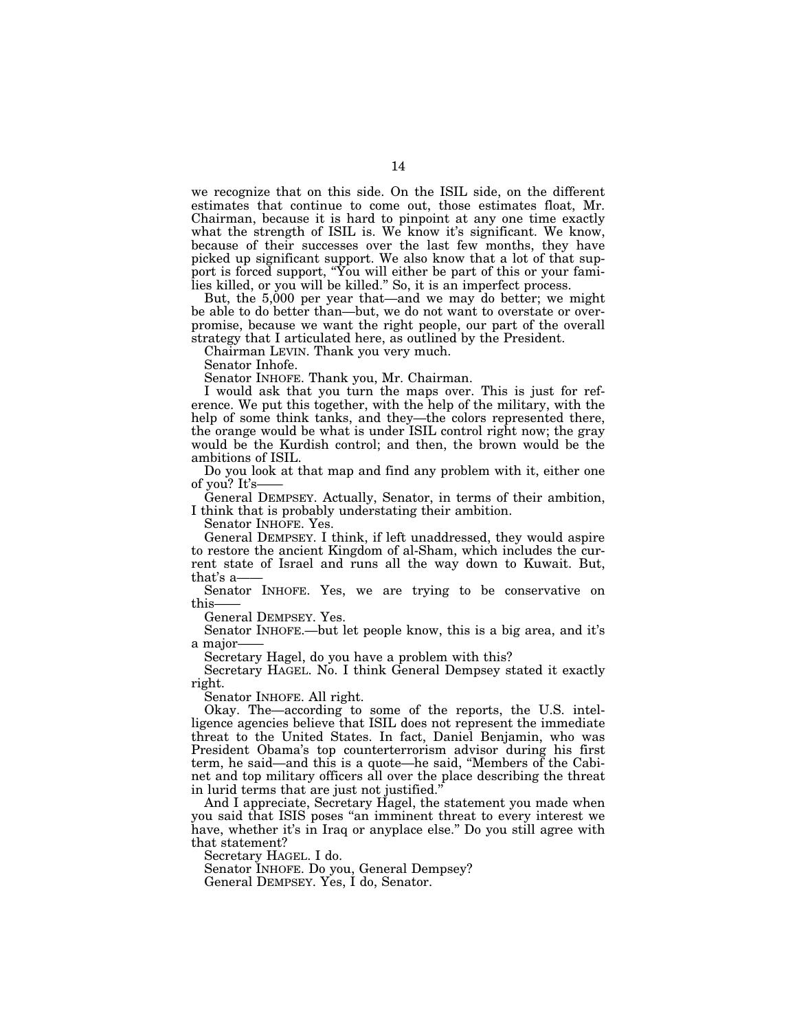we recognize that on this side. On the ISIL side, on the different estimates that continue to come out, those estimates float, Mr. Chairman, because it is hard to pinpoint at any one time exactly what the strength of ISIL is. We know it's significant. We know, because of their successes over the last few months, they have picked up significant support. We also know that a lot of that support is forced support, "You will either be part of this or your families killed, or you will be killed." So, it is an imperfect process.

But, the 5,000 per year that—and we may do better; we might be able to do better than—but, we do not want to overstate or overpromise, because we want the right people, our part of the overall strategy that I articulated here, as outlined by the President.

Chairman LEVIN. Thank you very much.

Senator Inhofe.

Senator INHOFE. Thank you, Mr. Chairman.

I would ask that you turn the maps over. This is just for reference. We put this together, with the help of the military, with the help of some think tanks, and they—the colors represented there, the orange would be what is under ISIL control right now; the gray would be the Kurdish control; and then, the brown would be the ambitions of ISIL.

Do you look at that map and find any problem with it, either one of you? It's——

General DEMPSEY. Actually, Senator, in terms of their ambition, I think that is probably understating their ambition.

Senator INHOFE. Yes.

General DEMPSEY. I think, if left unaddressed, they would aspire to restore the ancient Kingdom of al-Sham, which includes the current state of Israel and runs all the way down to Kuwait. But, that's a——

Senator INHOFE. Yes, we are trying to be conservative on this——

General DEMPSEY. Yes.

Senator INHOFE.—but let people know, this is a big area, and it's a major——

Secretary Hagel, do you have a problem with this?

Secretary HAGEL. No. I think General Dempsey stated it exactly right.

Senator INHOFE. All right.

Okay. The—according to some of the reports, the U.S. intelligence agencies believe that ISIL does not represent the immediate threat to the United States. In fact, Daniel Benjamin, who was President Obama's top counterterrorism advisor during his first term, he said—and this is a quote—he said, "Members of the Cabinet and top military officers all over the place describing the threat in lurid terms that are just not justified."

And I appreciate, Secretary Hagel, the statement you made when you said that ISIS poses "an imminent threat to every interest we have, whether it's in Iraq or anyplace else." Do you still agree with that statement?

Secretary HAGEL. I do.

Senator INHOFE. Do you, General Dempsey?

General DEMPSEY. Yes, I do, Senator.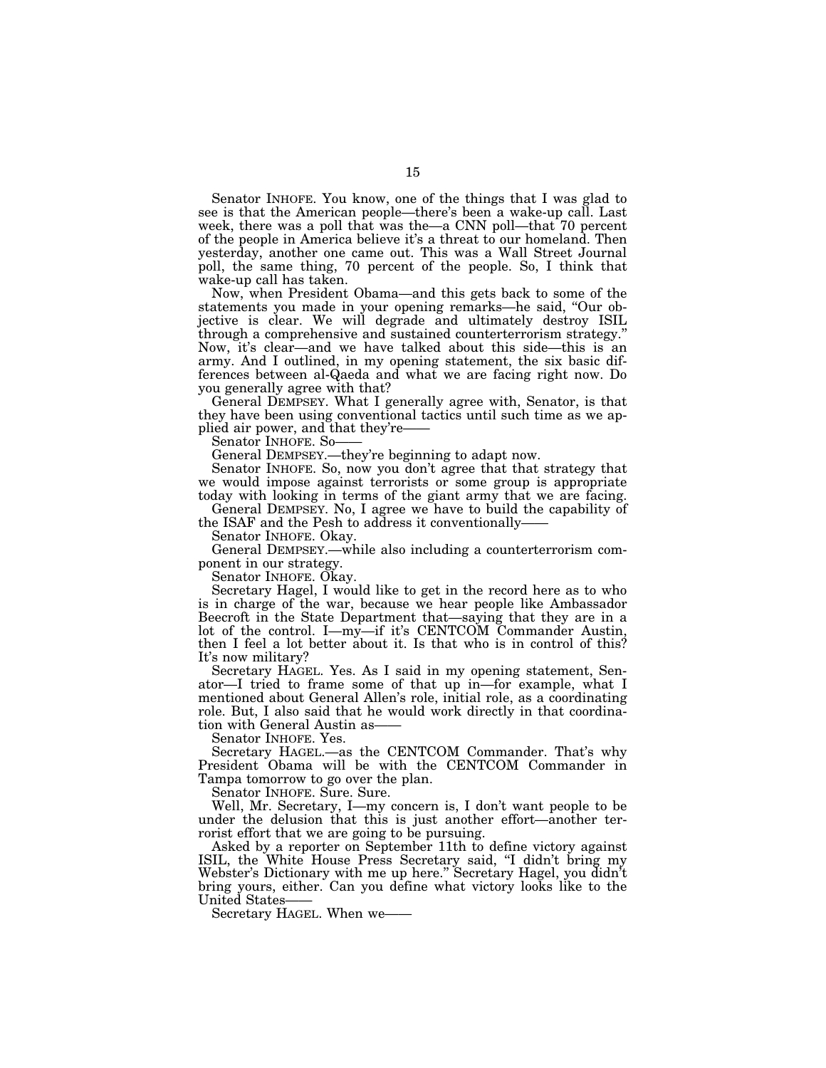Senator INHOFE. You know, one of the things that I was glad to see is that the American people—there's been a wake-up call. Last week, there was a poll that was the—a CNN poll—that 70 percent of the people in America believe it's a threat to our homeland. Then yesterday, another one came out. This was a Wall Street Journal poll, the same thing, 70 percent of the people. So, I think that wake-up call has taken.

Now, when President Obama—and this gets back to some of the statements you made in your opening remarks—he said, "Our objective is clear. We will degrade and ultimately destroy ISIL through a comprehensive and sustained counterterrorism strategy." Now, it's clear—and we have talked about this side—this is an army. And I outlined, in my opening statement, the six basic differences between al-Qaeda and what we are facing right now. Do you generally agree with that?

General DEMPSEY. What I generally agree with, Senator, is that they have been using conventional tactics until such time as we applied air power, and that they're——

Senator INHOFE. So——

General DEMPSEY.—they're beginning to adapt now.

Senator INHOFE. So, now you don't agree that that strategy that we would impose against terrorists or some group is appropriate today with looking in terms of the giant army that we are facing.

General DEMPSEY. No, I agree we have to build the capability of the ISAF and the Pesh to address it conventionally——

Senator INHOFE. Okay.

General DEMPSEY.—while also including a counterterrorism component in our strategy.

Senator INHOFE. Okay.

Secretary Hagel, I would like to get in the record here as to who is in charge of the war, because we hear people like Ambassador Beecroft in the State Department that—saying that they are in a lot of the control. I—my—if it's CENTCOM Commander Austin, then I feel a lot better about it. Is that who is in control of this? It's now military?

Secretary HAGEL. Yes. As I said in my opening statement, Senator—I tried to frame some of that up in—for example, what I mentioned about General Allen's role, initial role, as a coordinating role. But, I also said that he would work directly in that coordination with General Austin as——

Senator INHOFE. Yes.

Secretary HAGEL.—as the CENTCOM Commander. That's why President Obama will be with the CENTCOM Commander in Tampa tomorrow to go over the plan.

Senator INHOFE. Sure. Sure.

Well, Mr. Secretary, I—my concern is, I don't want people to be under the delusion that this is just another effort—another terrorist effort that we are going to be pursuing.

Asked by a reporter on September 11th to define victory against ISIL, the White House Press Secretary said, "I didn't bring my Webster's Dictionary with me up here." Secretary Hagel, you didn't bring yours, either. Can you define what victory looks like to the United States——

Secretary HAGEL. When we——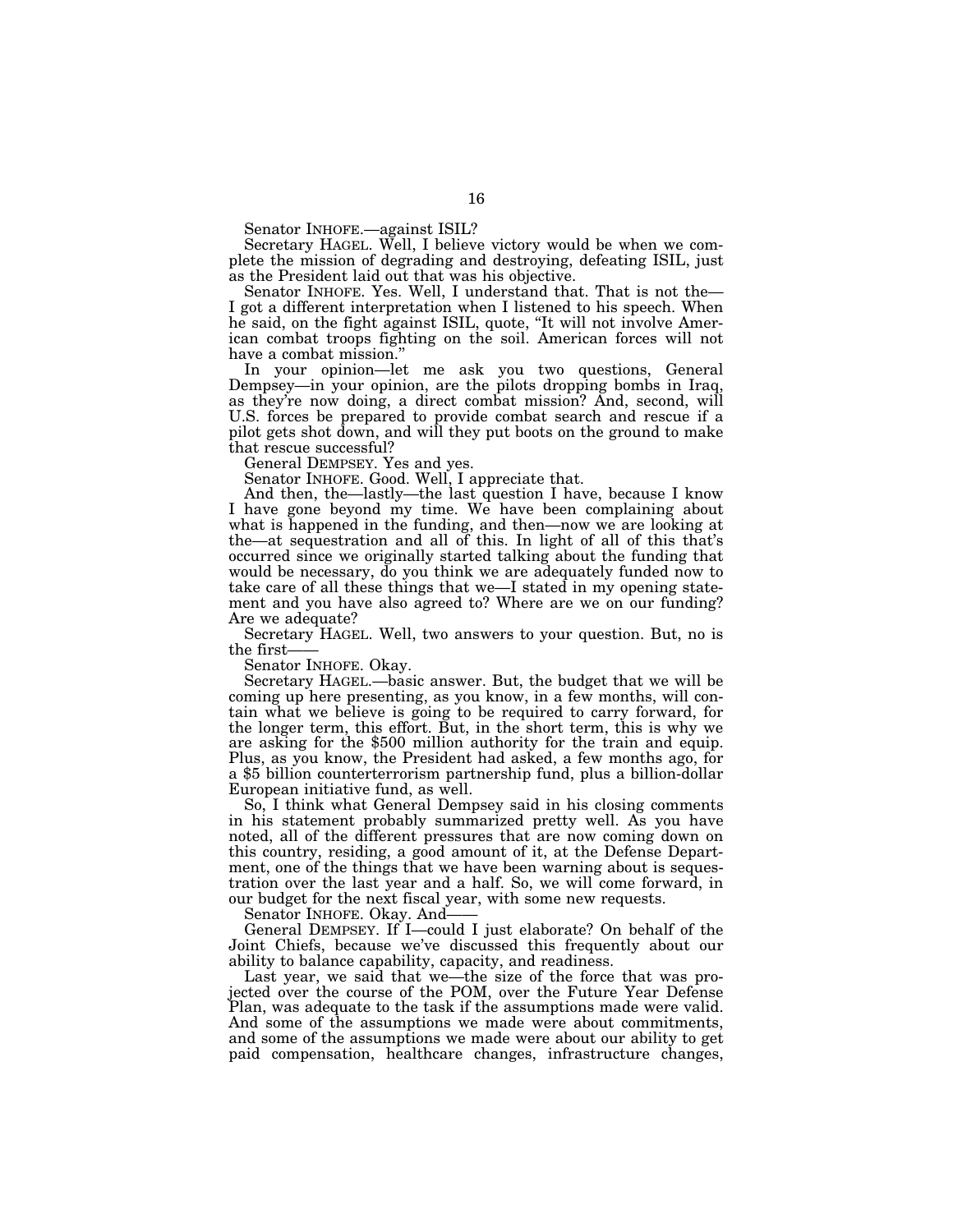Senator INHOFE.—against ISIL?

Secretary HAGEL. Well, I believe victory would be when we complete the mission of degrading and destroying, defeating ISIL, just as the President laid out that was his objective.

Senator INHOFE. Yes. Well, I understand that. That is not the— I got a different interpretation when I listened to his speech. When he said, on the fight against ISIL, quote, "It will not involve American combat troops fighting on the soil. American forces will not have a combat mission."

In your opinion—let me ask you two questions, General Dempsey—in your opinion, are the pilots dropping bombs in Iraq, as they're now doing, a direct combat mission? And, second, will U.S. forces be prepared to provide combat search and rescue if a pilot gets shot down, and will they put boots on the ground to make that rescue successful?

General DEMPSEY. Yes and yes.

Senator INHOFE. Good. Well, I appreciate that.

And then, the—lastly—the last question I have, because I know I have gone beyond my time. We have been complaining about what is happened in the funding, and then—now we are looking at the—at sequestration and all of this. In light of all of this that's occurred since we originally started talking about the funding that would be necessary, do you think we are adequately funded now to take care of all these things that we—I stated in my opening statement and you have also agreed to? Where are we on our funding? Are we adequate?

Secretary HAGEL. Well, two answers to your question. But, no is the first——

Senator INHOFE. Okay.

Secretary HAGEL.—basic answer. But, the budget that we will be coming up here presenting, as you know, in a few months, will contain what we believe is going to be required to carry forward, for the longer term, this effort. But, in the short term, this is why we are asking for the $500 million authority for the train and equip. Plus, as you know, the President had asked, a few months ago, for a $5 billion counterterrorism partnership fund, plus a billion-dollar European initiative fund, as well.

So, I think what General Dempsey said in his closing comments in his statement probably summarized pretty well. As you have noted, all of the different pressures that are now coming down on this country, residing, a good amount of it, at the Defense Department, one of the things that we have been warning about is sequestration over the last year and a half. So, we will come forward, in our budget for the next fiscal year, with some new requests.

Senator INHOFE. Okay. And——

General DEMPSEY. If I—could I just elaborate? On behalf of the Joint Chiefs, because we've discussed this frequently about our ability to balance capability, capacity, and readiness.

Last year, we said that we—the size of the force that was projected over the course of the POM, over the Future Year Defense Plan, was adequate to the task if the assumptions made were valid. And some of the assumptions we made were about commitments, and some of the assumptions we made were about our ability to get paid compensation, healthcare changes, infrastructure changes,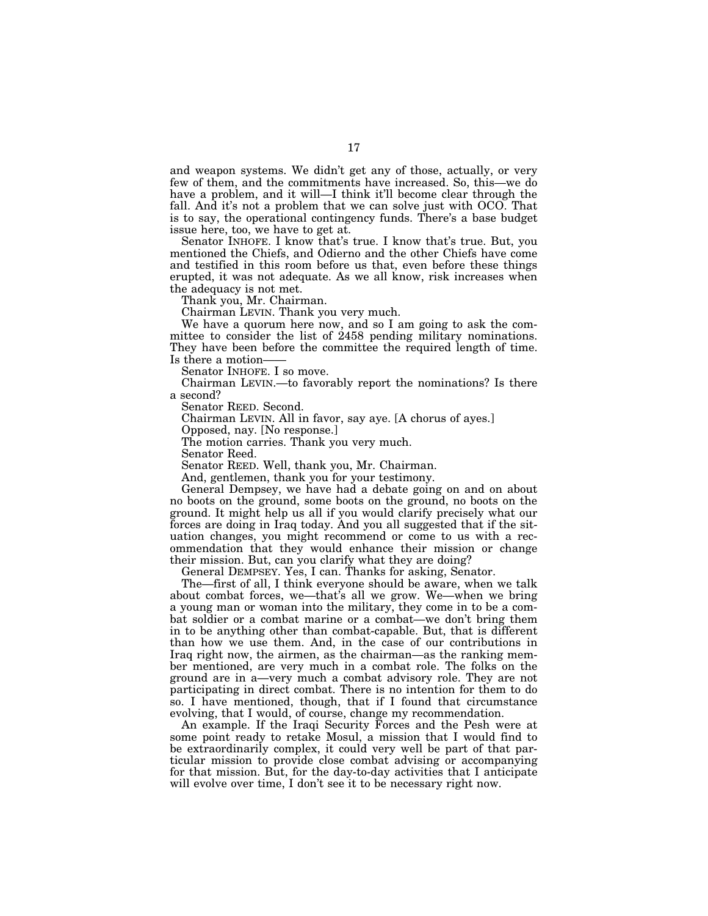and weapon systems. We didn't get any of those, actually, or very few of them, and the commitments have increased. So, this—we do have a problem, and it will—I think it'll become clear through the fall. And it's not a problem that we can solve just with OCO. That is to say, the operational contingency funds. There's a base budget issue here, too, we have to get at.

Senator INHOFE. I know that's true. I know that's true. But, you mentioned the Chiefs, and Odierno and the other Chiefs have come and testified in this room before us that, even before these things erupted, it was not adequate. As we all know, risk increases when the adequacy is not met.

Thank you, Mr. Chairman.

Chairman LEVIN. Thank you very much.

We have a quorum here now, and so I am going to ask the committee to consider the list of 2458 pending military nominations. They have been before the committee the required length of time. Is there a motion——

Senator INHOFE. I so move.

Chairman LEVIN.—to favorably report the nominations? Is there a second?

Senator REED. Second.

Chairman LEVIN. All in favor, say aye. [A chorus of ayes.]

Opposed, nay. [No response.]

The motion carries. Thank you very much.

Senator Reed.

Senator REED. Well, thank you, Mr. Chairman.

And, gentlemen, thank you for your testimony.

General Dempsey, we have had a debate going on and on about no boots on the ground, some boots on the ground, no boots on the ground. It might help us all if you would clarify precisely what our forces are doing in Iraq today. And you all suggested that if the situation changes, you might recommend or come to us with a recommendation that they would enhance their mission or change their mission. But, can you clarify what they are doing?

General DEMPSEY. Yes, I can. Thanks for asking, Senator.

The—first of all, I think everyone should be aware, when we talk about combat forces, we—that's all we grow. We—when we bring a young man or woman into the military, they come in to be a combat soldier or a combat marine or a combat—we don't bring them in to be anything other than combat-capable. But, that is different than how we use them. And, in the case of our contributions in Iraq right now, the airmen, as the chairman—as the ranking member mentioned, are very much in a combat role. The folks on the ground are in a—very much a combat advisory role. They are not participating in direct combat. There is no intention for them to do so. I have mentioned, though, that if I found that circumstance evolving, that I would, of course, change my recommendation.

An example. If the Iraqi Security Forces and the Pesh were at some point ready to retake Mosul, a mission that I would find to be extraordinarily complex, it could very well be part of that particular mission to provide close combat advising or accompanying for that mission. But, for the day-to-day activities that I anticipate will evolve over time, I don't see it to be necessary right now.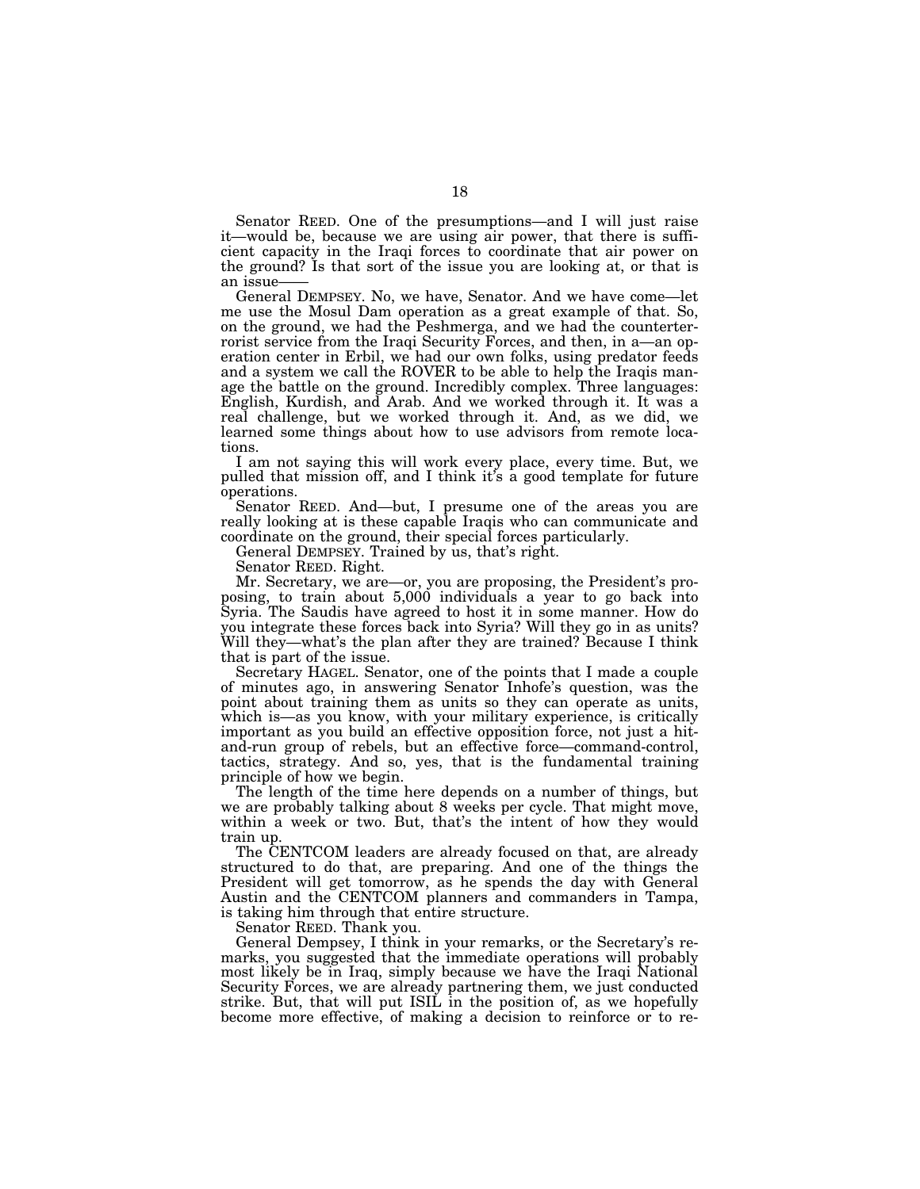Senator REED. One of the presumptions—and I will just raise it—would be, because we are using air power, that there is sufficient capacity in the Iraqi forces to coordinate that air power on the ground? Is that sort of the issue you are looking at, or that is an issue——

General DEMPSEY. No, we have, Senator. And we have come—let me use the Mosul Dam operation as a great example of that. So, on the ground, we had the Peshmerga, and we had the counterterrorist service from the Iraqi Security Forces, and then, in a—an operation center in Erbil, we had our own folks, using predator feeds and a system we call the ROVER to be able to help the Iraqis manage the battle on the ground. Incredibly complex. Three languages: English, Kurdish, and Arab. And we worked through it. It was a real challenge, but we worked through it. And, as we did, we learned some things about how to use advisors from remote locations.

I am not saying this will work every place, every time. But, we pulled that mission off, and I think it's a good template for future operations.

Senator REED. And—but, I presume one of the areas you are really looking at is these capable Iraqis who can communicate and coordinate on the ground, their special forces particularly.

General DEMPSEY. Trained by us, that's right.

Senator REED. Right.

Mr. Secretary, we are—or, you are proposing, the President's proposing, to train about 5,000 individuals a year to go back into Syria. The Saudis have agreed to host it in some manner. How do you integrate these forces back into Syria? Will they go in as units? Will they—what's the plan after they are trained? Because I think that is part of the issue.

Secretary HAGEL. Senator, one of the points that I made a couple of minutes ago, in answering Senator Inhofe's question, was the point about training them as units so they can operate as units, which is—as you know, with your military experience, is critically important as you build an effective opposition force, not just a hit-and-run group of rebels, but an effective force—command-control, tactics, strategy. And so, yes, that is the fundamental training principle of how we begin.

The length of the time here depends on a number of things, but we are probably talking about 8 weeks per cycle. That might move, within a week or two. But, that's the intent of how they would train up.

The CENTCOM leaders are already focused on that, are already structured to do that, are preparing. And one of the things the President will get tomorrow, as he spends the day with General Austin and the CENTCOM planners and commanders in Tampa, is taking him through that entire structure.

Senator REED. Thank you.

General Dempsey, I think in your remarks, or the Secretary's remarks, you suggested that the immediate operations will probably most likely be in Iraq, simply because we have the Iraqi National Security Forces, we are already partnering them, we just conducted strike. But, that will put ISIL in the position of, as we hopefully become more effective, of making a decision to reinforce or to re-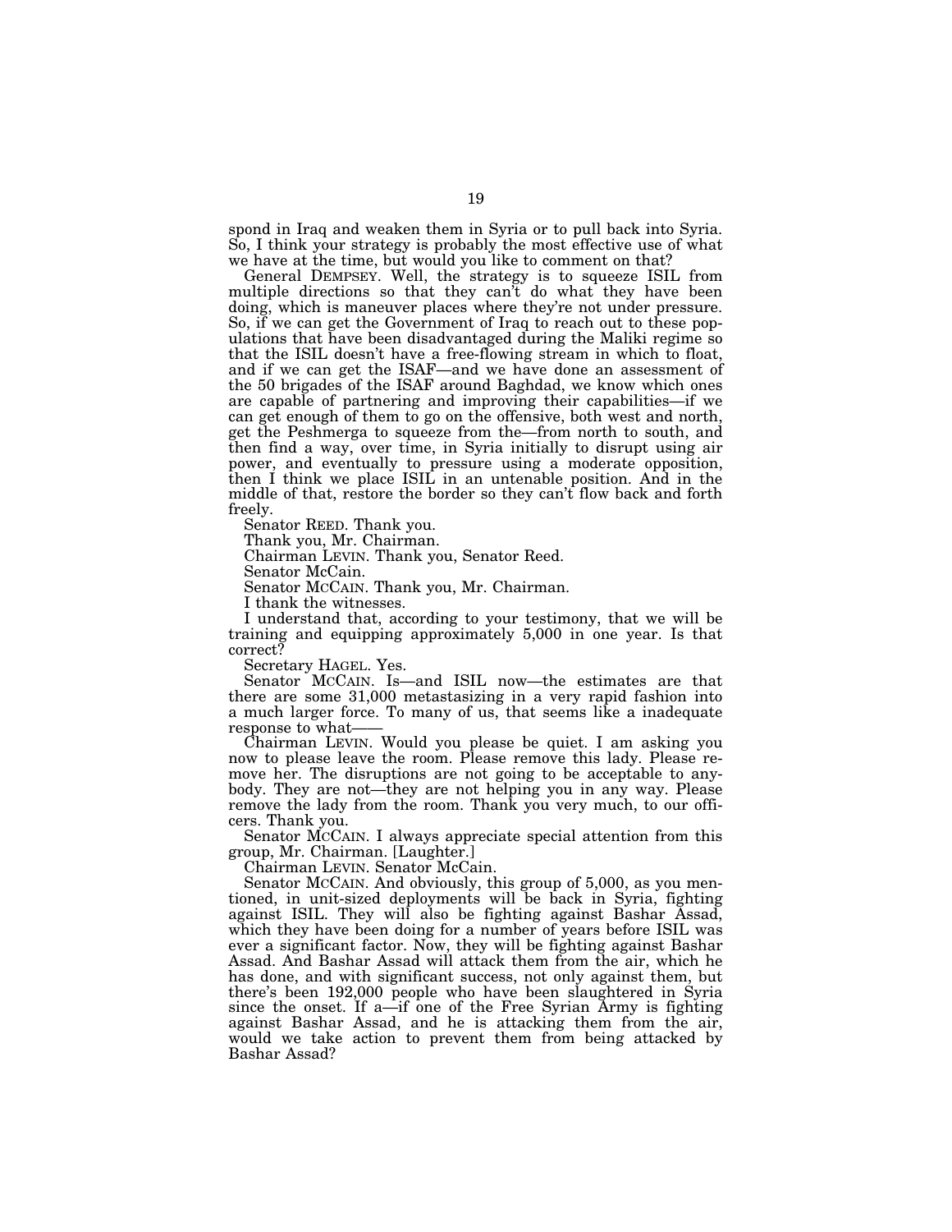spond in Iraq and weaken them in Syria or to pull back into Syria. So, I think your strategy is probably the most effective use of what we have at the time, but would you like to comment on that?

General DEMPSEY. Well, the strategy is to squeeze ISIL from multiple directions so that they can't do what they have been doing, which is maneuver places where they're not under pressure. So, if we can get the Government of Iraq to reach out to these populations that have been disadvantaged during the Maliki regime so that the ISIL doesn't have a free-flowing stream in which to float, and if we can get the ISAF—and we have done an assessment of the 50 brigades of the ISAF around Baghdad, we know which ones are capable of partnering and improving their capabilities—if we can get enough of them to go on the offensive, both west and north, get the Peshmerga to squeeze from the—from north to south, and then find a way, over time, in Syria initially to disrupt using air power, and eventually to pressure using a moderate opposition, then I think we place ISIL in an untenable position. And in the middle of that, restore the border so they can't flow back and forth freely.

Senator REED. Thank you.

Thank you, Mr. Chairman.

Chairman LEVIN. Thank you, Senator Reed.

Senator McCain.

Senator MCCAIN. Thank you, Mr. Chairman.

I thank the witnesses.

I understand that, according to your testimony, that we will be training and equipping approximately 5,000 in one year. Is that correct?

Secretary HAGEL. Yes.

Senator MCCAIN. Is—and ISIL now—the estimates are that there are some 31,000 metastasizing in a very rapid fashion into a much larger force. To many of us, that seems like a inadequate response to what——

Chairman LEVIN. Would you please be quiet. I am asking you now to please leave the room. Please remove this lady. Please remove her. The disruptions are not going to be acceptable to anybody. They are not—they are not helping you in any way. Please remove the lady from the room. Thank you very much, to our officers. Thank you.

Senator MCCAIN. I always appreciate special attention from this group, Mr. Chairman. [Laughter.]

Chairman LEVIN. Senator McCain.

Senator MCCAIN. And obviously, this group of 5,000, as you mentioned, in unit-sized deployments will be back in Syria, fighting against ISIL. They will also be fighting against Bashar Assad, which they have been doing for a number of years before ISIL was ever a significant factor. Now, they will be fighting against Bashar Assad. And Bashar Assad will attack them from the air, which he has done, and with significant success, not only against them, but there's been 192,000 people who have been slaughtered in Syria since the onset. If a—if one of the Free Syrian Army is fighting against Bashar Assad, and he is attacking them from the air, would we take action to prevent them from being attacked by Bashar Assad?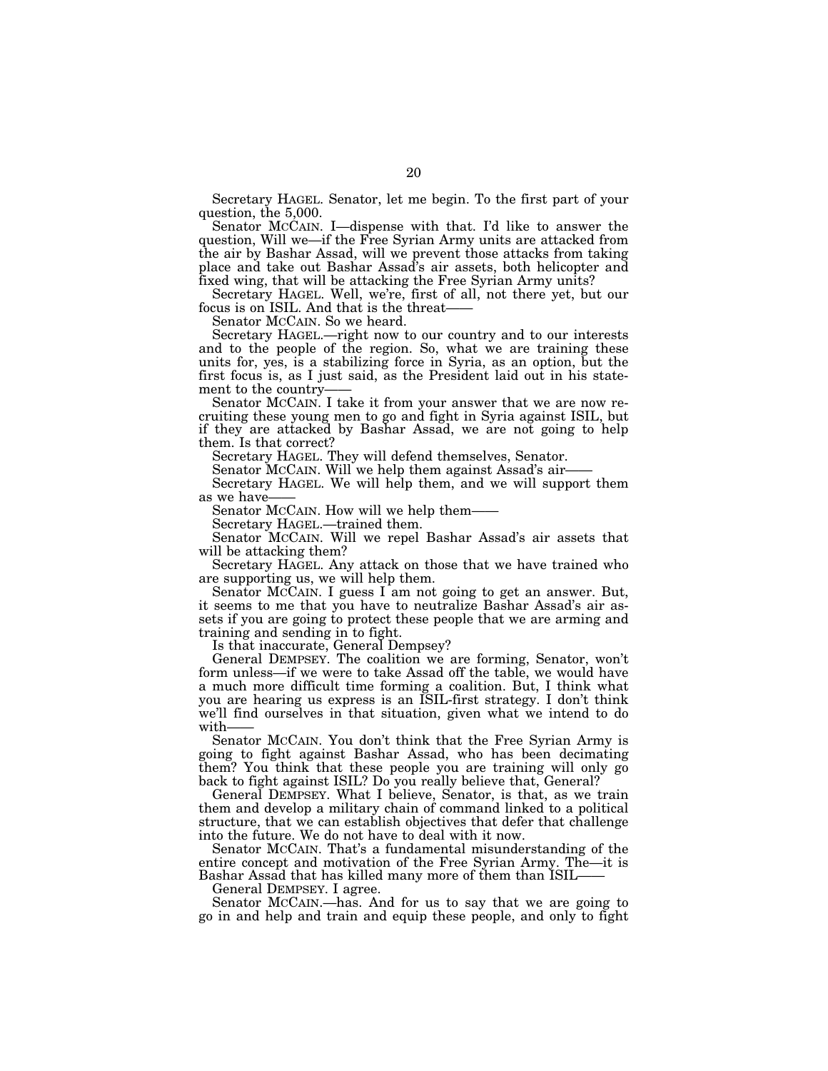Secretary HAGEL. Senator, let me begin. To the first part of your question, the 5,000.

Senator MCCAIN. I—dispense with that. I'd like to answer the question, Will we—if the Free Syrian Army units are attacked from the air by Bashar Assad, will we prevent those attacks from taking place and take out Bashar Assad's air assets, both helicopter and fixed wing, that will be attacking the Free Syrian Army units?

Secretary HAGEL. Well, we're, first of all, not there yet, but our focus is on ISIL. And that is the threat——

Senator MCCAIN. So we heard.

Secretary HAGEL.—right now to our country and to our interests and to the people of the region. So, what we are training these units for, yes, is a stabilizing force in Syria, as an option, but the first focus is, as I just said, as the President laid out in his statement to the country——

Senator MCCAIN. I take it from your answer that we are now recruiting these young men to go and fight in Syria against ISIL, but if they are attacked by Bashar Assad, we are not going to help them. Is that correct?

Secretary HAGEL. They will defend themselves, Senator.

Senator MCCAIN. Will we help them against Assad's air——

Secretary HAGEL. We will help them, and we will support them as we have——

Senator MCCAIN. How will we help them——

Secretary HAGEL.—trained them.

Senator MCCAIN. Will we repel Bashar Assad's air assets that will be attacking them?

Secretary HAGEL. Any attack on those that we have trained who are supporting us, we will help them.

Senator MCCAIN. I guess I am not going to get an answer. But, it seems to me that you have to neutralize Bashar Assad's air assets if you are going to protect these people that we are arming and training and sending in to fight.

Is that inaccurate, General Dempsey?

General DEMPSEY. The coalition we are forming, Senator, won't form unless—if we were to take Assad off the table, we would have a much more difficult time forming a coalition. But, I think what you are hearing us express is an ISIL-first strategy. I don't think we'll find ourselves in that situation, given what we intend to do with——

Senator MCCAIN. You don't think that the Free Syrian Army is going to fight against Bashar Assad, who has been decimating them? You think that these people you are training will only go back to fight against ISIL? Do you really believe that, General?

General DEMPSEY. What I believe, Senator, is that, as we train them and develop a military chain of command linked to a political structure, that we can establish objectives that defer that challenge into the future. We do not have to deal with it now.

Senator MCCAIN. That's a fundamental misunderstanding of the entire concept and motivation of the Free Syrian Army. The—it is Bashar Assad that has killed many more of them than ISIL——

General DEMPSEY. I agree.

Senator MCCAIN.—has. And for us to say that we are going to go in and help and train and equip these people, and only to fight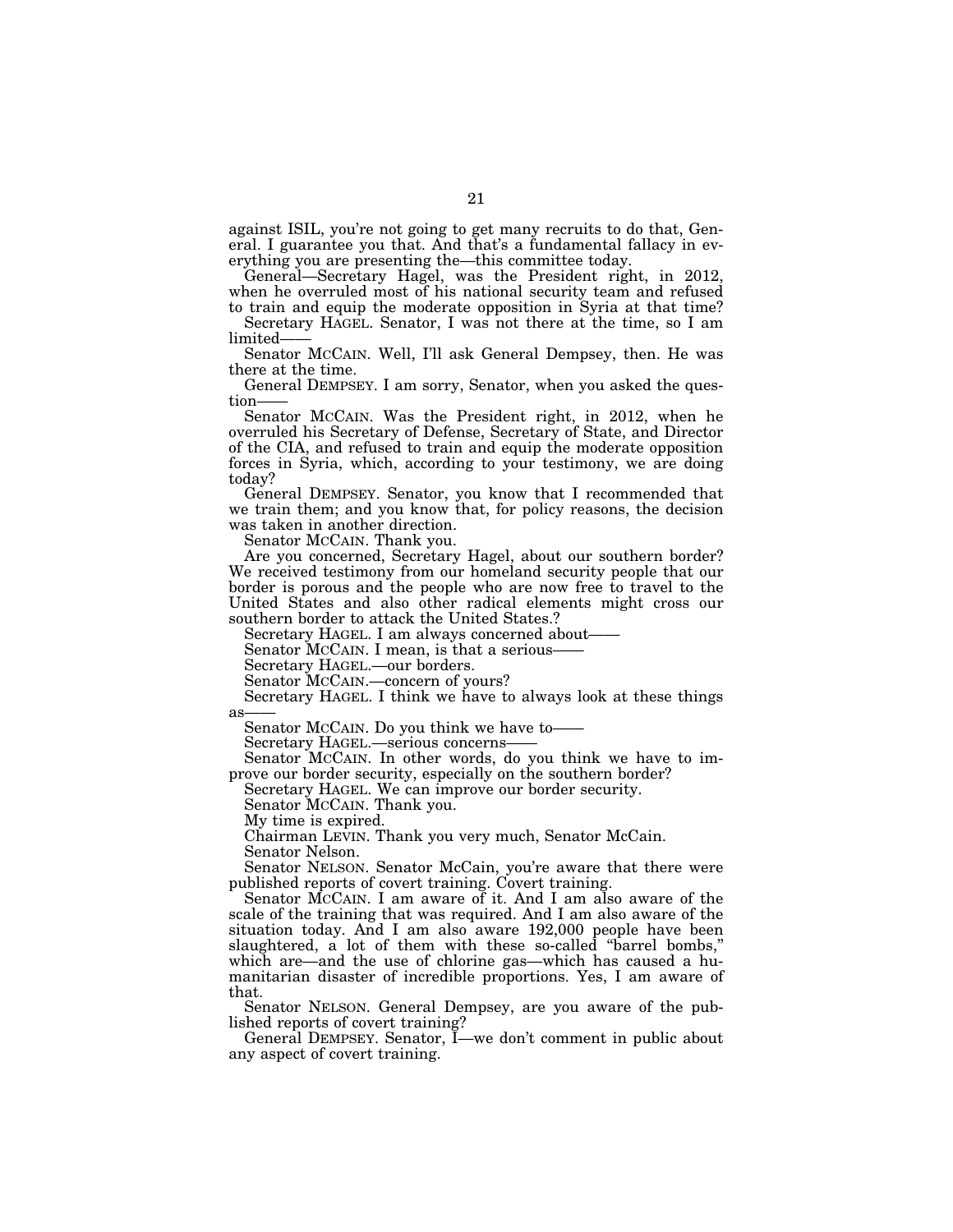against ISIL, you're not going to get many recruits to do that, General. I guarantee you that. And that's a fundamental fallacy in everything you are presenting the—this committee today.

General—Secretary Hagel, was the President right, in 2012, when he overruled most of his national security team and refused to train and equip the moderate opposition in Syria at that time?

Secretary HAGEL. Senator, I was not there at the time, so I am limited——

Senator MCCAIN. Well, I'll ask General Dempsey, then. He was there at the time.

General DEMPSEY. I am sorry, Senator, when you asked the question——

Senator MCCAIN. Was the President right, in 2012, when he overruled his Secretary of Defense, Secretary of State, and Director of the CIA, and refused to train and equip the moderate opposition forces in Syria, which, according to your testimony, we are doing today?

General DEMPSEY. Senator, you know that I recommended that we train them; and you know that, for policy reasons, the decision was taken in another direction.

Senator MCCAIN. Thank you.

Are you concerned, Secretary Hagel, about our southern border? We received testimony from our homeland security people that our border is porous and the people who are now free to travel to the United States and also other radical elements might cross our southern border to attack the United States.?

Secretary HAGEL. I am always concerned about——

Senator MCCAIN. I mean, is that a serious——

Secretary HAGEL.—our borders.

Senator MCCAIN.—concern of yours?

Secretary HAGEL. I think we have to always look at these things as——

Senator MCCAIN. Do you think we have to——

Secretary HAGEL.—serious concerns——

Senator MCCAIN. In other words, do you think we have to improve our border security, especially on the southern border?

Secretary HAGEL. We can improve our border security.

Senator MCCAIN. Thank you.

My time is expired.

Chairman LEVIN. Thank you very much, Senator McCain.

Senator Nelson.

Senator NELSON. Senator McCain, you're aware that there were published reports of covert training. Covert training.

Senator MCCAIN. I am aware of it. And I am also aware of the scale of the training that was required. And I am also aware of the situation today. And I am also aware 192,000 people have been slaughtered, a lot of them with these so-called "barrel bombs," which are—and the use of chlorine gas—which has caused a humanitarian disaster of incredible proportions. Yes, I am aware of that.

Senator NELSON. General Dempsey, are you aware of the published reports of covert training?

General DEMPSEY. Senator, I—we don't comment in public about any aspect of covert training.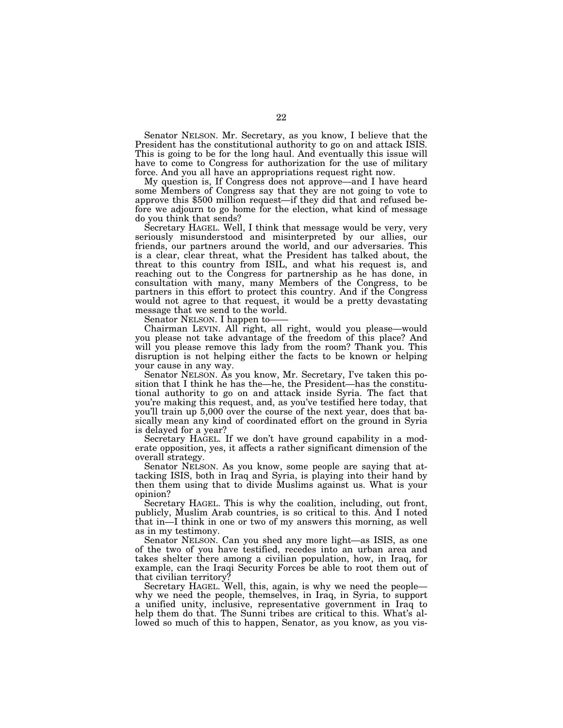Senator NELSON. Mr. Secretary, as you know, I believe that the President has the constitutional authority to go on and attack ISIS. This is going to be for the long haul. And eventually this issue will have to come to Congress for authorization for the use of military force. And you all have an appropriations request right now.

My question is, If Congress does not approve—and I have heard some Members of Congress say that they are not going to vote to approve this $500 million request—if they did that and refused before we adjourn to go home for the election, what kind of message do you think that sends?

Secretary HAGEL. Well, I think that message would be very, very seriously misunderstood and misinterpreted by our allies, our friends, our partners around the world, and our adversaries. This is a clear, clear threat, what the President has talked about, the threat to this country from ISIL, and what his request is, and reaching out to the Congress for partnership as he has done, in consultation with many, many Members of the Congress, to be partners in this effort to protect this country. And if the Congress would not agree to that request, it would be a pretty devastating message that we send to the world.

Senator NELSON. I happen to——

Chairman LEVIN. All right, all right, would you please—would you please not take advantage of the freedom of this place? And will you please remove this lady from the room? Thank you. This disruption is not helping either the facts to be known or helping your cause in any way.

Senator NELSON. As you know, Mr. Secretary, I've taken this position that I think he has the—he, the President—has the constitutional authority to go on and attack inside Syria. The fact that you're making this request, and, as you've testified here today, that you'll train up 5,000 over the course of the next year, does that basically mean any kind of coordinated effort on the ground in Syria is delayed for a year?

Secretary HAGEL. If we don't have ground capability in a moderate opposition, yes, it affects a rather significant dimension of the overall strategy.

Senator NELSON. As you know, some people are saying that attacking ISIS, both in Iraq and Syria, is playing into their hand by then them using that to divide Muslims against us. What is your opinion?

Secretary HAGEL. This is why the coalition, including, out front, publicly, Muslim Arab countries, is so critical to this. And I noted that in—I think in one or two of my answers this morning, as well as in my testimony.

Senator NELSON. Can you shed any more light—as ISIS, as one of the two of you have testified, recedes into an urban area and takes shelter there among a civilian population, how, in Iraq, for example, can the Iraqi Security Forces be able to root them out of that civilian territory?

Secretary HAGEL. Well, this, again, is why we need the people—why we need the people, themselves, in Iraq, in Syria, to support a unified unity, inclusive, representative government in Iraq to help them do that. The Sunni tribes are critical to this. What's allowed so much of this to happen, Senator, as you know, as you vis-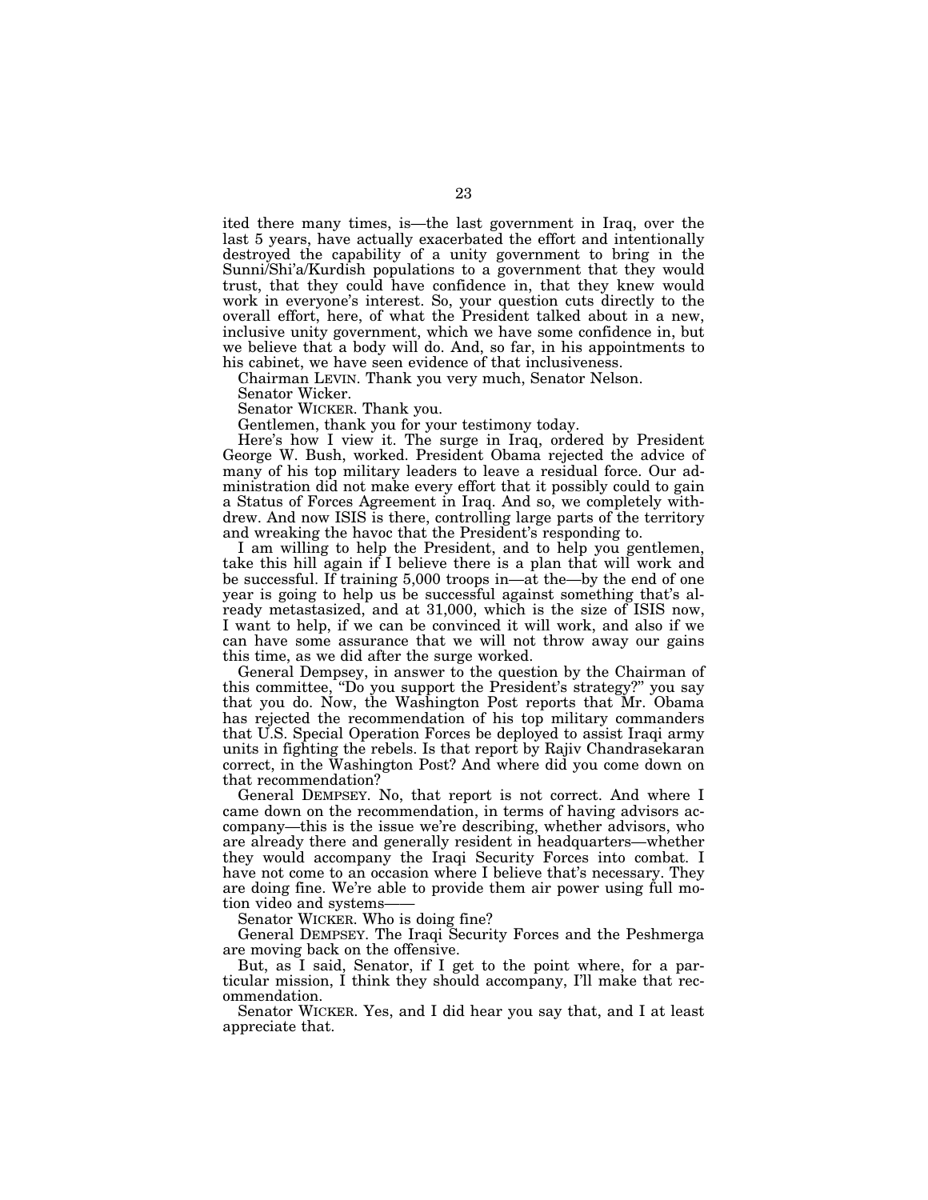ited there many times, is—the last government in Iraq, over the last 5 years, have actually exacerbated the effort and intentionally destroyed the capability of a unity government to bring in the Sunni/Shi'a/Kurdish populations to a government that they would trust, that they could have confidence in, that they knew would work in everyone's interest. So, your question cuts directly to the overall effort, here, of what the President talked about in a new, inclusive unity government, which we have some confidence in, but we believe that a body will do. And, so far, in his appointments to his cabinet, we have seen evidence of that inclusiveness.

Chairman LEVIN. Thank you very much, Senator Nelson.

Senator Wicker.

Senator WICKER. Thank you.

Gentlemen, thank you for your testimony today.

Here's how I view it. The surge in Iraq, ordered by President George W. Bush, worked. President Obama rejected the advice of many of his top military leaders to leave a residual force. Our administration did not make every effort that it possibly could to gain a Status of Forces Agreement in Iraq. And so, we completely withdrew. And now ISIS is there, controlling large parts of the territory and wreaking the havoc that the President's responding to.

I am willing to help the President, and to help you gentlemen, take this hill again if I believe there is a plan that will work and be successful. If training 5,000 troops in—at the—by the end of one year is going to help us be successful against something that's already metastasized, and at 31,000, which is the size of ISIS now, I want to help, if we can be convinced it will work, and also if we can have some assurance that we will not throw away our gains this time, as we did after the surge worked.

General Dempsey, in answer to the question by the Chairman of this committee, "Do you support the President's strategy?" you say that you do. Now, the Washington Post reports that Mr. Obama has rejected the recommendation of his top military commanders that U.S. Special Operation Forces be deployed to assist Iraqi army units in fighting the rebels. Is that report by Rajiv Chandrasekaran correct, in the Washington Post? And where did you come down on that recommendation?

General DEMPSEY. No, that report is not correct. And where I came down on the recommendation, in terms of having advisors accompany—this is the issue we're describing, whether advisors, who are already there and generally resident in headquarters—whether they would accompany the Iraqi Security Forces into combat. I have not come to an occasion where I believe that's necessary. They are doing fine. We're able to provide them air power using full motion video and systems——

Senator WICKER. Who is doing fine?

General DEMPSEY. The Iraqi Security Forces and the Peshmerga are moving back on the offensive.

But, as I said, Senator, if I get to the point where, for a particular mission, I think they should accompany, I'll make that recommendation.

Senator WICKER. Yes, and I did hear you say that, and I at least appreciate that.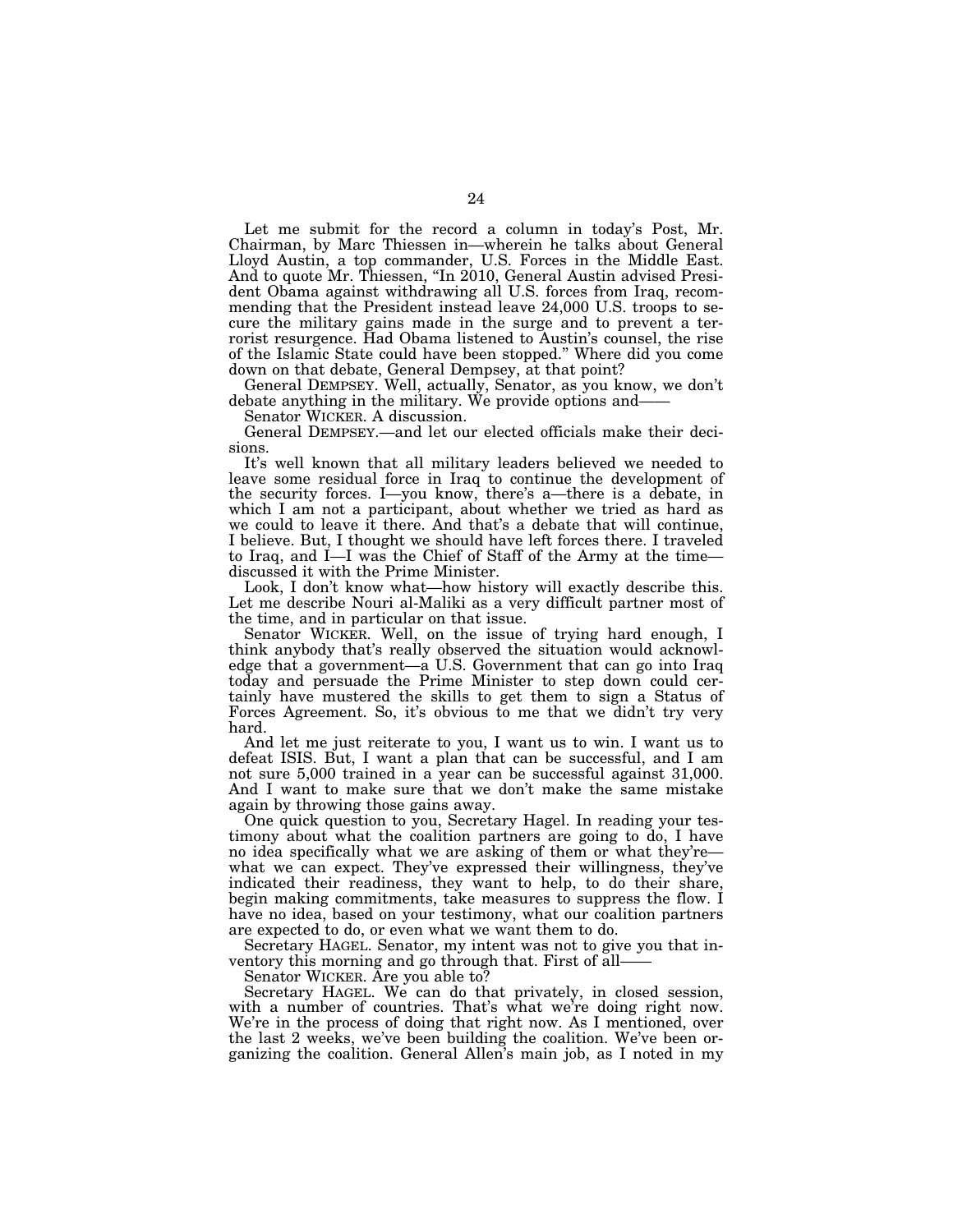Let me submit for the record a column in today's Post, Mr. Chairman, by Marc Thiessen in—wherein he talks about General Lloyd Austin, a top commander, U.S. Forces in the Middle East. And to quote Mr. Thiessen, "In 2010, General Austin advised President Obama against withdrawing all U.S. forces from Iraq, recommending that the President instead leave 24,000 U.S. troops to secure the military gains made in the surge and to prevent a terrorist resurgence. Had Obama listened to Austin's counsel, the rise of the Islamic State could have been stopped." Where did you come down on that debate, General Dempsey, at that point?

General DEMPSEY. Well, actually, Senator, as you know, we don't debate anything in the military. We provide options and——

Senator WICKER. A discussion.

General DEMPSEY.—and let our elected officials make their decisions.

It's well known that all military leaders believed we needed to leave some residual force in Iraq to continue the development of the security forces. I—you know, there's a—there is a debate, in which I am not a participant, about whether we tried as hard as we could to leave it there. And that's a debate that will continue, I believe. But, I thought we should have left forces there. I traveled to Iraq, and I—I was the Chief of Staff of the Army at the time—discussed it with the Prime Minister.

Look, I don't know what—how history will exactly describe this. Let me describe Nouri al-Maliki as a very difficult partner most of the time, and in particular on that issue.

Senator WICKER. Well, on the issue of trying hard enough, I think anybody that's really observed the situation would acknowledge that a government—a U.S. Government that can go into Iraq today and persuade the Prime Minister to step down could certainly have mustered the skills to get them to sign a Status of Forces Agreement. So, it's obvious to me that we didn't try very hard.

And let me just reiterate to you, I want us to win. I want us to defeat ISIS. But, I want a plan that can be successful, and I am not sure 5,000 trained in a year can be successful against 31,000. And I want to make sure that we don't make the same mistake again by throwing those gains away.

One quick question to you, Secretary Hagel. In reading your testimony about what the coalition partners are going to do, I have no idea specifically what we are asking of them or what they're—what we can expect. They've expressed their willingness, they've indicated their readiness, they want to help, to do their share, begin making commitments, take measures to suppress the flow. I have no idea, based on your testimony, what our coalition partners are expected to do, or even what we want them to do.

Secretary HAGEL. Senator, my intent was not to give you that inventory this morning and go through that. First of all——

Senator WICKER. Are you able to?

Secretary HAGEL. We can do that privately, in closed session, with a number of countries. That's what we're doing right now. We're in the process of doing that right now. As I mentioned, over the last 2 weeks, we've been building the coalition. We've been organizing the coalition. General Allen's main job, as I noted in my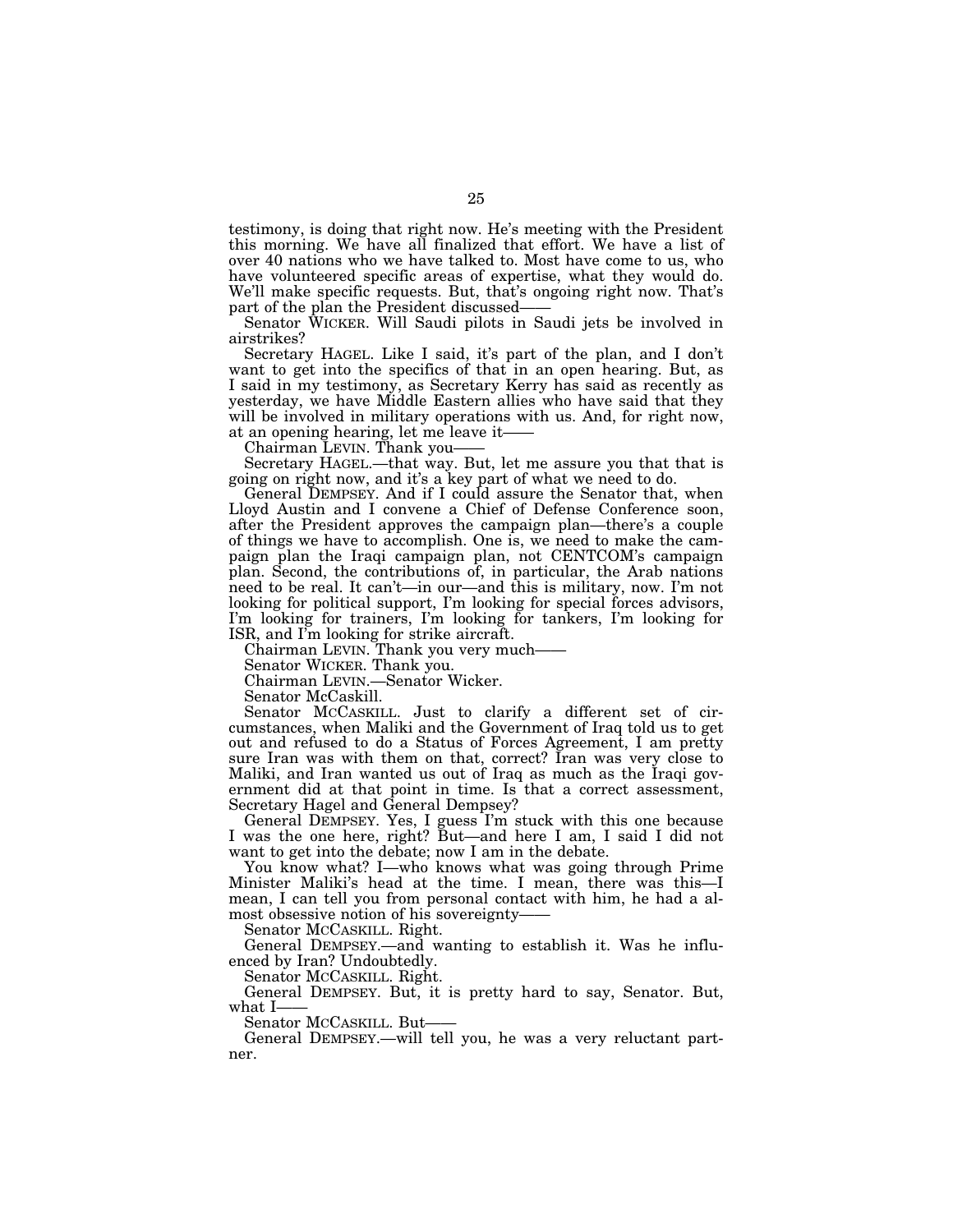testimony, is doing that right now. He's meeting with the President this morning. We have all finalized that effort. We have a list of over 40 nations who we have talked to. Most have come to us, who have volunteered specific areas of expertise, what they would do. We'll make specific requests. But, that's ongoing right now. That's part of the plan the President discussed——

Senator WICKER. Will Saudi pilots in Saudi jets be involved in airstrikes?

Secretary HAGEL. Like I said, it's part of the plan, and I don't want to get into the specifics of that in an open hearing. But, as I said in my testimony, as Secretary Kerry has said as recently as yesterday, we have Middle Eastern allies who have said that they will be involved in military operations with us. And, for right now, at an opening hearing, let me leave it——

Chairman LEVIN. Thank you——

Secretary HAGEL.—that way. But, let me assure you that that is going on right now, and it's a key part of what we need to do.

General DEMPSEY. And if I could assure the Senator that, when Lloyd Austin and I convene a Chief of Defense Conference soon, after the President approves the campaign plan—there's a couple of things we have to accomplish. One is, we need to make the campaign plan the Iraqi campaign plan, not CENTCOM's campaign plan. Second, the contributions of, in particular, the Arab nations need to be real. It can't—in our—and this is military, now. I'm not looking for political support, I'm looking for special forces advisors, I'm looking for trainers, I'm looking for tankers, I'm looking for ISR, and I'm looking for strike aircraft.

Chairman LEVIN. Thank you very much——

Senator WICKER. Thank you.

Chairman LEVIN.—Senator Wicker.

Senator McCaskill.

Senator MCCASKILL. Just to clarify a different set of circumstances, when Maliki and the Government of Iraq told us to get out and refused to do a Status of Forces Agreement, I am pretty sure Iran was with them on that, correct? Iran was very close to Maliki, and Iran wanted us out of Iraq as much as the Iraqi government did at that point in time. Is that a correct assessment, Secretary Hagel and General Dempsey?

General DEMPSEY. Yes, I guess I'm stuck with this one because I was the one here, right? But—and here I am, I said I did not want to get into the debate; now I am in the debate.

You know what? I—who knows what was going through Prime Minister Maliki's head at the time. I mean, there was this—I mean, I can tell you from personal contact with him, he had a almost obsessive notion of his sovereignty——

Senator MCCASKILL. Right.

General DEMPSEY.—and wanting to establish it. Was he influenced by Iran? Undoubtedly.

Senator MCCASKILL. Right.

General DEMPSEY. But, it is pretty hard to say, Senator. But, what I——

Senator MCCASKILL. But——

General DEMPSEY.—will tell you, he was a very reluctant partner.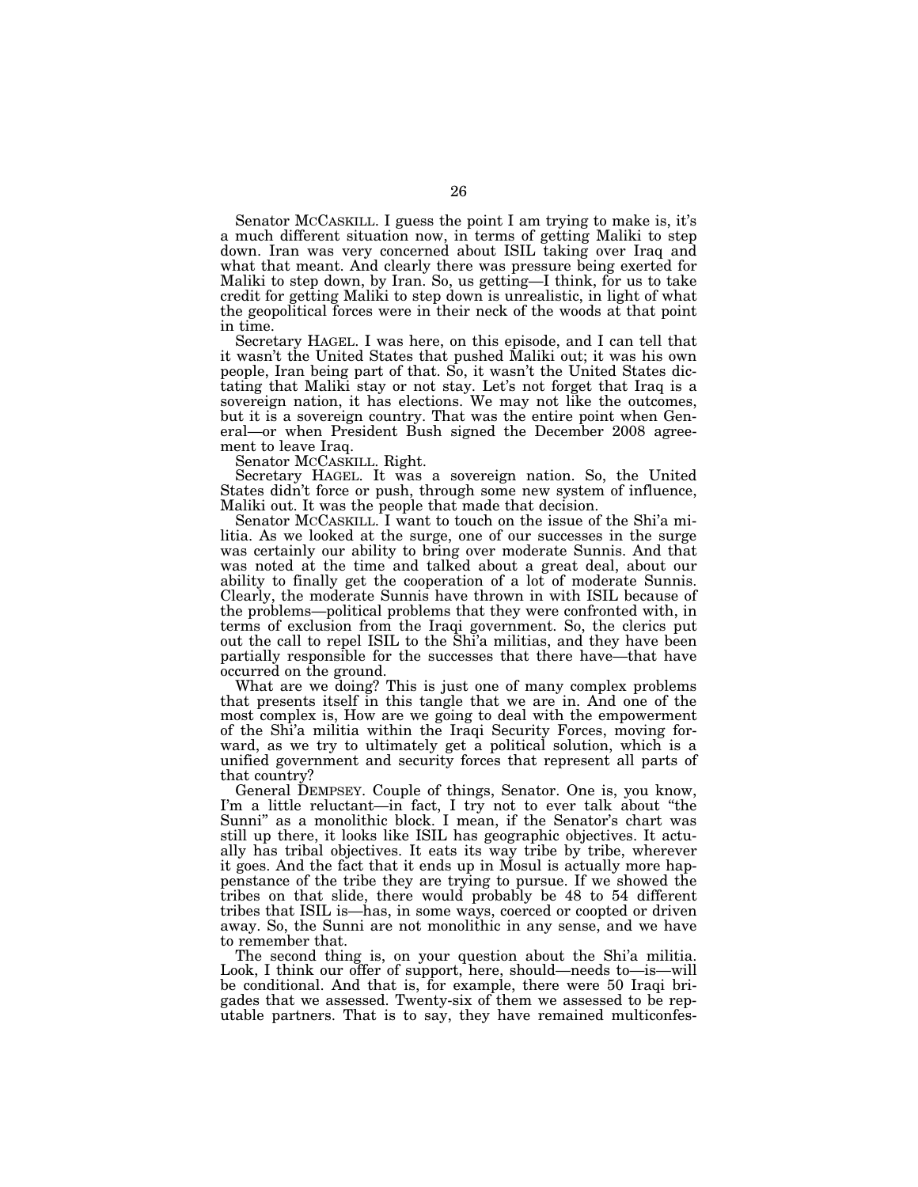Senator MCCASKILL. I guess the point I am trying to make is, it's a much different situation now, in terms of getting Maliki to step down. Iran was very concerned about ISIL taking over Iraq and what that meant. And clearly there was pressure being exerted for Maliki to step down, by Iran. So, us getting—I think, for us to take credit for getting Maliki to step down is unrealistic, in light of what the geopolitical forces were in their neck of the woods at that point in time.

Secretary HAGEL. I was here, on this episode, and I can tell that it wasn't the United States that pushed Maliki out; it was his own people, Iran being part of that. So, it wasn't the United States dictating that Maliki stay or not stay. Let's not forget that Iraq is a sovereign nation, it has elections. We may not like the outcomes, but it is a sovereign country. That was the entire point when General—or when President Bush signed the December 2008 agreement to leave Iraq.

Senator MCCASKILL. Right.

Secretary HAGEL. It was a sovereign nation. So, the United States didn't force or push, through some new system of influence, Maliki out. It was the people that made that decision.

Senator MCCASKILL. I want to touch on the issue of the Shi'a militia. As we looked at the surge, one of our successes in the surge was certainly our ability to bring over moderate Sunnis. And that was noted at the time and talked about a great deal, about our ability to finally get the cooperation of a lot of moderate Sunnis. Clearly, the moderate Sunnis have thrown in with ISIL because of the problems—political problems that they were confronted with, in terms of exclusion from the Iraqi government. So, the clerics put out the call to repel ISIL to the Shi'a militias, and they have been partially responsible for the successes that there have—that have occurred on the ground.

What are we doing? This is just one of many complex problems that presents itself in this tangle that we are in. And one of the most complex is, How are we going to deal with the empowerment of the Shi'a militia within the Iraqi Security Forces, moving forward, as we try to ultimately get a political solution, which is a unified government and security forces that represent all parts of that country?

General DEMPSEY. Couple of things, Senator. One is, you know, I'm a little reluctant—in fact, I try not to ever talk about "the Sunni" as a monolithic block. I mean, if the Senator's chart was still up there, it looks like ISIL has geographic objectives. It actually has tribal objectives. It eats its way tribe by tribe, wherever it goes. And the fact that it ends up in Mosul is actually more happenstance of the tribe they are trying to pursue. If we showed the tribes on that slide, there would probably be 48 to 54 different tribes that ISIL is—has, in some ways, coerced or coopted or driven away. So, the Sunni are not monolithic in any sense, and we have to remember that.

The second thing is, on your question about the Shi'a militia. Look, I think our offer of support, here, should—needs to—is—will be conditional. And that is, for example, there were 50 Iraqi brigades that we assessed. Twenty-six of them we assessed to be reputable partners. That is to say, they have remained multiconfes-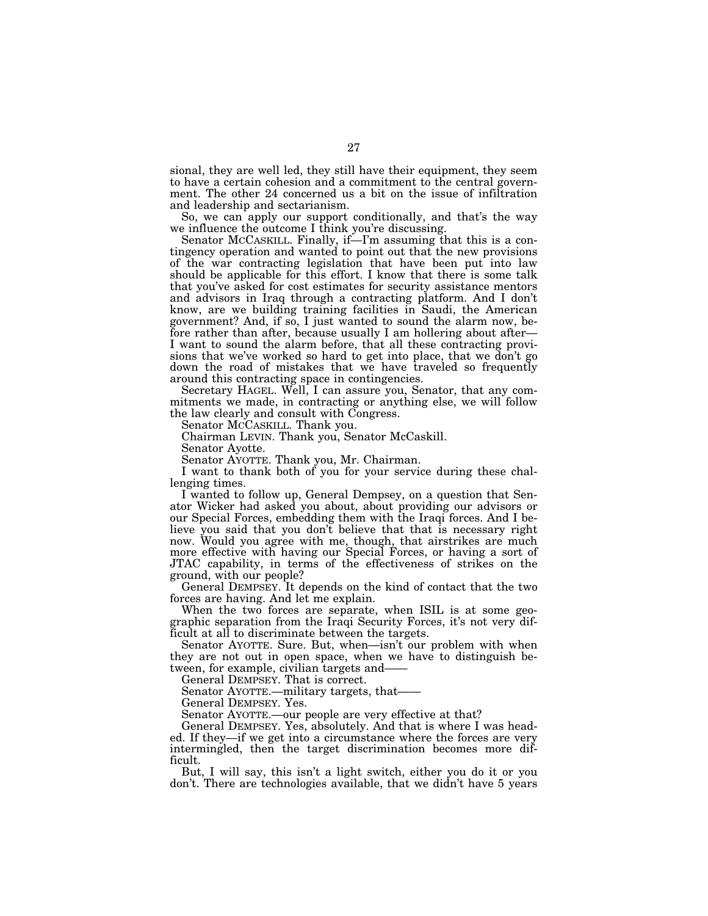sional, they are well led, they still have their equipment, they seem to have a certain cohesion and a commitment to the central government. The other 24 concerned us a bit on the issue of infiltration and leadership and sectarianism.

So, we can apply our support conditionally, and that's the way we influence the outcome I think you're discussing.

Senator MCCASKILL. Finally, if—I'm assuming that this is a contingency operation and wanted to point out that the new provisions of the war contracting legislation that have been put into law should be applicable for this effort. I know that there is some talk that you've asked for cost estimates for security assistance mentors and advisors in Iraq through a contracting platform. And I don't know, are we building training facilities in Saudi, the American government? And, if so, I just wanted to sound the alarm now, before rather than after, because usually I am hollering about after—I want to sound the alarm before, that all these contracting provisions that we've worked so hard to get into place, that we don't go down the road of mistakes that we have traveled so frequently around this contracting space in contingencies.

Secretary HAGEL. Well, I can assure you, Senator, that any commitments we made, in contracting or anything else, we will follow the law clearly and consult with Congress.

Senator MCCASKILL. Thank you.

Chairman LEVIN. Thank you, Senator McCaskill.

Senator Ayotte.

Senator AYOTTE. Thank you, Mr. Chairman.

I want to thank both of you for your service during these challenging times.

I wanted to follow up, General Dempsey, on a question that Senator Wicker had asked you about, about providing our advisors or our Special Forces, embedding them with the Iraqi forces. And I believe you said that you don't believe that that is necessary right now. Would you agree with me, though, that airstrikes are much more effective with having our Special Forces, or having a sort of JTAC capability, in terms of the effectiveness of strikes on the ground, with our people?

General DEMPSEY. It depends on the kind of contact that the two forces are having. And let me explain.

When the two forces are separate, when ISIL is at some geographic separation from the Iraqi Security Forces, it's not very difficult at all to discriminate between the targets.

Senator AYOTTE. Sure. But, when—isn't our problem with when they are not out in open space, when we have to distinguish between, for example, civilian targets and——

General DEMPSEY. That is correct.

Senator AYOTTE.—military targets, that——

General DEMPSEY. Yes.

Senator AYOTTE.—our people are very effective at that?

General DEMPSEY. Yes, absolutely. And that is where I was headed. If they—if we get into a circumstance where the forces are very intermingled, then the target discrimination becomes more difficult.

But, I will say, this isn't a light switch, either you do it or you don't. There are technologies available, that we didn't have 5 years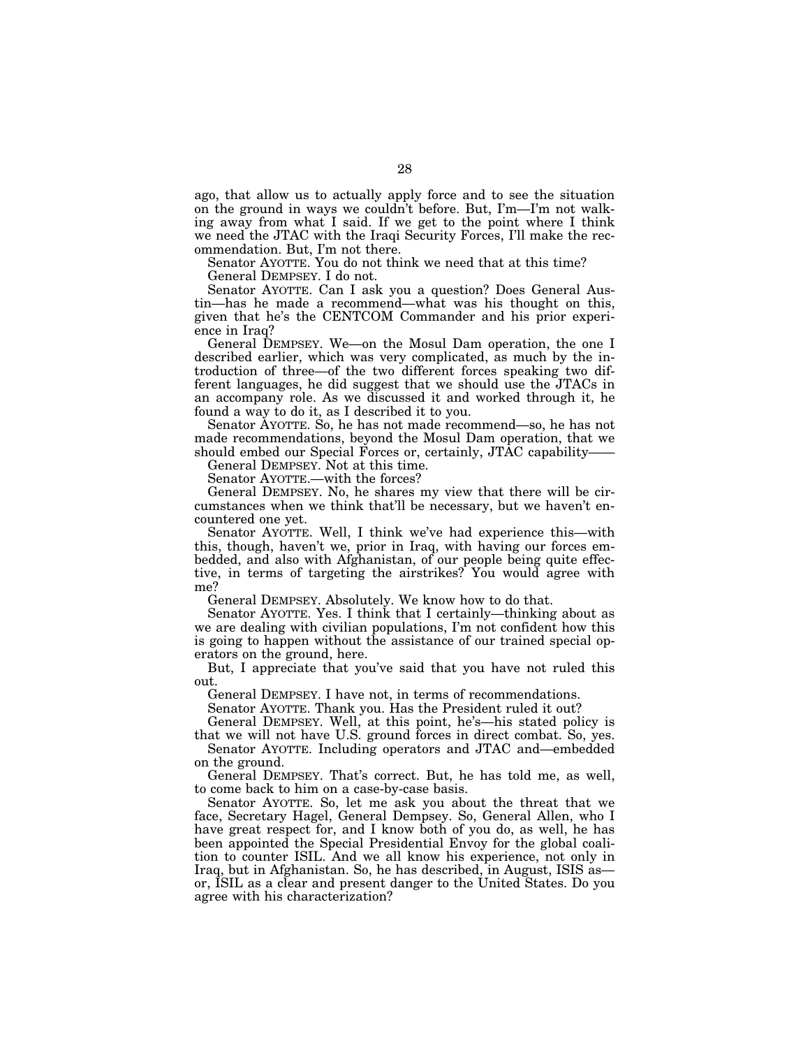ago, that allow us to actually apply force and to see the situation on the ground in ways we couldn't before. But, I'm—I'm not walking away from what I said. If we get to the point where I think we need the JTAC with the Iraqi Security Forces, I'll make the recommendation. But, I'm not there.

Senator AYOTTE. You do not think we need that at this time?

General DEMPSEY. I do not.

Senator AYOTTE. Can I ask you a question? Does General Austin—has he made a recommend—what was his thought on this, given that he's the CENTCOM Commander and his prior experience in Iraq?

General DEMPSEY. We—on the Mosul Dam operation, the one I described earlier, which was very complicated, as much by the introduction of three—of the two different forces speaking two different languages, he did suggest that we should use the JTACs in an accompany role. As we discussed it and worked through it, he found a way to do it, as I described it to you.

Senator AYOTTE. So, he has not made recommend—so, he has not made recommendations, beyond the Mosul Dam operation, that we should embed our Special Forces or, certainly, JTAC capability——

General DEMPSEY. Not at this time.

Senator AYOTTE.—with the forces?

General DEMPSEY. No, he shares my view that there will be circumstances when we think that'll be necessary, but we haven't encountered one yet.

Senator AYOTTE. Well, I think we've had experience this—with this, though, haven't we, prior in Iraq, with having our forces embedded, and also with Afghanistan, of our people being quite effective, in terms of targeting the airstrikes? You would agree with me?

General DEMPSEY. Absolutely. We know how to do that.

Senator AYOTTE. Yes. I think that I certainly—thinking about as we are dealing with civilian populations, I'm not confident how this is going to happen without the assistance of our trained special operators on the ground, here.

But, I appreciate that you've said that you have not ruled this out.

General DEMPSEY. I have not, in terms of recommendations.

Senator AYOTTE. Thank you. Has the President ruled it out?

General DEMPSEY. Well, at this point, he's—his stated policy is that we will not have U.S. ground forces in direct combat. So, yes.

Senator AYOTTE. Including operators and JTAC and—embedded on the ground.

General DEMPSEY. That's correct. But, he has told me, as well, to come back to him on a case-by-case basis.

Senator AYOTTE. So, let me ask you about the threat that we face, Secretary Hagel, General Dempsey. So, General Allen, who I have great respect for, and I know both of you do, as well, he has been appointed the Special Presidential Envoy for the global coalition to counter ISIL. And we all know his experience, not only in Iraq, but in Afghanistan. So, he has described, in August, ISIS as—or, ISIL as a clear and present danger to the United States. Do you agree with his characterization?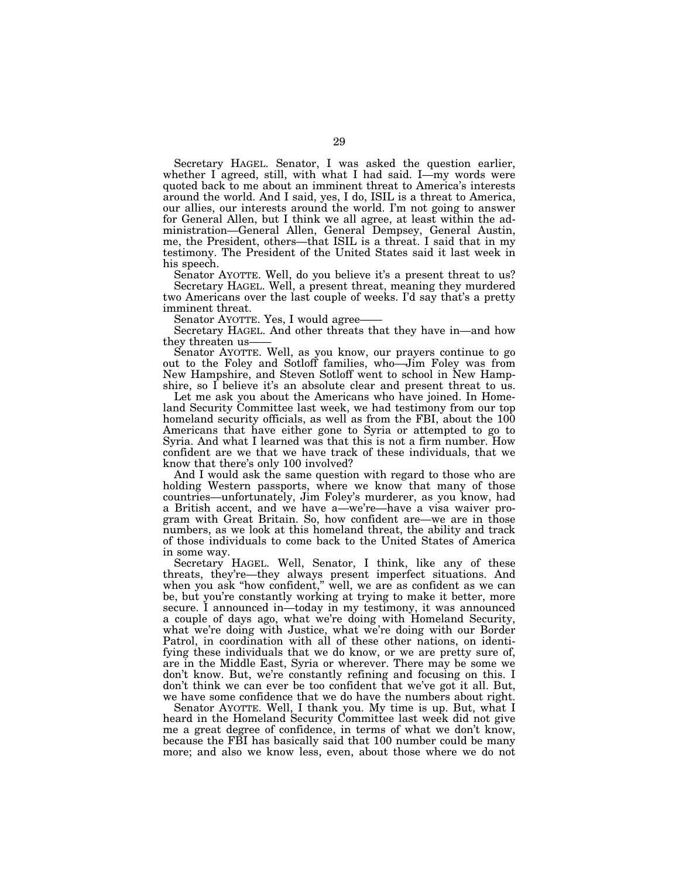Secretary HAGEL. Senator, I was asked the question earlier, whether I agreed, still, with what I had said. I—my words were quoted back to me about an imminent threat to America's interests around the world. And I said, yes, I do, ISIL is a threat to America, our allies, our interests around the world. I'm not going to answer for General Allen, but I think we all agree, at least within the administration—General Allen, General Dempsey, General Austin, me, the President, others—that ISIL is a threat. I said that in my testimony. The President of the United States said it last week in his speech.

Senator AYOTTE. Well, do you believe it's a present threat to us?

Secretary HAGEL. Well, a present threat, meaning they murdered two Americans over the last couple of weeks. I'd say that's a pretty imminent threat.

Senator AYOTTE. Yes, I would agree——

Secretary HAGEL. And other threats that they have in—and how they threaten us——

Senator AYOTTE. Well, as you know, our prayers continue to go out to the Foley and Sotloff families, who—Jim Foley was from New Hampshire, and Steven Sotloff went to school in New Hampshire, so I believe it's an absolute clear and present threat to us.

Let me ask you about the Americans who have joined. In Homeland Security Committee last week, we had testimony from our top homeland security officials, as well as from the FBI, about the 100 Americans that have either gone to Syria or attempted to go to Syria. And what I learned was that this is not a firm number. How confident are we that we have track of these individuals, that we know that there's only 100 involved?

And I would ask the same question with regard to those who are holding Western passports, where we know that many of those countries—unfortunately, Jim Foley's murderer, as you know, had a British accent, and we have a—we're—have a visa waiver program with Great Britain. So, how confident are—we are in those numbers, as we look at this homeland threat, the ability and track of those individuals to come back to the United States of America in some way.

Secretary HAGEL. Well, Senator, I think, like any of these threats, they're—they always present imperfect situations. And when you ask "how confident," well, we are as confident as we can be, but you're constantly working at trying to make it better, more secure. I announced in—today in my testimony, it was announced a couple of days ago, what we're doing with Homeland Security, what we're doing with Justice, what we're doing with our Border Patrol, in coordination with all of these other nations, on identifying these individuals that we do know, or we are pretty sure of, are in the Middle East, Syria or wherever. There may be some we don't know. But, we're constantly refining and focusing on this. I don't think we can ever be too confident that we've got it all. But, we have some confidence that we do have the numbers about right.

Senator AYOTTE. Well, I thank you. My time is up. But, what I heard in the Homeland Security Committee last week did not give me a great degree of confidence, in terms of what we don't know, because the FBI has basically said that 100 number could be many more; and also we know less, even, about those where we do not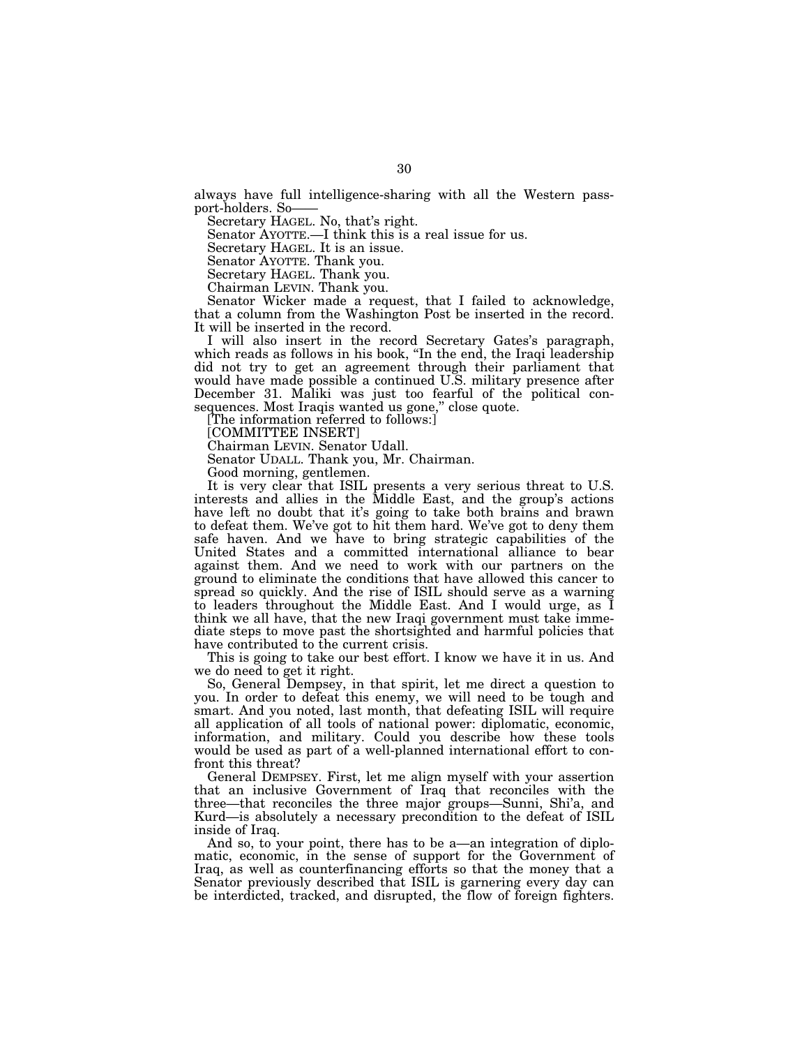always have full intelligence-sharing with all the Western passport-holders. So——

Secretary HAGEL. No, that's right.

Senator AYOTTE.—I think this is a real issue for us.

Secretary HAGEL. It is an issue.

Senator AYOTTE. Thank you.

Secretary HAGEL. Thank you.

Chairman LEVIN. Thank you.

Senator Wicker made a request, that I failed to acknowledge, that a column from the Washington Post be inserted in the record. It will be inserted in the record.

I will also insert in the record Secretary Gates's paragraph, which reads as follows in his book, "In the end, the Iraqi leadership did not try to get an agreement through their parliament that would have made possible a continued U.S. military presence after December 31. Maliki was just too fearful of the political consequences. Most Iraqis wanted us gone," close quote.

[The information referred to follows:]

[COMMITTEE INSERT]

Chairman LEVIN. Senator Udall.

Senator UDALL. Thank you, Mr. Chairman.

Good morning, gentlemen.

It is very clear that ISIL presents a very serious threat to U.S. interests and allies in the Middle East, and the group's actions have left no doubt that it's going to take both brains and brawn to defeat them. We've got to hit them hard. We've got to deny them safe haven. And we have to bring strategic capabilities of the United States and a committed international alliance to bear against them. And we need to work with our partners on the ground to eliminate the conditions that have allowed this cancer to spread so quickly. And the rise of ISIL should serve as a warning to leaders throughout the Middle East. And I would urge, as I think we all have, that the new Iraqi government must take immediate steps to move past the shortsighted and harmful policies that have contributed to the current crisis.

This is going to take our best effort. I know we have it in us. And we do need to get it right.

So, General Dempsey, in that spirit, let me direct a question to you. In order to defeat this enemy, we will need to be tough and smart. And you noted, last month, that defeating ISIL will require all application of all tools of national power: diplomatic, economic, information, and military. Could you describe how these tools would be used as part of a well-planned international effort to confront this threat?

General DEMPSEY. First, let me align myself with your assertion that an inclusive Government of Iraq that reconciles with the three—that reconciles the three major groups—Sunni, Shi'a, and Kurd—is absolutely a necessary precondition to the defeat of ISIL inside of Iraq.

And so, to your point, there has to be a—an integration of diplomatic, economic, in the sense of support for the Government of Iraq, as well as counterfinancing efforts so that the money that a Senator previously described that ISIL is garnering every day can be interdicted, tracked, and disrupted, the flow of foreign fighters.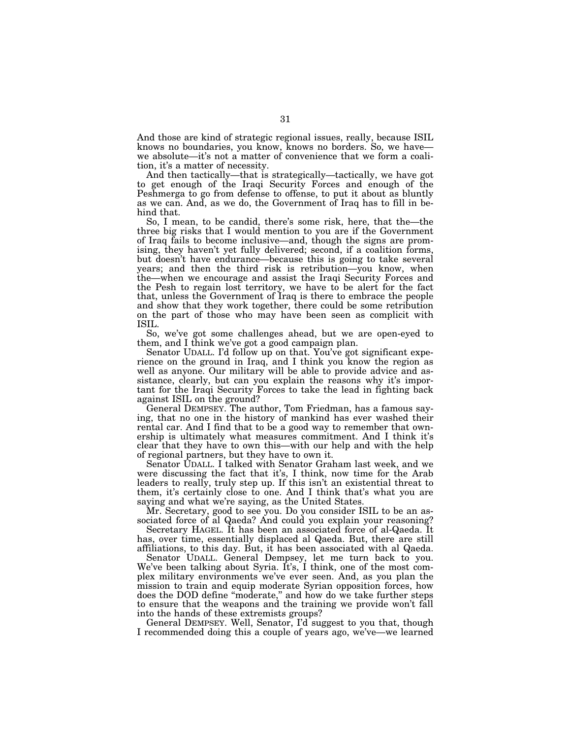And those are kind of strategic regional issues, really, because ISIL knows no boundaries, you know, knows no borders. So, we have—we absolute—it's not a matter of convenience that we form a coalition, it's a matter of necessity.

And then tactically—that is strategically—tactically, we have got to get enough of the Iraqi Security Forces and enough of the Peshmerga to go from defense to offense, to put it about as bluntly as we can. And, as we do, the Government of Iraq has to fill in behind that.

So, I mean, to be candid, there's some risk, here, that the—the three big risks that I would mention to you are if the Government of Iraq fails to become inclusive—and, though the signs are promising, they haven't yet fully delivered; second, if a coalition forms, but doesn't have endurance—because this is going to take several years; and then the third risk is retribution—you know, when the—when we encourage and assist the Iraqi Security Forces and the Pesh to regain lost territory, we have to be alert for the fact that, unless the Government of Iraq is there to embrace the people and show that they work together, there could be some retribution on the part of those who may have been seen as complicit with ISIL.

So, we've got some challenges ahead, but we are open-eyed to them, and I think we've got a good campaign plan.

Senator UDALL. I'd follow up on that. You've got significant experience on the ground in Iraq, and I think you know the region as well as anyone. Our military will be able to provide advice and assistance, clearly, but can you explain the reasons why it's important for the Iraqi Security Forces to take the lead in fighting back against ISIL on the ground?

General DEMPSEY. The author, Tom Friedman, has a famous saying, that no one in the history of mankind has ever washed their rental car. And I find that to be a good way to remember that ownership is ultimately what measures commitment. And I think it's clear that they have to own this—with our help and with the help of regional partners, but they have to own it.

Senator UDALL. I talked with Senator Graham last week, and we were discussing the fact that it's, I think, now time for the Arab leaders to really, truly step up. If this isn't an existential threat to them, it's certainly close to one. And I think that's what you are saying and what we're saying, as the United States.

Mr. Secretary, good to see you. Do you consider ISIL to be an associated force of al Qaeda? And could you explain your reasoning?

Secretary HAGEL. It has been an associated force of al-Qaeda. It has, over time, essentially displaced al Qaeda. But, there are still affiliations, to this day. But, it has been associated with al Qaeda.

Senator UDALL. General Dempsey, let me turn back to you. We've been talking about Syria. It's, I think, one of the most complex military environments we've ever seen. And, as you plan the mission to train and equip moderate Syrian opposition forces, how does the DOD define "moderate," and how do we take further steps to ensure that the weapons and the training we provide won't fall into the hands of these extremists groups?

General DEMPSEY. Well, Senator, I'd suggest to you that, though I recommended doing this a couple of years ago, we've—we learned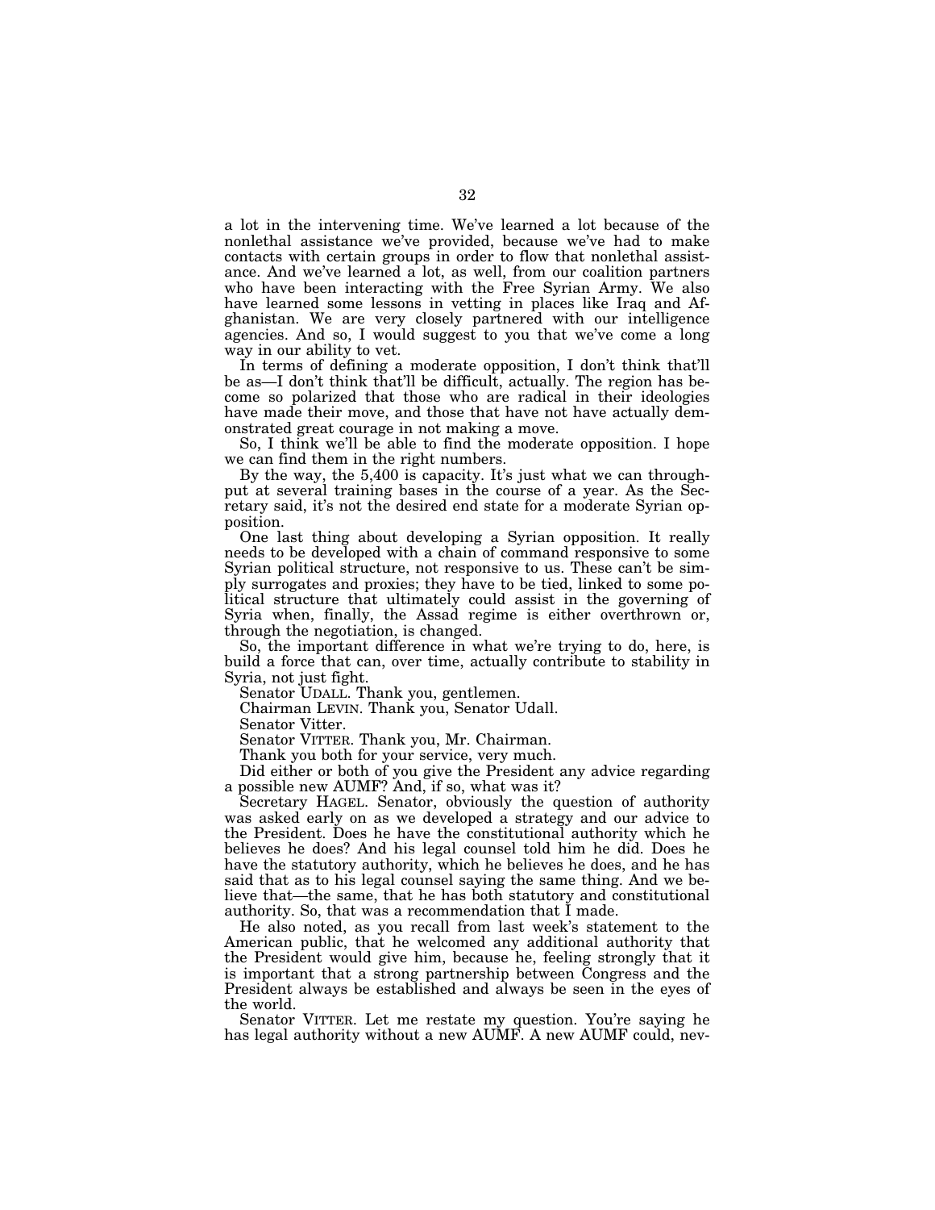a lot in the intervening time. We've learned a lot because of the nonlethal assistance we've provided, because we've had to make contacts with certain groups in order to flow that nonlethal assistance. And we've learned a lot, as well, from our coalition partners who have been interacting with the Free Syrian Army. We also have learned some lessons in vetting in places like Iraq and Afghanistan. We are very closely partnered with our intelligence agencies. And so, I would suggest to you that we've come a long way in our ability to vet.

In terms of defining a moderate opposition, I don't think that'll be as—I don't think that'll be difficult, actually. The region has become so polarized that those who are radical in their ideologies have made their move, and those that have not have actually demonstrated great courage in not making a move.

So, I think we'll be able to find the moderate opposition. I hope we can find them in the right numbers.

By the way, the 5,400 is capacity. It's just what we can throughput at several training bases in the course of a year. As the Secretary said, it's not the desired end state for a moderate Syrian opposition.

One last thing about developing a Syrian opposition. It really needs to be developed with a chain of command responsive to some Syrian political structure, not responsive to us. These can't be simply surrogates and proxies; they have to be tied, linked to some political structure that ultimately could assist in the governing of Syria when, finally, the Assad regime is either overthrown or, through the negotiation, is changed.

So, the important difference in what we're trying to do, here, is build a force that can, over time, actually contribute to stability in Syria, not just fight.

Senator UDALL. Thank you, gentlemen.

Chairman LEVIN. Thank you, Senator Udall.

Senator Vitter.

Senator VITTER. Thank you, Mr. Chairman.

Thank you both for your service, very much.

Did either or both of you give the President any advice regarding a possible new AUMF? And, if so, what was it?

Secretary HAGEL. Senator, obviously the question of authority was asked early on as we developed a strategy and our advice to the President. Does he have the constitutional authority which he believes he does? And his legal counsel told him he did. Does he have the statutory authority, which he believes he does, and he has said that as to his legal counsel saying the same thing. And we believe that—the same, that he has both statutory and constitutional authority. So, that was a recommendation that I made.

He also noted, as you recall from last week's statement to the American public, that he welcomed any additional authority that the President would give him, because he, feeling strongly that it is important that a strong partnership between Congress and the President always be established and always be seen in the eyes of the world.

Senator VITTER. Let me restate my question. You're saying he has legal authority without a new AUMF. A new AUMF could, nev-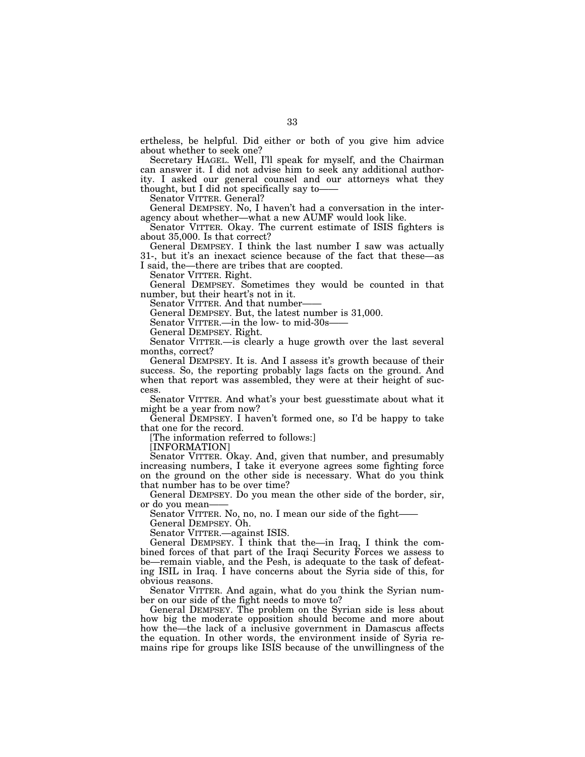ertheless, be helpful. Did either or both of you give him advice about whether to seek one?

Secretary HAGEL. Well, I'll speak for myself, and the Chairman can answer it. I did not advise him to seek any additional authority. I asked our general counsel and our attorneys what they thought, but I did not specifically say to——

Senator VITTER. General?

General DEMPSEY. No, I haven't had a conversation in the interagency about whether—what a new AUMF would look like.

Senator VITTER. Okay. The current estimate of ISIS fighters is about 35,000. Is that correct?

General DEMPSEY. I think the last number I saw was actually 31-, but it's an inexact science because of the fact that these—as I said, the—there are tribes that are coopted.

Senator VITTER. Right.

General DEMPSEY. Sometimes they would be counted in that number, but their heart's not in it.

Senator VITTER. And that number——

General DEMPSEY. But, the latest number is 31,000.

Senator VITTER.—in the low- to mid-30s——

General DEMPSEY. Right.

Senator VITTER.—is clearly a huge growth over the last several months, correct?

General DEMPSEY. It is. And I assess it's growth because of their success. So, the reporting probably lags facts on the ground. And when that report was assembled, they were at their height of success.

Senator VITTER. And what's your best guesstimate about what it might be a year from now?

General DEMPSEY. I haven't formed one, so I'd be happy to take that one for the record.

[The information referred to follows:]

[INFORMATION]

Senator VITTER. Okay. And, given that number, and presumably increasing numbers, I take it everyone agrees some fighting force on the ground on the other side is necessary. What do you think that number has to be over time?

General DEMPSEY. Do you mean the other side of the border, sir, or do you mean——

Senator VITTER. No, no, no. I mean our side of the fight——

General DEMPSEY. Oh.

Senator VITTER.—against ISIS.

General DEMPSEY. I think that the—in Iraq, I think the combined forces of that part of the Iraqi Security Forces we assess to be—remain viable, and the Pesh, is adequate to the task of defeating ISIL in Iraq. I have concerns about the Syria side of this, for obvious reasons.

Senator VITTER. And again, what do you think the Syrian number on our side of the fight needs to move to?

General DEMPSEY. The problem on the Syrian side is less about how big the moderate opposition should become and more about how the—the lack of a inclusive government in Damascus affects the equation. In other words, the environment inside of Syria remains ripe for groups like ISIS because of the unwillingness of the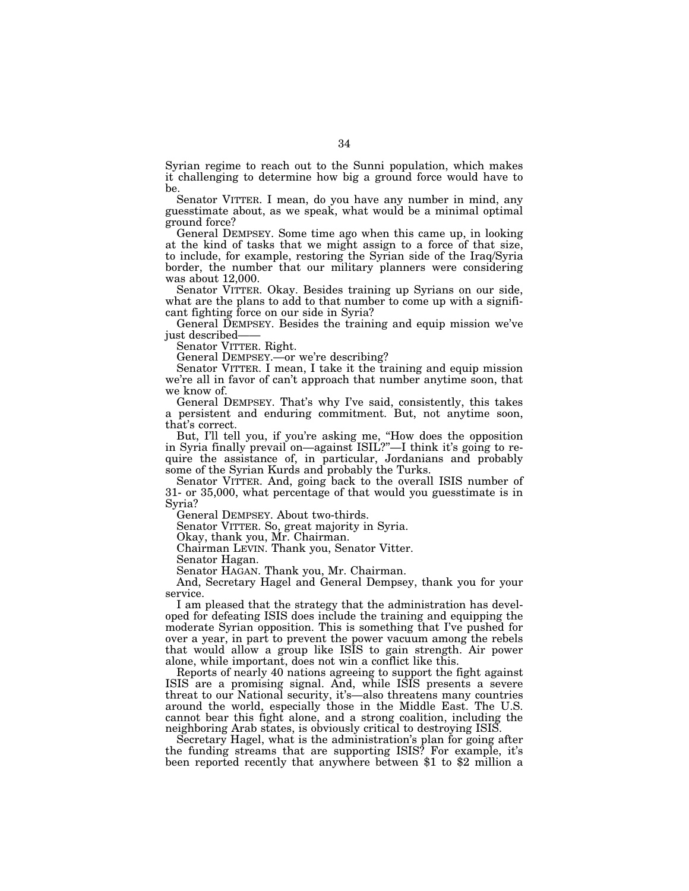Syrian regime to reach out to the Sunni population, which makes it challenging to determine how big a ground force would have to be.

Senator VITTER. I mean, do you have any number in mind, any guesstimate about, as we speak, what would be a minimal optimal ground force?

General DEMPSEY. Some time ago when this came up, in looking at the kind of tasks that we might assign to a force of that size, to include, for example, restoring the Syrian side of the Iraq/Syria border, the number that our military planners were considering was about 12,000.

Senator VITTER. Okay. Besides training up Syrians on our side, what are the plans to add to that number to come up with a significant fighting force on our side in Syria?

General DEMPSEY. Besides the training and equip mission we've just described——

Senator VITTER. Right.

General DEMPSEY.—or we're describing?

Senator VITTER. I mean, I take it the training and equip mission we're all in favor of can't approach that number anytime soon, that we know of.

General DEMPSEY. That's why I've said, consistently, this takes a persistent and enduring commitment. But, not anytime soon, that's correct.

But, I'll tell you, if you're asking me, "How does the opposition in Syria finally prevail on—against ISIL?"—I think it's going to require the assistance of, in particular, Jordanians and probably some of the Syrian Kurds and probably the Turks.

Senator VITTER. And, going back to the overall ISIS number of 31- or 35,000, what percentage of that would you guesstimate is in Syria?

General DEMPSEY. About two-thirds.

Senator VITTER. So, great majority in Syria.

Okay, thank you, Mr. Chairman.

Chairman LEVIN. Thank you, Senator Vitter.

Senator Hagan.

Senator HAGAN. Thank you, Mr. Chairman.

And, Secretary Hagel and General Dempsey, thank you for your service.

I am pleased that the strategy that the administration has developed for defeating ISIS does include the training and equipping the moderate Syrian opposition. This is something that I've pushed for over a year, in part to prevent the power vacuum among the rebels that would allow a group like ISIS to gain strength. Air power alone, while important, does not win a conflict like this.

Reports of nearly 40 nations agreeing to support the fight against ISIS are a promising signal. And, while ISIS presents a severe threat to our National security, it's—also threatens many countries around the world, especially those in the Middle East. The U.S. cannot bear this fight alone, and a strong coalition, including the neighboring Arab states, is obviously critical to destroying ISIS.

Secretary Hagel, what is the administration's plan for going after the funding streams that are supporting ISIS? For example, it's been reported recently that anywhere between $1 to $2 million a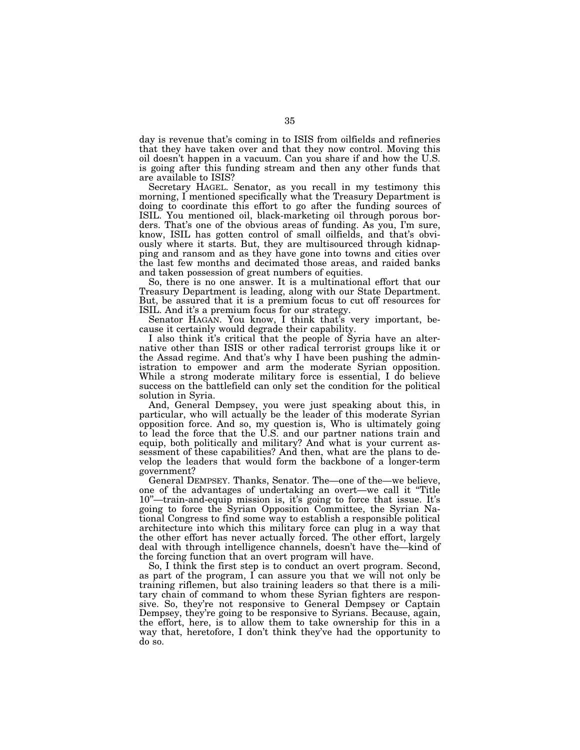day is revenue that's coming in to ISIS from oilfields and refineries that they have taken over and that they now control. Moving this oil doesn't happen in a vacuum. Can you share if and how the U.S. is going after this funding stream and then any other funds that are available to ISIS?

Secretary HAGEL. Senator, as you recall in my testimony this morning, I mentioned specifically what the Treasury Department is doing to coordinate this effort to go after the funding sources of ISIL. You mentioned oil, black-marketing oil through porous borders. That's one of the obvious areas of funding. As you, I'm sure, know, ISIL has gotten control of small oilfields, and that's obviously where it starts. But, they are multisourced through kidnapping and ransom and as they have gone into towns and cities over the last few months and decimated those areas, and raided banks and taken possession of great numbers of equities.

So, there is no one answer. It is a multinational effort that our Treasury Department is leading, along with our State Department. But, be assured that it is a premium focus to cut off resources for ISIL. And it's a premium focus for our strategy.

Senator HAGAN. You know, I think that's very important, because it certainly would degrade their capability.

I also think it's critical that the people of Syria have an alternative other than ISIS or other radical terrorist groups like it or the Assad regime. And that's why I have been pushing the administration to empower and arm the moderate Syrian opposition. While a strong moderate military force is essential, I do believe success on the battlefield can only set the condition for the political solution in Syria.

And, General Dempsey, you were just speaking about this, in particular, who will actually be the leader of this moderate Syrian opposition force. And so, my question is, Who is ultimately going to lead the force that the U.S. and our partner nations train and equip, both politically and military? And what is your current assessment of these capabilities? And then, what are the plans to develop the leaders that would form the backbone of a longer-term government?

General DEMPSEY. Thanks, Senator. The—one of the—we believe, one of the advantages of undertaking an overt—we call it "Title 10"—train-and-equip mission is, it's going to force that issue. It's going to force the Syrian Opposition Committee, the Syrian National Congress to find some way to establish a responsible political architecture into which this military force can plug in a way that the other effort has never actually forced. The other effort, largely deal with through intelligence channels, doesn't have the—kind of the forcing function that an overt program will have.

So, I think the first step is to conduct an overt program. Second, as part of the program, I can assure you that we will not only be training riflemen, but also training leaders so that there is a military chain of command to whom these Syrian fighters are responsive. So, they're not responsive to General Dempsey or Captain Dempsey, they're going to be responsive to Syrians. Because, again, the effort, here, is to allow them to take ownership for this in a way that, heretofore, I don't think they've had the opportunity to do so.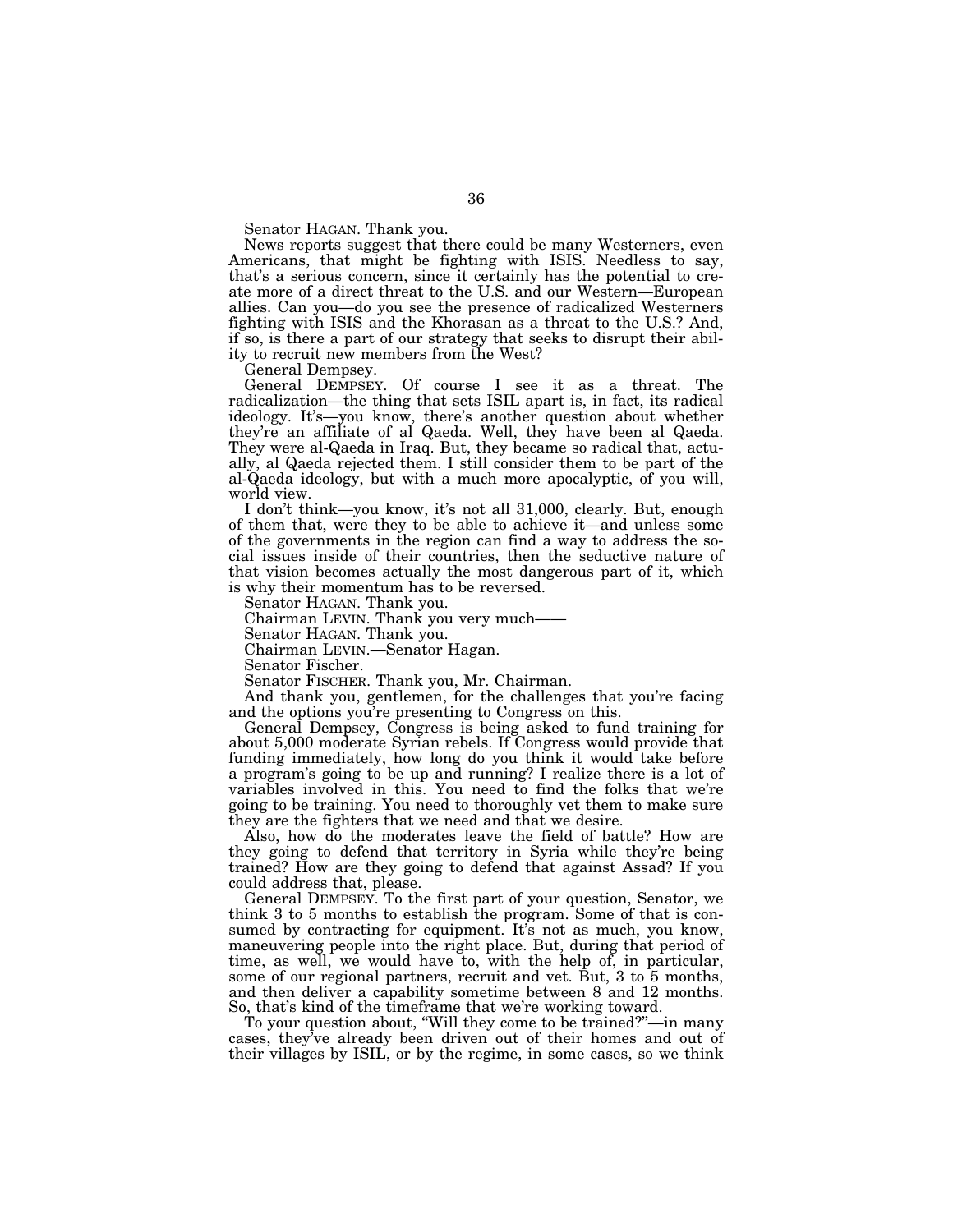Senator HAGAN. Thank you.

News reports suggest that there could be many Westerners, even Americans, that might be fighting with ISIS. Needless to say, that's a serious concern, since it certainly has the potential to create more of a direct threat to the U.S. and our Western—European allies. Can you—do you see the presence of radicalized Westerners fighting with ISIS and the Khorasan as a threat to the U.S.? And, if so, is there a part of our strategy that seeks to disrupt their ability to recruit new members from the West?

General Dempsey.

General DEMPSEY. Of course I see it as a threat. The radicalization—the thing that sets ISIL apart is, in fact, its radical ideology. It's—you know, there's another question about whether they're an affiliate of al Qaeda. Well, they have been al Qaeda. They were al-Qaeda in Iraq. But, they became so radical that, actually, al Qaeda rejected them. I still consider them to be part of the al-Qaeda ideology, but with a much more apocalyptic, of you will, world view.

I don't think—you know, it's not all 31,000, clearly. But, enough of them that, were they to be able to achieve it—and unless some of the governments in the region can find a way to address the social issues inside of their countries, then the seductive nature of that vision becomes actually the most dangerous part of it, which is why their momentum has to be reversed.

Senator HAGAN. Thank you.

Chairman LEVIN. Thank you very much——

Senator HAGAN. Thank you.

Chairman LEVIN.—Senator Hagan.

Senator Fischer.

Senator FISCHER. Thank you, Mr. Chairman.

And thank you, gentlemen, for the challenges that you're facing and the options you're presenting to Congress on this.

General Dempsey, Congress is being asked to fund training for about 5,000 moderate Syrian rebels. If Congress would provide that funding immediately, how long do you think it would take before a program's going to be up and running? I realize there is a lot of variables involved in this. You need to find the folks that we're going to be training. You need to thoroughly vet them to make sure they are the fighters that we need and that we desire.

Also, how do the moderates leave the field of battle? How are they going to defend that territory in Syria while they're being trained? How are they going to defend that against Assad? If you could address that, please.

General DEMPSEY. To the first part of your question, Senator, we think 3 to 5 months to establish the program. Some of that is consumed by contracting for equipment. It's not as much, you know, maneuvering people into the right place. But, during that period of time, as well, we would have to, with the help of, in particular, some of our regional partners, recruit and vet. But, 3 to 5 months, and then deliver a capability sometime between 8 and 12 months. So, that's kind of the timeframe that we're working toward.

To your question about, "Will they come to be trained?"—in many cases, they've already been driven out of their homes and out of their villages by ISIL, or by the regime, in some cases, so we think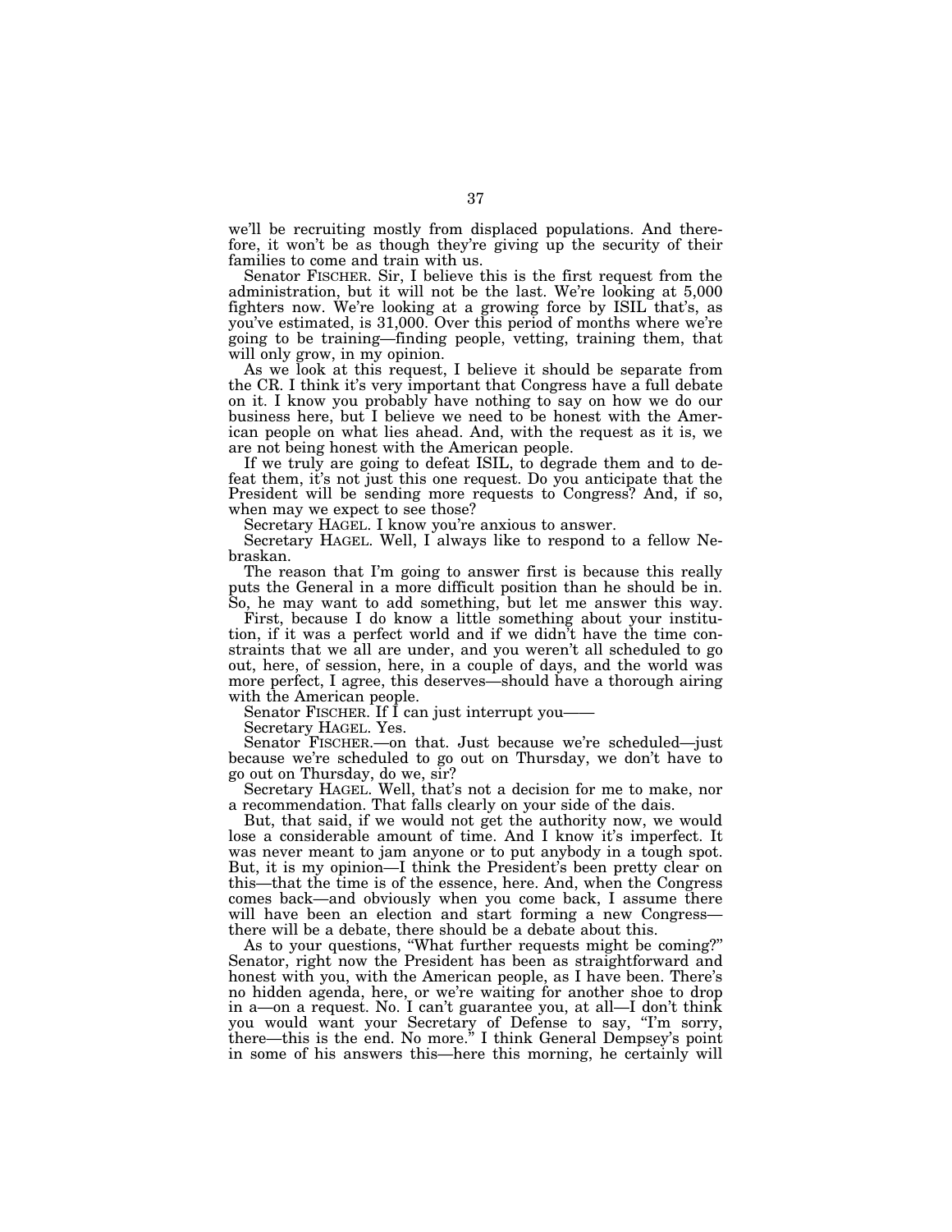we'll be recruiting mostly from displaced populations. And therefore, it won't be as though they're giving up the security of their families to come and train with us.

Senator FISCHER. Sir, I believe this is the first request from the administration, but it will not be the last. We're looking at 5,000 fighters now. We're looking at a growing force by ISIL that's, as you've estimated, is 31,000. Over this period of months where we're going to be training—finding people, vetting, training them, that will only grow, in my opinion.

As we look at this request, I believe it should be separate from the CR. I think it's very important that Congress have a full debate on it. I know you probably have nothing to say on how we do our business here, but I believe we need to be honest with the American people on what lies ahead. And, with the request as it is, we are not being honest with the American people.

If we truly are going to defeat ISIL, to degrade them and to defeat them, it's not just this one request. Do you anticipate that the President will be sending more requests to Congress? And, if so, when may we expect to see those?

Secretary HAGEL. I know you're anxious to answer.

Secretary HAGEL. Well, I always like to respond to a fellow Nebraskan.

The reason that I'm going to answer first is because this really puts the General in a more difficult position than he should be in. So, he may want to add something, but let me answer this way.

First, because I do know a little something about your institution, if it was a perfect world and if we didn't have the time constraints that we all are under, and you weren't all scheduled to go out, here, of session, here, in a couple of days, and the world was more perfect, I agree, this deserves—should have a thorough airing with the American people.

Senator FISCHER. If I can just interrupt you——

Secretary HAGEL. Yes.

Senator FISCHER.—on that. Just because we're scheduled—just because we're scheduled to go out on Thursday, we don't have to go out on Thursday, do we, sir?

Secretary HAGEL. Well, that's not a decision for me to make, nor a recommendation. That falls clearly on your side of the dais.

But, that said, if we would not get the authority now, we would lose a considerable amount of time. And I know it's imperfect. It was never meant to jam anyone or to put anybody in a tough spot. But, it is my opinion—I think the President's been pretty clear on this—that the time is of the essence, here. And, when the Congress comes back—and obviously when you come back, I assume there will have been an election and start forming a new Congress—there will be a debate, there should be a debate about this.

As to your questions, "What further requests might be coming?" Senator, right now the President has been as straightforward and honest with you, with the American people, as I have been. There's no hidden agenda, here, or we're waiting for another shoe to drop in a—on a request. No. I can't guarantee you, at all—I don't think you would want your Secretary of Defense to say, "I'm sorry, there—this is the end. No more." I think General Dempsey's point in some of his answers this—here this morning, he certainly will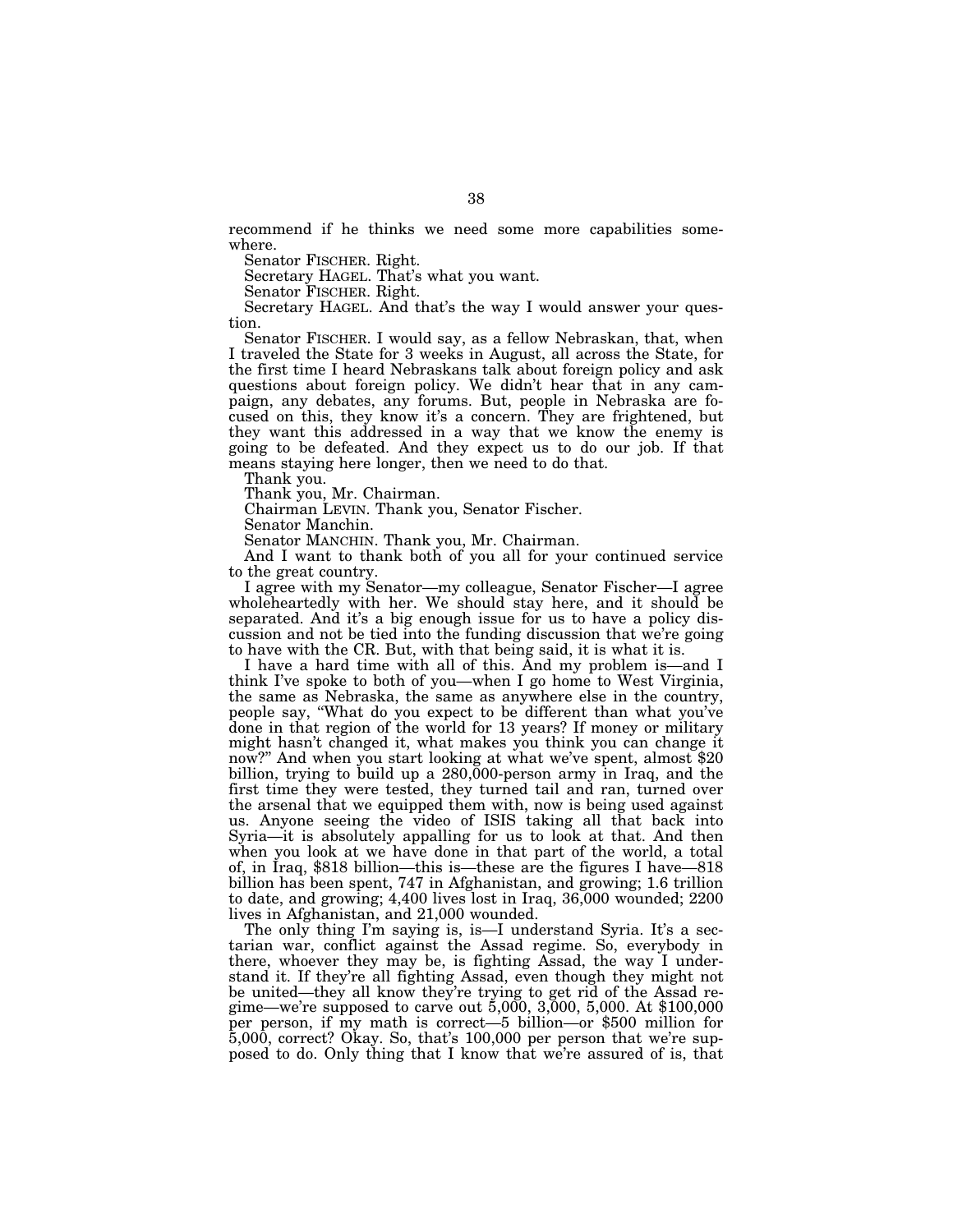recommend if he thinks we need some more capabilities somewhere.

Senator FISCHER. Right.

Secretary HAGEL. That's what you want.

Senator FISCHER. Right.

Secretary HAGEL. And that's the way I would answer your question.

Senator FISCHER. I would say, as a fellow Nebraskan, that, when I traveled the State for 3 weeks in August, all across the State, for the first time I heard Nebraskans talk about foreign policy and ask questions about foreign policy. We didn't hear that in any campaign, any debates, any forums. But, people in Nebraska are focused on this, they know it's a concern. They are frightened, but they want this addressed in a way that we know the enemy is going to be defeated. And they expect us to do our job. If that means staying here longer, then we need to do that.

Thank you.

Thank you, Mr. Chairman.

Chairman LEVIN. Thank you, Senator Fischer.

Senator Manchin.

Senator MANCHIN. Thank you, Mr. Chairman.

And I want to thank both of you all for your continued service to the great country.

I agree with my Senator—my colleague, Senator Fischer—I agree wholeheartedly with her. We should stay here, and it should be separated. And it's a big enough issue for us to have a policy discussion and not be tied into the funding discussion that we're going to have with the CR. But, with that being said, it is what it is.

I have a hard time with all of this. And my problem is—and I think I've spoke to both of you—when I go home to West Virginia, the same as Nebraska, the same as anywhere else in the country, people say, "What do you expect to be different than what you've done in that region of the world for 13 years? If money or military might hasn't changed it, what makes you think you can change it now?" And when you start looking at what we've spent, almost $20 billion, trying to build up a 280,000-person army in Iraq, and the first time they were tested, they turned tail and ran, turned over the arsenal that we equipped them with, now is being used against us. Anyone seeing the video of ISIS taking all that back into Syria—it is absolutely appalling for us to look at that. And then when you look at we have done in that part of the world, a total of, in Iraq, $818 billion—this is—these are the figures I have—818 billion has been spent, 747 in Afghanistan, and growing; 1.6 trillion to date, and growing; 4,400 lives lost in Iraq, 36,000 wounded; 2200 lives in Afghanistan, and 21,000 wounded.

The only thing I'm saying is, is—I understand Syria. It's a sectarian war, conflict against the Assad regime. So, everybody in there, whoever they may be, is fighting Assad, the way I understand it. If they're all fighting Assad, even though they might not be united—they all know they're trying to get rid of the Assad regime—we're supposed to carve out 5,000, 3,000, 5,000. At $100,000 per person, if my math is correct—5 billion—or $500 million for 5,000, correct? Okay. So, that's 100,000 per person that we're supposed to do. Only thing that I know that we're assured of is, that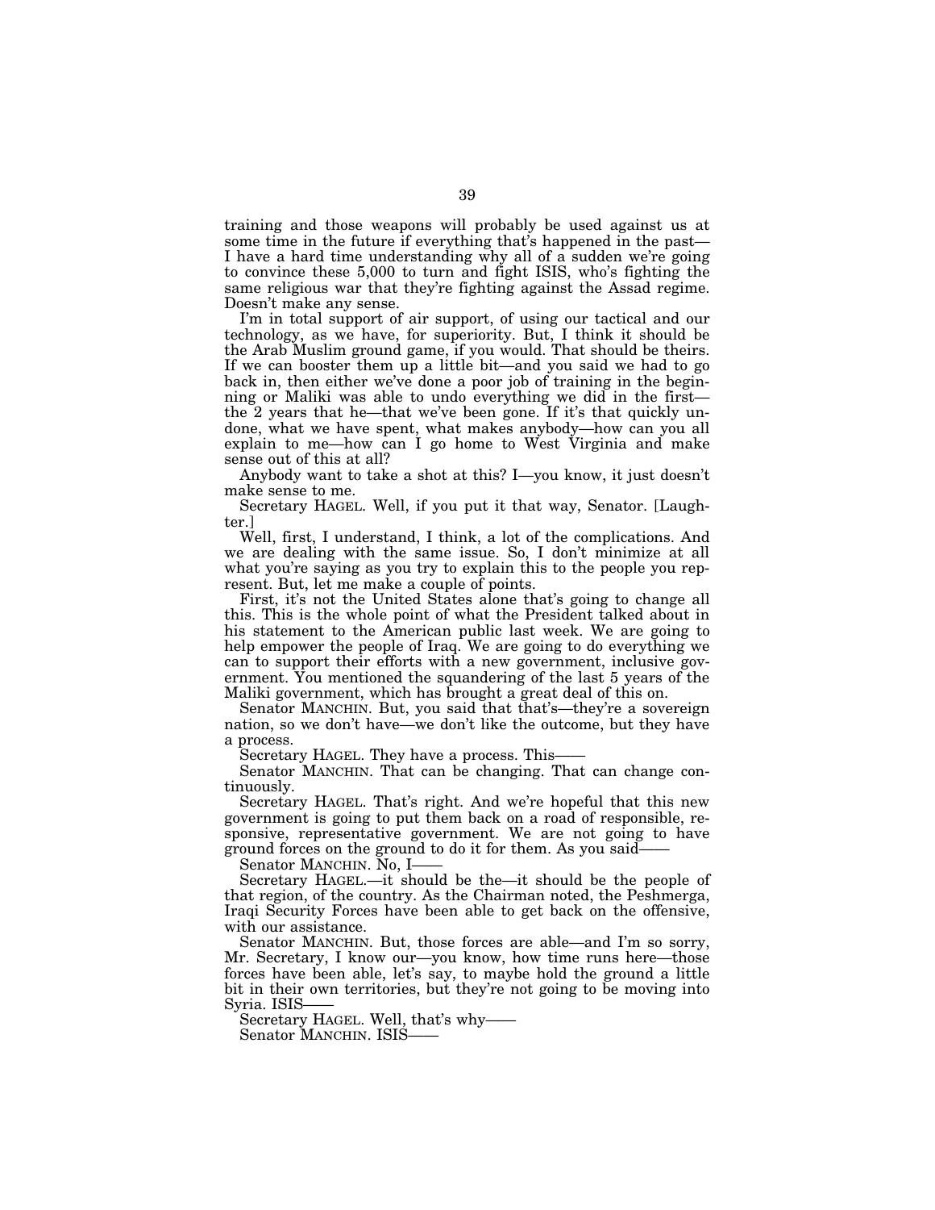training and those weapons will probably be used against us at some time in the future if everything that's happened in the past— I have a hard time understanding why all of a sudden we're going to convince these 5,000 to turn and fight ISIS, who's fighting the same religious war that they're fighting against the Assad regime. Doesn't make any sense.

I'm in total support of air support, of using our tactical and our technology, as we have, for superiority. But, I think it should be the Arab Muslim ground game, if you would. That should be theirs. If we can booster them up a little bit—and you said we had to go back in, then either we've done a poor job of training in the beginning or Maliki was able to undo everything we did in the first—the 2 years that he—that we've been gone. If it's that quickly undone, what we have spent, what makes anybody—how can you all explain to me—how can I go home to West Virginia and make sense out of this at all?

Anybody want to take a shot at this? I—you know, it just doesn't make sense to me.

Secretary HAGEL. Well, if you put it that way, Senator. [Laughter.]

Well, first, I understand, I think, a lot of the complications. And we are dealing with the same issue. So, I don't minimize at all what you're saying as you try to explain this to the people you represent. But, let me make a couple of points.

First, it's not the United States alone that's going to change all this. This is the whole point of what the President talked about in his statement to the American public last week. We are going to help empower the people of Iraq. We are going to do everything we can to support their efforts with a new government, inclusive government. You mentioned the squandering of the last 5 years of the Maliki government, which has brought a great deal of this on.

Senator MANCHIN. But, you said that that's—they're a sovereign nation, so we don't have—we don't like the outcome, but they have a process.

Secretary HAGEL. They have a process. This——

Senator MANCHIN. That can be changing. That can change continuously.

Secretary HAGEL. That's right. And we're hopeful that this new government is going to put them back on a road of responsible, responsive, representative government. We are not going to have ground forces on the ground to do it for them. As you said——

Senator MANCHIN. No, I——

Secretary HAGEL.—it should be the—it should be the people of that region, of the country. As the Chairman noted, the Peshmerga, Iraqi Security Forces have been able to get back on the offensive, with our assistance.

Senator MANCHIN. But, those forces are able—and I'm so sorry, Mr. Secretary, I know our—you know, how time runs here—those forces have been able, let's say, to maybe hold the ground a little bit in their own territories, but they're not going to be moving into Syria. ISIS——

Secretary HAGEL. Well, that's why——

Senator MANCHIN. ISIS——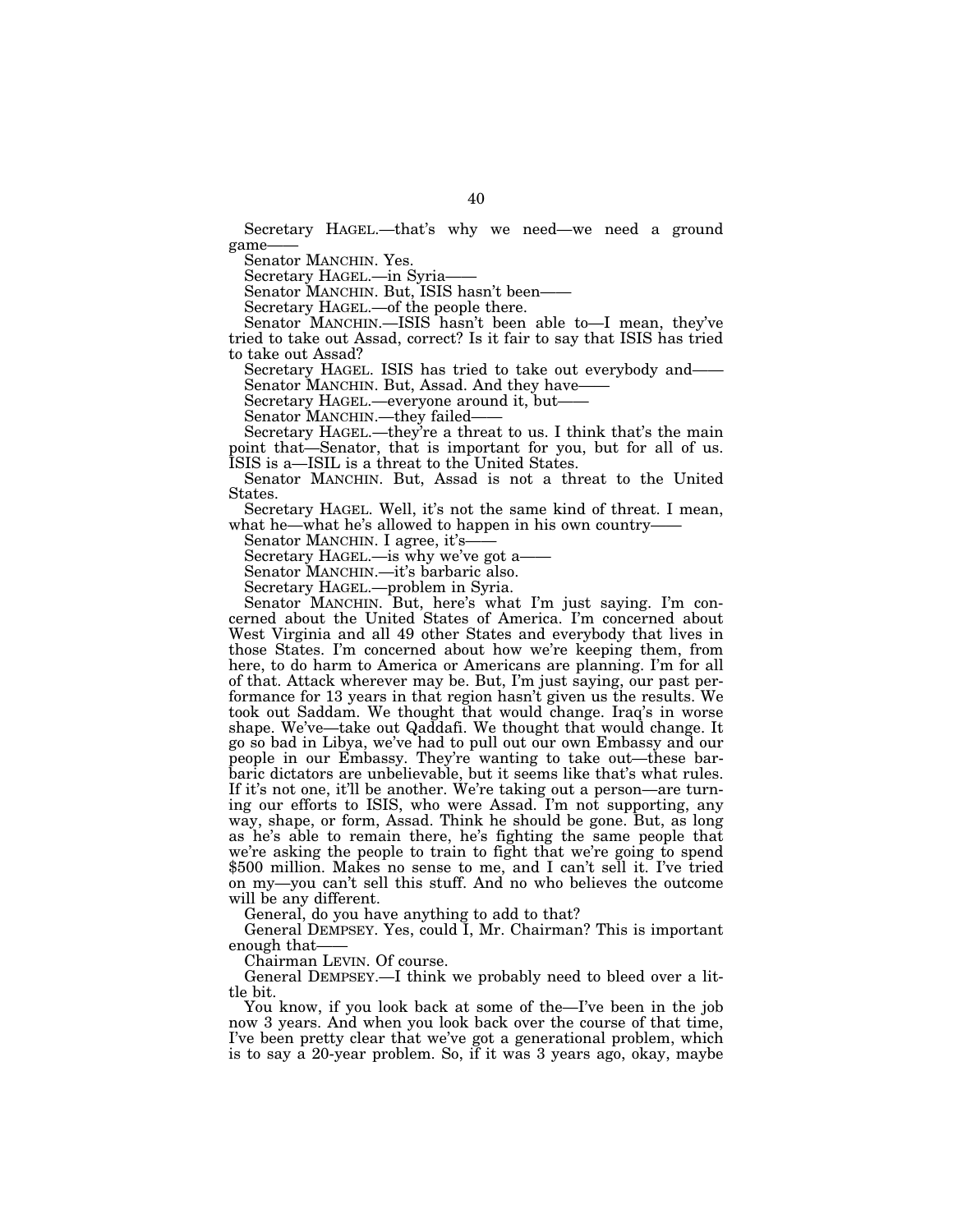Secretary HAGEL.—that's why we need—we need a ground game——

Senator MANCHIN. Yes.

Secretary HAGEL.—in Syria——

Senator MANCHIN. But, ISIS hasn't been——

Secretary HAGEL.—of the people there.

Senator MANCHIN.—ISIS hasn't been able to—I mean, they've tried to take out Assad, correct? Is it fair to say that ISIS has tried to take out Assad?

Secretary HAGEL. ISIS has tried to take out everybody and——

Senator MANCHIN. But, Assad. And they have——

Secretary HAGEL.—everyone around it, but——

Senator MANCHIN.—they failed——

Secretary HAGEL.—they're a threat to us. I think that's the main point that—Senator, that is important for you, but for all of us. ISIS is a—ISIL is a threat to the United States.

Senator MANCHIN. But, Assad is not a threat to the United States.

Secretary HAGEL. Well, it's not the same kind of threat. I mean, what he—what he's allowed to happen in his own country——

Senator MANCHIN. I agree, it's——

Secretary HAGEL.—is why we've got a——

Senator MANCHIN.—it's barbaric also.

Secretary HAGEL.—problem in Syria.

Senator MANCHIN. But, here's what I'm just saying. I'm concerned about the United States of America. I'm concerned about West Virginia and all 49 other States and everybody that lives in those States. I'm concerned about how we're keeping them, from here, to do harm to America or Americans are planning. I'm for all of that. Attack wherever may be. But, I'm just saying, our past performance for 13 years in that region hasn't given us the results. We took out Saddam. We thought that would change. Iraq's in worse shape. We've—take out Qaddafi. We thought that would change. It go so bad in Libya, we've had to pull out our own Embassy and our people in our Embassy. They're wanting to take out—these barbaric dictators are unbelievable, but it seems like that's what rules. If it's not one, it'll be another. We're taking out a person—are turning our efforts to ISIS, who were Assad. I'm not supporting, any way, shape, or form, Assad. Think he should be gone. But, as long as he's able to remain there, he's fighting the same people that we're asking the people to train to fight that we're going to spend $500 million. Makes no sense to me, and I can't sell it. I've tried on my—you can't sell this stuff. And no who believes the outcome will be any different.

General, do you have anything to add to that?

General DEMPSEY. Yes, could I, Mr. Chairman? This is important enough that——

Chairman LEVIN. Of course.

General DEMPSEY.—I think we probably need to bleed over a little bit.

You know, if you look back at some of the—I've been in the job now 3 years. And when you look back over the course of that time, I've been pretty clear that we've got a generational problem, which is to say a 20-year problem. So, if it was 3 years ago, okay, maybe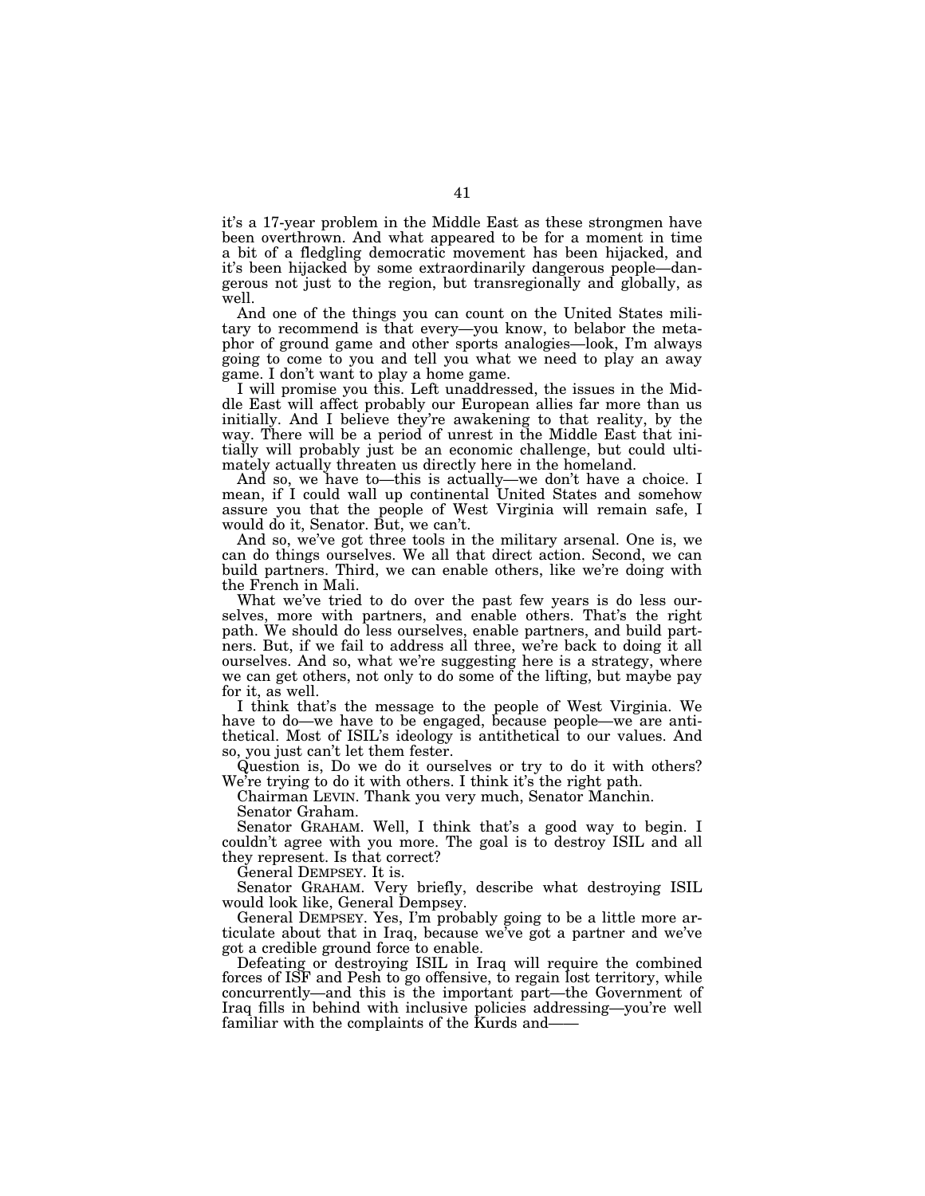it's a 17-year problem in the Middle East as these strongmen have been overthrown. And what appeared to be for a moment in time a bit of a fledgling democratic movement has been hijacked, and it's been hijacked by some extraordinarily dangerous people—dangerous not just to the region, but transregionally and globally, as well.

And one of the things you can count on the United States military to recommend is that every—you know, to belabor the metaphor of ground game and other sports analogies—look, I'm always going to come to you and tell you what we need to play an away game. I don't want to play a home game.

I will promise you this. Left unaddressed, the issues in the Middle East will affect probably our European allies far more than us initially. And I believe they're awakening to that reality, by the way. There will be a period of unrest in the Middle East that initially will probably just be an economic challenge, but could ultimately actually threaten us directly here in the homeland.

And so, we have to—this is actually—we don't have a choice. I mean, if I could wall up continental United States and somehow assure you that the people of West Virginia will remain safe, I would do it, Senator. But, we can't.

And so, we've got three tools in the military arsenal. One is, we can do things ourselves. We all that direct action. Second, we can build partners. Third, we can enable others, like we're doing with the French in Mali.

What we've tried to do over the past few years is do less ourselves, more with partners, and enable others. That's the right path. We should do less ourselves, enable partners, and build partners. But, if we fail to address all three, we're back to doing it all ourselves. And so, what we're suggesting here is a strategy, where we can get others, not only to do some of the lifting, but maybe pay for it, as well.

I think that's the message to the people of West Virginia. We have to do—we have to be engaged, because people—we are antithetical. Most of ISIL's ideology is antithetical to our values. And so, you just can't let them fester.

Question is, Do we do it ourselves or try to do it with others? We're trying to do it with others. I think it's the right path.

Chairman LEVIN. Thank you very much, Senator Manchin.

Senator Graham.

Senator GRAHAM. Well, I think that's a good way to begin. I couldn't agree with you more. The goal is to destroy ISIL and all they represent. Is that correct?

General DEMPSEY. It is.

Senator GRAHAM. Very briefly, describe what destroying ISIL would look like, General Dempsey.

General DEMPSEY. Yes, I'm probably going to be a little more articulate about that in Iraq, because we've got a partner and we've got a credible ground force to enable.

Defeating or destroying ISIL in Iraq will require the combined forces of ISF and Pesh to go offensive, to regain lost territory, while concurrently—and this is the important part—the Government of Iraq fills in behind with inclusive policies addressing—you're well familiar with the complaints of the Kurds and——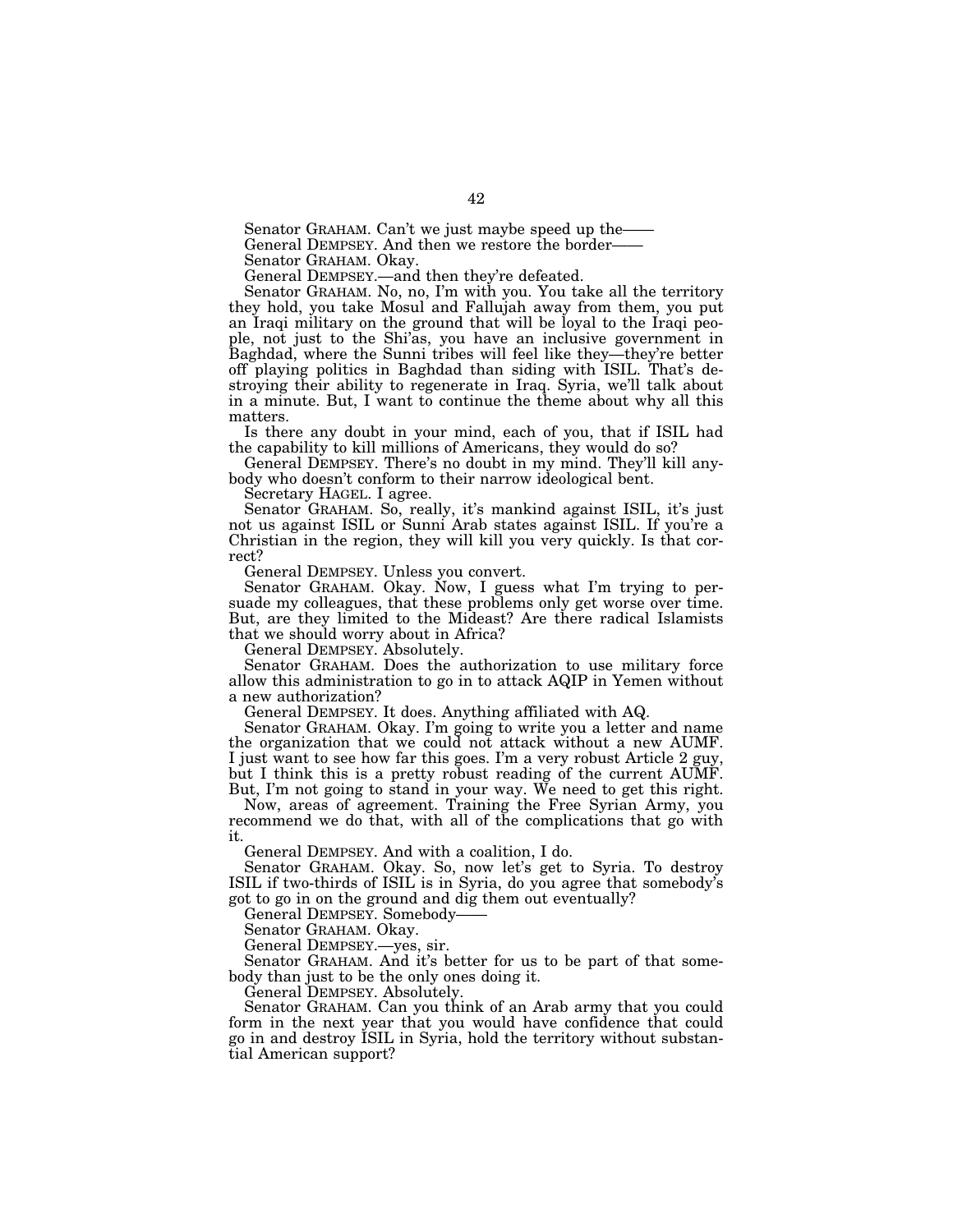Senator GRAHAM. Can't we just maybe speed up the——

General DEMPSEY. And then we restore the border——

Senator GRAHAM. Okay.

General DEMPSEY.—and then they're defeated.

Senator GRAHAM. No, no, I'm with you. You take all the territory they hold, you take Mosul and Fallujah away from them, you put an Iraqi military on the ground that will be loyal to the Iraqi people, not just to the Shi'as, you have an inclusive government in Baghdad, where the Sunni tribes will feel like they—they're better off playing politics in Baghdad than siding with ISIL. That's destroying their ability to regenerate in Iraq. Syria, we'll talk about in a minute. But, I want to continue the theme about why all this matters.

Is there any doubt in your mind, each of you, that if ISIL had the capability to kill millions of Americans, they would do so?

General DEMPSEY. There's no doubt in my mind. They'll kill anybody who doesn't conform to their narrow ideological bent.

Secretary HAGEL. I agree.

Senator GRAHAM. So, really, it's mankind against ISIL, it's just not us against ISIL or Sunni Arab states against ISIL. If you're a Christian in the region, they will kill you very quickly. Is that correct?

General DEMPSEY. Unless you convert.

Senator GRAHAM. Okay. Now, I guess what I'm trying to persuade my colleagues, that these problems only get worse over time. But, are they limited to the Mideast? Are there radical Islamists that we should worry about in Africa?

General DEMPSEY. Absolutely.

Senator GRAHAM. Does the authorization to use military force allow this administration to go in to attack AQIP in Yemen without a new authorization?

General DEMPSEY. It does. Anything affiliated with AQ.

Senator GRAHAM. Okay. I'm going to write you a letter and name the organization that we could not attack without a new AUMF. I just want to see how far this goes. I'm a very robust Article 2 guy, but I think this is a pretty robust reading of the current AUMF. But, I'm not going to stand in your way. We need to get this right.

Now, areas of agreement. Training the Free Syrian Army, you recommend we do that, with all of the complications that go with it.

General DEMPSEY. And with a coalition, I do.

Senator GRAHAM. Okay. So, now let's get to Syria. To destroy ISIL if two-thirds of ISIL is in Syria, do you agree that somebody's got to go in on the ground and dig them out eventually?

General DEMPSEY. Somebody——

Senator GRAHAM. Okay.

General DEMPSEY.—yes, sir.

Senator GRAHAM. And it's better for us to be part of that somebody than just to be the only ones doing it.

General DEMPSEY. Absolutely.

Senator GRAHAM. Can you think of an Arab army that you could form in the next year that you would have confidence that could go in and destroy ISIL in Syria, hold the territory without substantial American support?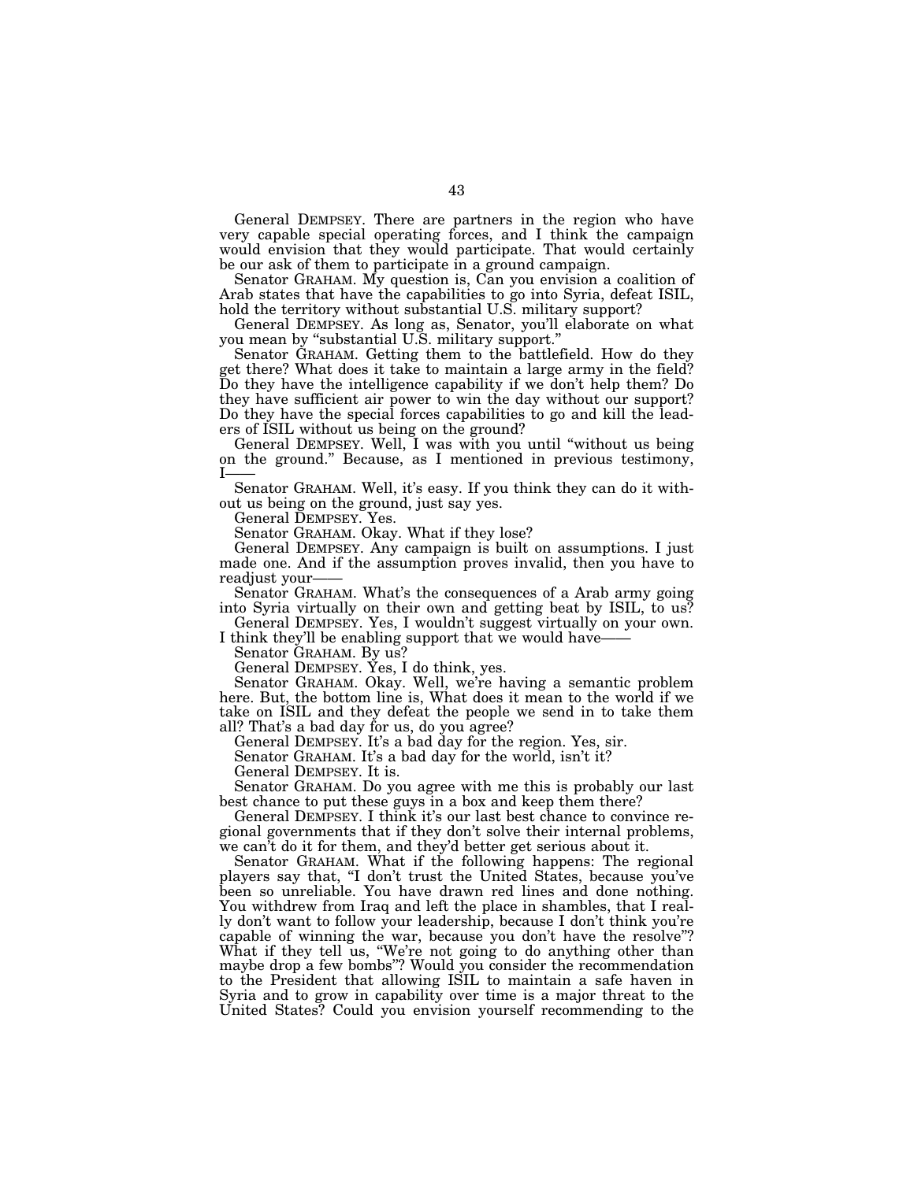General DEMPSEY. There are partners in the region who have very capable special operating forces, and I think the campaign would envision that they would participate. That would certainly be our ask of them to participate in a ground campaign.

Senator GRAHAM. My question is, Can you envision a coalition of Arab states that have the capabilities to go into Syria, defeat ISIL, hold the territory without substantial U.S. military support?

General DEMPSEY. As long as, Senator, you'll elaborate on what you mean by "substantial U.S. military support."

Senator GRAHAM. Getting them to the battlefield. How do they get there? What does it take to maintain a large army in the field? Do they have the intelligence capability if we don't help them? Do they have sufficient air power to win the day without our support? Do they have the special forces capabilities to go and kill the leaders of ISIL without us being on the ground?

General DEMPSEY. Well, I was with you until "without us being on the ground." Because, as I mentioned in previous testimony, I——

Senator GRAHAM. Well, it's easy. If you think they can do it without us being on the ground, just say yes.

General DEMPSEY. Yes.

Senator GRAHAM. Okay. What if they lose?

General DEMPSEY. Any campaign is built on assumptions. I just made one. And if the assumption proves invalid, then you have to readjust your——

Senator GRAHAM. What's the consequences of a Arab army going into Syria virtually on their own and getting beat by ISIL, to us?

General DEMPSEY. Yes, I wouldn't suggest virtually on your own. I think they'll be enabling support that we would have——

Senator GRAHAM. By us?

General DEMPSEY. Yes, I do think, yes.

Senator GRAHAM. Okay. Well, we're having a semantic problem here. But, the bottom line is, What does it mean to the world if we take on ISIL and they defeat the people we send in to take them all? That's a bad day for us, do you agree?

General DEMPSEY. It's a bad day for the region. Yes, sir.

Senator GRAHAM. It's a bad day for the world, isn't it?

General DEMPSEY. It is.

Senator GRAHAM. Do you agree with me this is probably our last best chance to put these guys in a box and keep them there?

General DEMPSEY. I think it's our last best chance to convince regional governments that if they don't solve their internal problems, we can't do it for them, and they'd better get serious about it.

Senator GRAHAM. What if the following happens: The regional players say that, "I don't trust the United States, because you've been so unreliable. You have drawn red lines and done nothing. You withdrew from Iraq and left the place in shambles, that I really don't want to follow your leadership, because I don't think you're capable of winning the war, because you don't have the resolve"? What if they tell us, "We're not going to do anything other than maybe drop a few bombs"? Would you consider the recommendation to the President that allowing ISIL to maintain a safe haven in Syria and to grow in capability over time is a major threat to the United States? Could you envision yourself recommending to the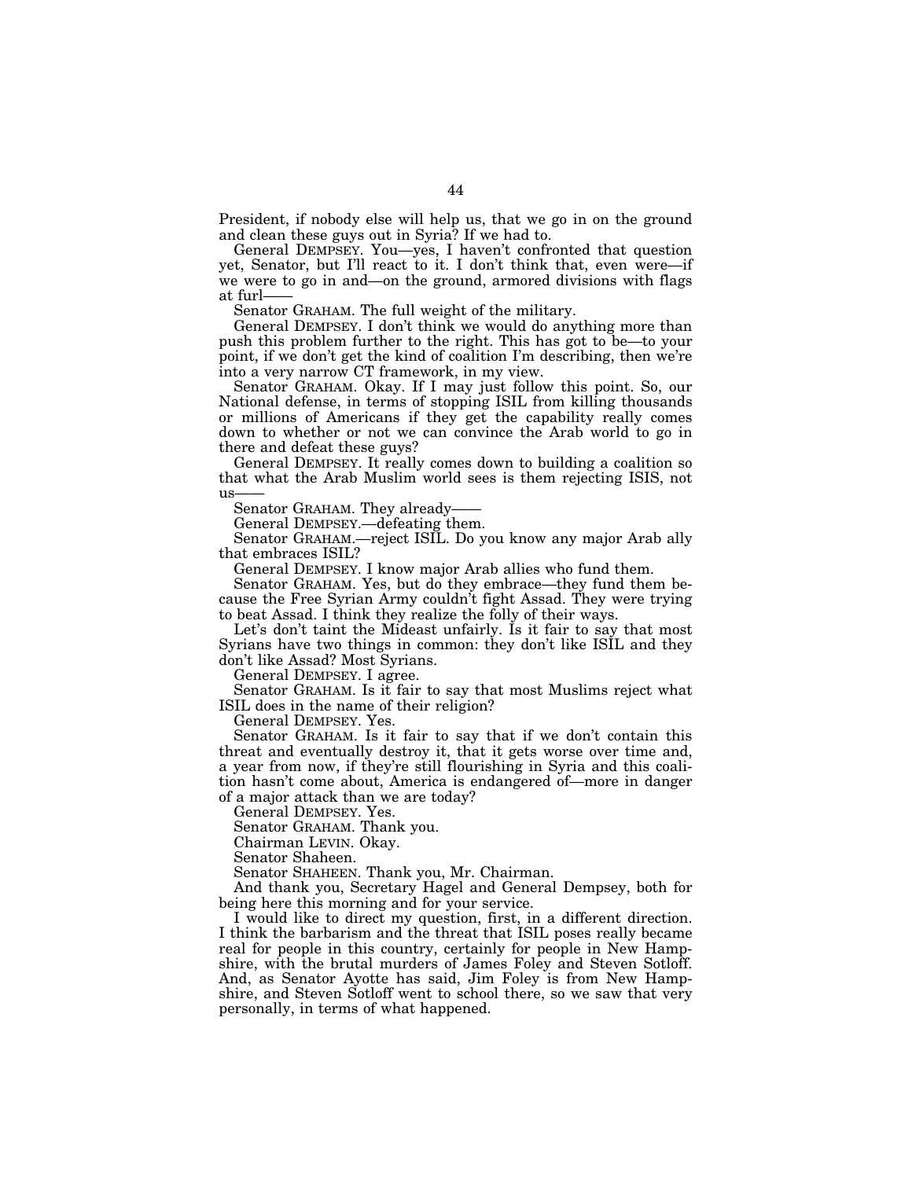President, if nobody else will help us, that we go in on the ground and clean these guys out in Syria? If we had to.

General DEMPSEY. You—yes, I haven't confronted that question yet, Senator, but I'll react to it. I don't think that, even were—if we were to go in and—on the ground, armored divisions with flags at furl——

Senator GRAHAM. The full weight of the military.

General DEMPSEY. I don't think we would do anything more than push this problem further to the right. This has got to be—to your point, if we don't get the kind of coalition I'm describing, then we're into a very narrow CT framework, in my view.

Senator GRAHAM. Okay. If I may just follow this point. So, our National defense, in terms of stopping ISIL from killing thousands or millions of Americans if they get the capability really comes down to whether or not we can convince the Arab world to go in there and defeat these guys?

General DEMPSEY. It really comes down to building a coalition so that what the Arab Muslim world sees is them rejecting ISIS, not us——

Senator GRAHAM. They already——

General DEMPSEY.—defeating them.

Senator GRAHAM.—reject ISIL. Do you know any major Arab ally that embraces ISIL?

General DEMPSEY. I know major Arab allies who fund them.

Senator GRAHAM. Yes, but do they embrace—they fund them because the Free Syrian Army couldn't fight Assad. They were trying to beat Assad. I think they realize the folly of their ways.

Let's don't taint the Mideast unfairly. Is it fair to say that most Syrians have two things in common: they don't like ISIL and they don't like Assad? Most Syrians.

General DEMPSEY. I agree.

Senator GRAHAM. Is it fair to say that most Muslims reject what ISIL does in the name of their religion?

General DEMPSEY. Yes.

Senator GRAHAM. Is it fair to say that if we don't contain this threat and eventually destroy it, that it gets worse over time and, a year from now, if they're still flourishing in Syria and this coalition hasn't come about, America is endangered of—more in danger of a major attack than we are today?

General DEMPSEY. Yes.

Senator GRAHAM. Thank you.

Chairman LEVIN. Okay.

Senator Shaheen.

Senator SHAHEEN. Thank you, Mr. Chairman.

And thank you, Secretary Hagel and General Dempsey, both for being here this morning and for your service.

I would like to direct my question, first, in a different direction. I think the barbarism and the threat that ISIL poses really became real for people in this country, certainly for people in New Hampshire, with the brutal murders of James Foley and Steven Sotloff. And, as Senator Ayotte has said, Jim Foley is from New Hampshire, and Steven Sotloff went to school there, so we saw that very personally, in terms of what happened.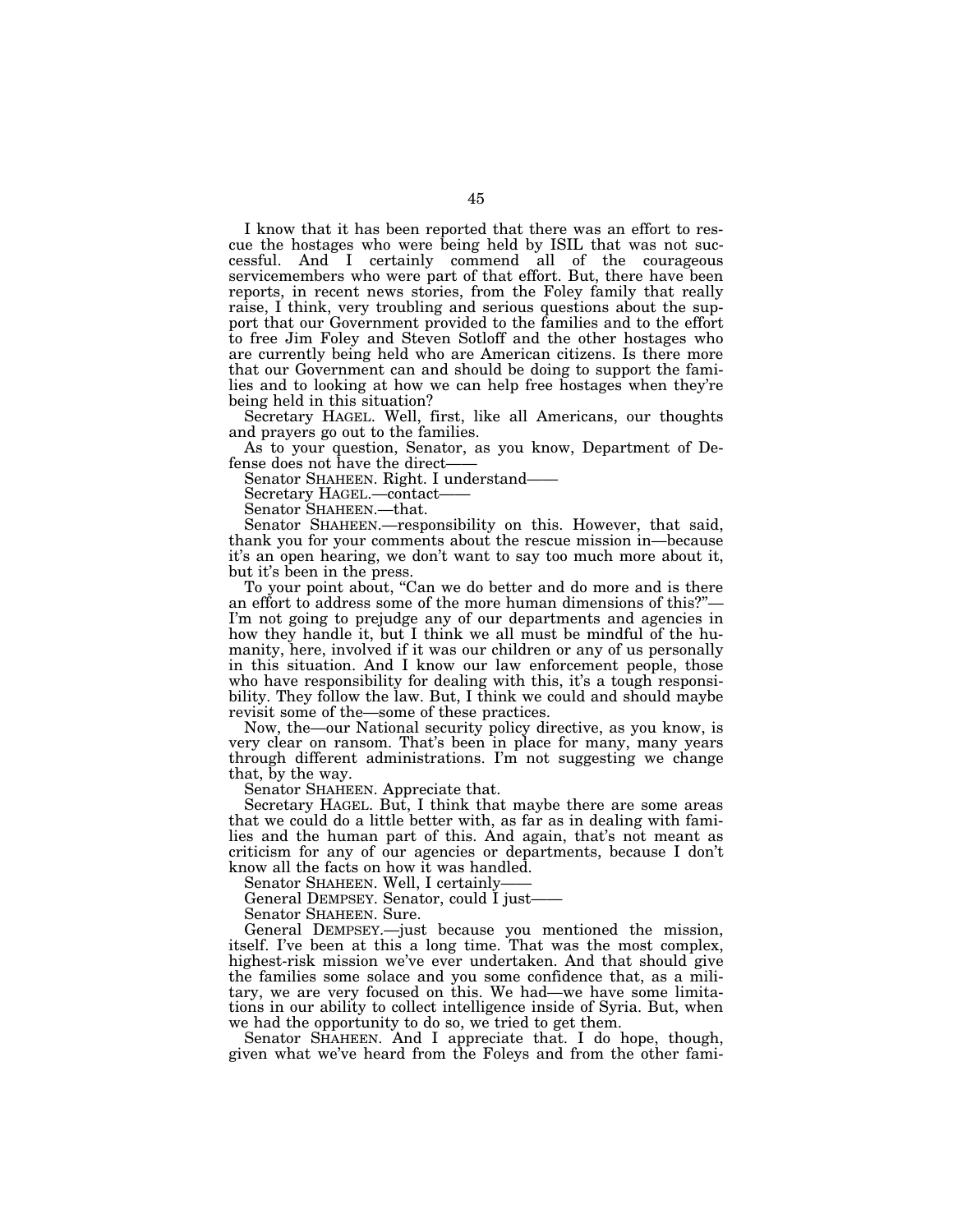I know that it has been reported that there was an effort to rescue the hostages who were being held by ISIL that was not successful. And I certainly commend all of the courageous servicemembers who were part of that effort. But, there have been reports, in recent news stories, from the Foley family that really raise, I think, very troubling and serious questions about the support that our Government provided to the families and to the effort to free Jim Foley and Steven Sotloff and the other hostages who are currently being held who are American citizens. Is there more that our Government can and should be doing to support the families and to looking at how we can help free hostages when they're being held in this situation?

Secretary HAGEL. Well, first, like all Americans, our thoughts and prayers go out to the families.

As to your question, Senator, as you know, Department of Defense does not have the direct——

Senator SHAHEEN. Right. I understand——

Secretary HAGEL.—contact——

Senator SHAHEEN.—that.

Senator SHAHEEN.—responsibility on this. However, that said, thank you for your comments about the rescue mission in—because it's an open hearing, we don't want to say too much more about it, but it's been in the press.

To your point about, "Can we do better and do more and is there an effort to address some of the more human dimensions of this?"—I'm not going to prejudge any of our departments and agencies in how they handle it, but I think we all must be mindful of the humanity, here, involved if it was our children or any of us personally in this situation. And I know our law enforcement people, those who have responsibility for dealing with this, it's a tough responsibility. They follow the law. But, I think we could and should maybe revisit some of the—some of these practices.

Now, the—our National security policy directive, as you know, is very clear on ransom. That's been in place for many, many years through different administrations. I'm not suggesting we change that, by the way.

Senator SHAHEEN. Appreciate that.

Secretary HAGEL. But, I think that maybe there are some areas that we could do a little better with, as far as in dealing with families and the human part of this. And again, that's not meant as criticism for any of our agencies or departments, because I don't know all the facts on how it was handled.

Senator SHAHEEN. Well, I certainly——

General DEMPSEY. Senator, could I just——

Senator SHAHEEN. Sure.

General DEMPSEY.—just because you mentioned the mission, itself. I've been at this a long time. That was the most complex, highest-risk mission we've ever undertaken. And that should give the families some solace and you some confidence that, as a military, we are very focused on this. We had—we have some limitations in our ability to collect intelligence inside of Syria. But, when we had the opportunity to do so, we tried to get them.

Senator SHAHEEN. And I appreciate that. I do hope, though, given what we've heard from the Foleys and from the other fami-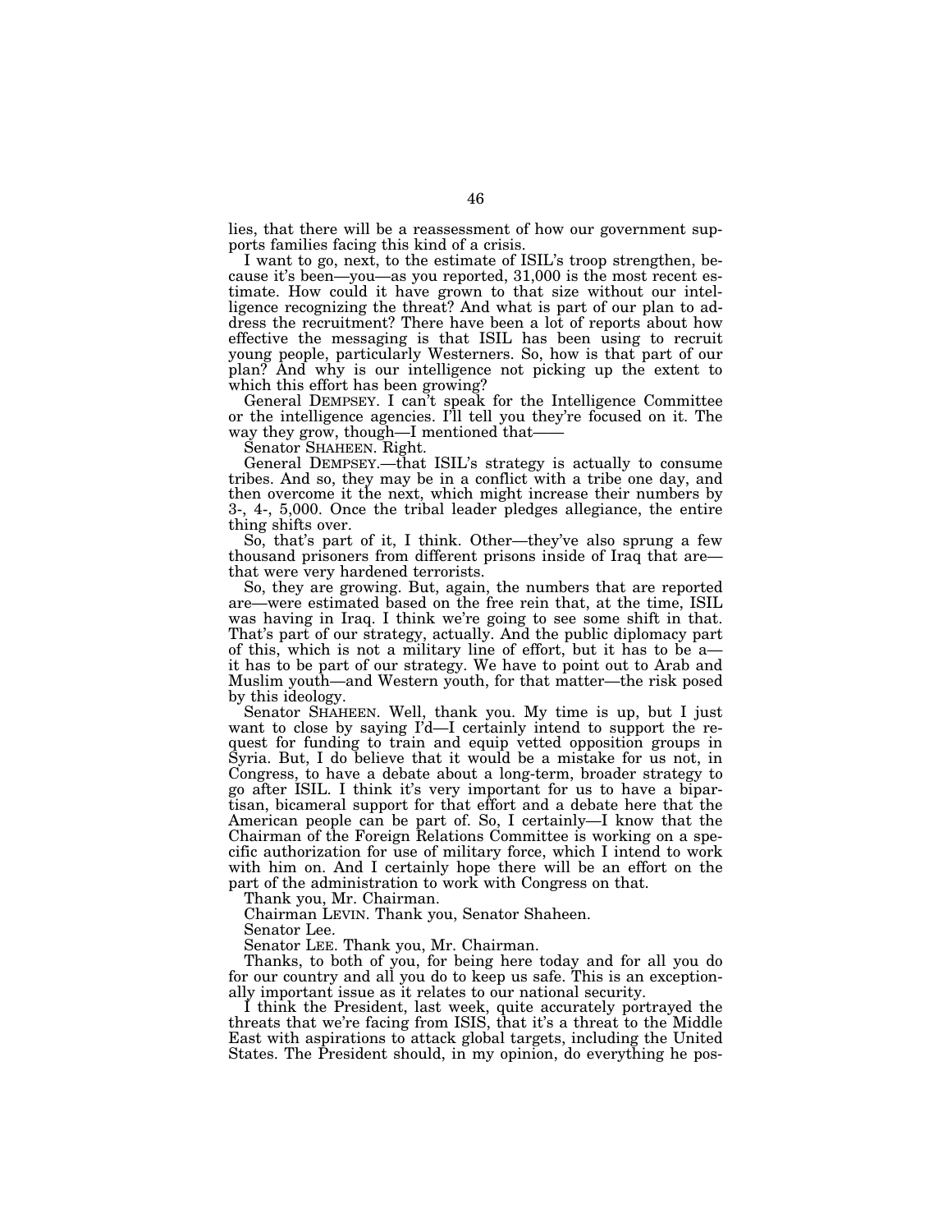lies, that there will be a reassessment of how our government supports families facing this kind of a crisis.

I want to go, next, to the estimate of ISIL's troop strengthen, because it's been—you—as you reported, 31,000 is the most recent estimate. How could it have grown to that size without our intelligence recognizing the threat? And what is part of our plan to address the recruitment? There have been a lot of reports about how effective the messaging is that ISIL has been using to recruit young people, particularly Westerners. So, how is that part of our plan? And why is our intelligence not picking up the extent to which this effort has been growing?

General DEMPSEY. I can't speak for the Intelligence Committee or the intelligence agencies. I'll tell you they're focused on it. The way they grow, though—I mentioned that——

Senator SHAHEEN. Right.

General DEMPSEY.—that ISIL's strategy is actually to consume tribes. And so, they may be in a conflict with a tribe one day, and then overcome it the next, which might increase their numbers by 3-, 4-, 5,000. Once the tribal leader pledges allegiance, the entire thing shifts over.

So, that's part of it, I think. Other—they've also sprung a few thousand prisoners from different prisons inside of Iraq that are—that were very hardened terrorists.

So, they are growing. But, again, the numbers that are reported are—were estimated based on the free rein that, at the time, ISIL was having in Iraq. I think we're going to see some shift in that. That's part of our strategy, actually. And the public diplomacy part of this, which is not a military line of effort, but it has to be a—it has to be part of our strategy. We have to point out to Arab and Muslim youth—and Western youth, for that matter—the risk posed by this ideology.

Senator SHAHEEN. Well, thank you. My time is up, but I just want to close by saying I'd—I certainly intend to support the request for funding to train and equip vetted opposition groups in Syria. But, I do believe that it would be a mistake for us not, in Congress, to have a debate about a long-term, broader strategy to go after ISIL. I think it's very important for us to have a bipartisan, bicameral support for that effort and a debate here that the American people can be part of. So, I certainly—I know that the Chairman of the Foreign Relations Committee is working on a specific authorization for use of military force, which I intend to work with him on. And I certainly hope there will be an effort on the part of the administration to work with Congress on that.

Thank you, Mr. Chairman.

Chairman LEVIN. Thank you, Senator Shaheen.

Senator Lee.

Senator LEE. Thank you, Mr. Chairman.

Thanks, to both of you, for being here today and for all you do for our country and all you do to keep us safe. This is an exceptionally important issue as it relates to our national security.

I think the President, last week, quite accurately portrayed the threats that we're facing from ISIS, that it's a threat to the Middle East with aspirations to attack global targets, including the United States. The President should, in my opinion, do everything he pos-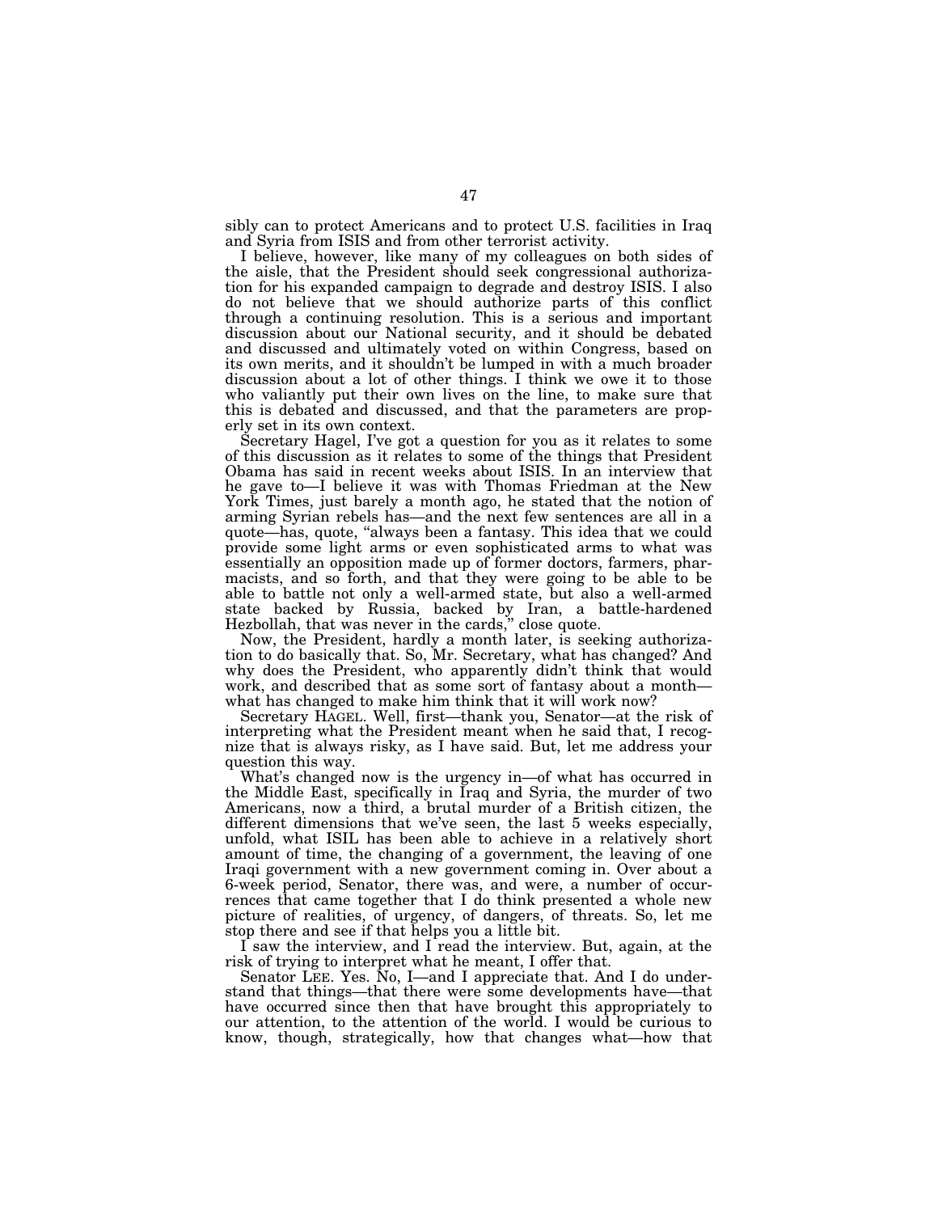sibly can to protect Americans and to protect U.S. facilities in Iraq and Syria from ISIS and from other terrorist activity.

I believe, however, like many of my colleagues on both sides of the aisle, that the President should seek congressional authorization for his expanded campaign to degrade and destroy ISIS. I also do not believe that we should authorize parts of this conflict through a continuing resolution. This is a serious and important discussion about our National security, and it should be debated and discussed and ultimately voted on within Congress, based on its own merits, and it shouldn't be lumped in with a much broader discussion about a lot of other things. I think we owe it to those who valiantly put their own lives on the line, to make sure that this is debated and discussed, and that the parameters are properly set in its own context.

Secretary Hagel, I've got a question for you as it relates to some of this discussion as it relates to some of the things that President Obama has said in recent weeks about ISIS. In an interview that he gave to—I believe it was with Thomas Friedman at the New York Times, just barely a month ago, he stated that the notion of arming Syrian rebels has—and the next few sentences are all in a quote—has, quote, "always been a fantasy. This idea that we could provide some light arms or even sophisticated arms to what was essentially an opposition made up of former doctors, farmers, pharmacists, and so forth, and that they were going to be able to be able to battle not only a well-armed state, but also a well-armed state backed by Russia, backed by Iran, a battle-hardened Hezbollah, that was never in the cards," close quote.

Now, the President, hardly a month later, is seeking authorization to do basically that. So, Mr. Secretary, what has changed? And why does the President, who apparently didn't think that would work, and described that as some sort of fantasy about a month—what has changed to make him think that it will work now?

Secretary HAGEL. Well, first—thank you, Senator—at the risk of interpreting what the President meant when he said that, I recognize that is always risky, as I have said. But, let me address your question this way.

What's changed now is the urgency in—of what has occurred in the Middle East, specifically in Iraq and Syria, the murder of two Americans, now a third, a brutal murder of a British citizen, the different dimensions that we've seen, the last 5 weeks especially, unfold, what ISIL has been able to achieve in a relatively short amount of time, the changing of a government, the leaving of one Iraqi government with a new government coming in. Over about a 6-week period, Senator, there was, and were, a number of occurrences that came together that I do think presented a whole new picture of realities, of urgency, of dangers, of threats. So, let me stop there and see if that helps you a little bit.

I saw the interview, and I read the interview. But, again, at the risk of trying to interpret what he meant, I offer that.

Senator LEE. Yes. No, I—and I appreciate that. And I do understand that things—that there were some developments have—that have occurred since then that have brought this appropriately to our attention, to the attention of the world. I would be curious to know, though, strategically, how that changes what—how that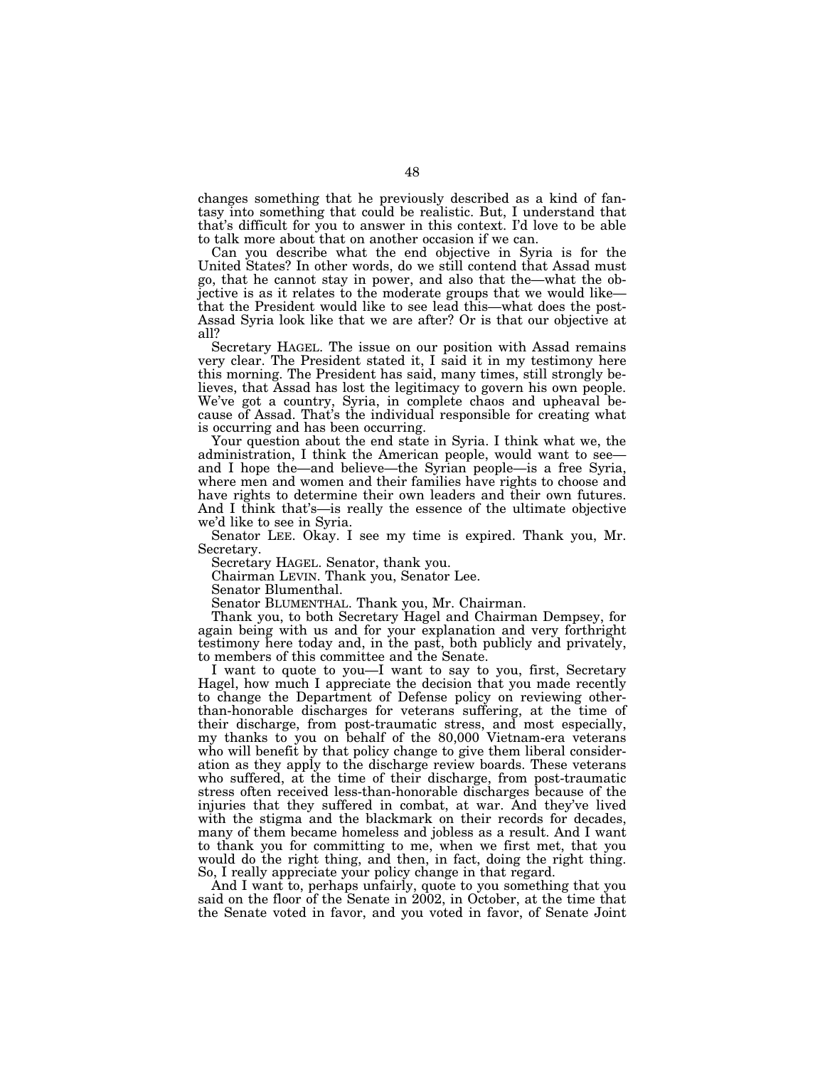changes something that he previously described as a kind of fantasy into something that could be realistic. But, I understand that that's difficult for you to answer in this context. I'd love to be able to talk more about that on another occasion if we can.

Can you describe what the end objective in Syria is for the United States? In other words, do we still contend that Assad must go, that he cannot stay in power, and also that the—what the objective is as it relates to the moderate groups that we would like—that the President would like to see lead this—what does the post-Assad Syria look like that we are after? Or is that our objective at all?

Secretary HAGEL. The issue on our position with Assad remains very clear. The President stated it, I said it in my testimony here this morning. The President has said, many times, still strongly believes, that Assad has lost the legitimacy to govern his own people. We've got a country, Syria, in complete chaos and upheaval because of Assad. That's the individual responsible for creating what is occurring and has been occurring.

Your question about the end state in Syria. I think what we, the administration, I think the American people, would want to see—and I hope the—and believe—the Syrian people—is a free Syria, where men and women and their families have rights to choose and have rights to determine their own leaders and their own futures. And I think that's—is really the essence of the ultimate objective we'd like to see in Syria.

Senator LEE. Okay. I see my time is expired. Thank you, Mr. Secretary.

Secretary HAGEL. Senator, thank you.

Chairman LEVIN. Thank you, Senator Lee.

Senator Blumenthal.

Senator BLUMENTHAL. Thank you, Mr. Chairman.

Thank you, to both Secretary Hagel and Chairman Dempsey, for again being with us and for your explanation and very forthright testimony here today and, in the past, both publicly and privately, to members of this committee and the Senate.

I want to quote to you—I want to say to you, first, Secretary Hagel, how much I appreciate the decision that you made recently to change the Department of Defense policy on reviewing other-than-honorable discharges for veterans suffering, at the time of their discharge, from post-traumatic stress, and most especially, my thanks to you on behalf of the 80,000 Vietnam-era veterans who will benefit by that policy change to give them liberal consideration as they apply to the discharge review boards. These veterans who suffered, at the time of their discharge, from post-traumatic stress often received less-than-honorable discharges because of the injuries that they suffered in combat, at war. And they've lived with the stigma and the blackmark on their records for decades, many of them became homeless and jobless as a result. And I want to thank you for committing to me, when we first met, that you would do the right thing, and then, in fact, doing the right thing. So, I really appreciate your policy change in that regard.

And I want to, perhaps unfairly, quote to you something that you said on the floor of the Senate in 2002, in October, at the time that the Senate voted in favor, and you voted in favor, of Senate Joint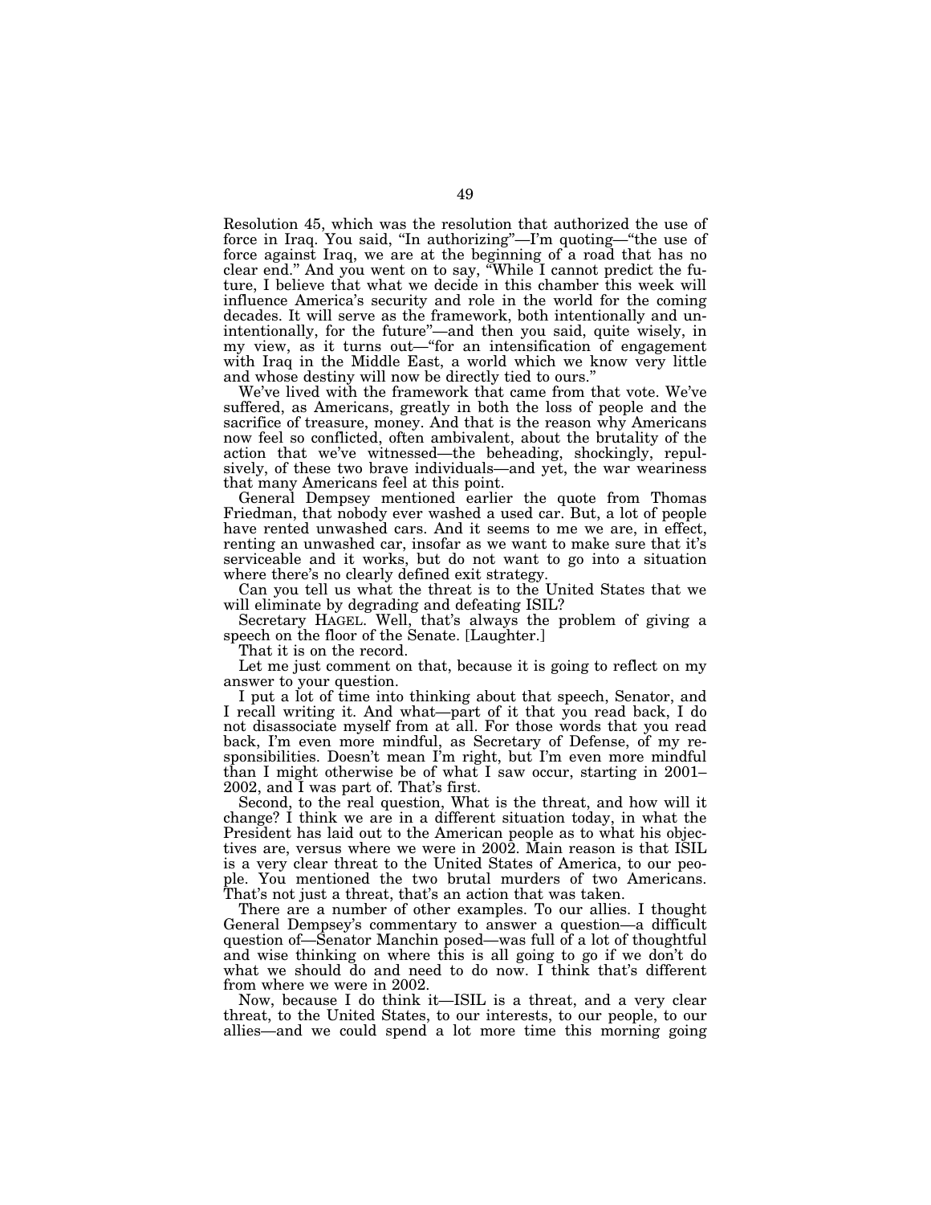Resolution 45, which was the resolution that authorized the use of force in Iraq. You said, "In authorizing"—I'm quoting—"the use of force against Iraq, we are at the beginning of a road that has no clear end." And you went on to say, "While I cannot predict the future, I believe that what we decide in this chamber this week will influence America's security and role in the world for the coming decades. It will serve as the framework, both intentionally and unintentionally, for the future"—and then you said, quite wisely, in my view, as it turns out—"for an intensification of engagement with Iraq in the Middle East, a world which we know very little and whose destiny will now be directly tied to ours."

We've lived with the framework that came from that vote. We've suffered, as Americans, greatly in both the loss of people and the sacrifice of treasure, money. And that is the reason why Americans now feel so conflicted, often ambivalent, about the brutality of the action that we've witnessed—the beheading, shockingly, repulsively, of these two brave individuals—and yet, the war weariness that many Americans feel at this point.

General Dempsey mentioned earlier the quote from Thomas Friedman, that nobody ever washed a used car. But, a lot of people have rented unwashed cars. And it seems to me we are, in effect, renting an unwashed car, insofar as we want to make sure that it's serviceable and it works, but do not want to go into a situation where there's no clearly defined exit strategy.

Can you tell us what the threat is to the United States that we will eliminate by degrading and defeating ISIL?

Secretary HAGEL. Well, that's always the problem of giving a speech on the floor of the Senate. [Laughter.]

That it is on the record.

Let me just comment on that, because it is going to reflect on my answer to your question.

I put a lot of time into thinking about that speech, Senator, and I recall writing it. And what—part of it that you read back, I do not disassociate myself from at all. For those words that you read back, I'm even more mindful, as Secretary of Defense, of my responsibilities. Doesn't mean I'm right, but I'm even more mindful than I might otherwise be of what I saw occur, starting in 2001–2002, and I was part of. That's first.

Second, to the real question, What is the threat, and how will it change? I think we are in a different situation today, in what the President has laid out to the American people as to what his objectives are, versus where we were in 2002. Main reason is that ISIL is a very clear threat to the United States of America, to our people. You mentioned the two brutal murders of two Americans. That's not just a threat, that's an action that was taken.

There are a number of other examples. To our allies. I thought General Dempsey's commentary to answer a question—a difficult question of—Senator Manchin posed—was full of a lot of thoughtful and wise thinking on where this is all going to go if we don't do what we should do and need to do now. I think that's different from where we were in 2002.

Now, because I do think it—ISIL is a threat, and a very clear threat, to the United States, to our interests, to our people, to our allies—and we could spend a lot more time this morning going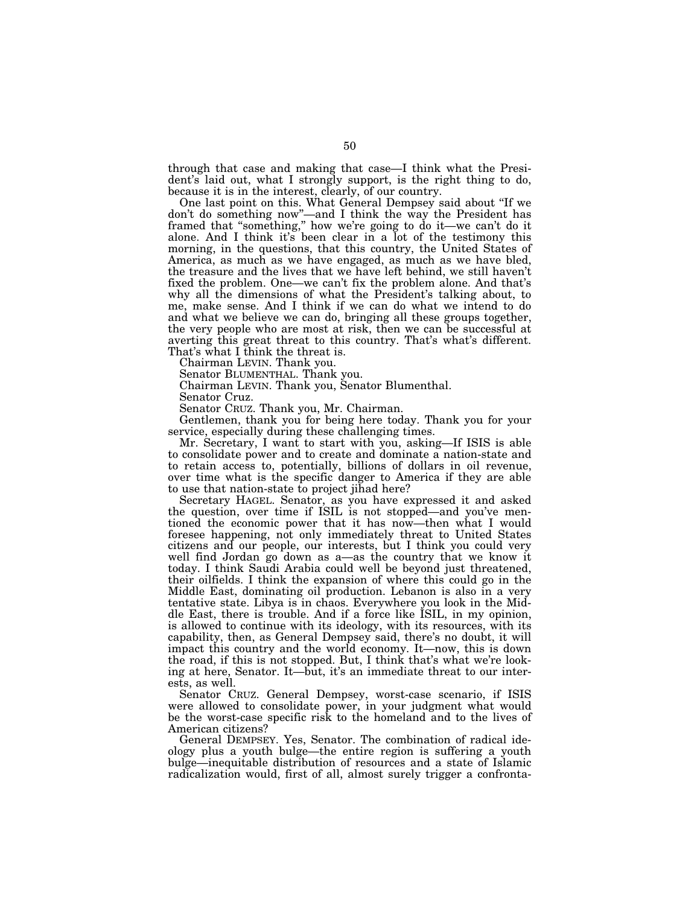through that case and making that case—I think what the President's laid out, what I strongly support, is the right thing to do, because it is in the interest, clearly, of our country.

One last point on this. What General Dempsey said about "If we don't do something now"—and I think the way the President has framed that "something," how we're going to do it—we can't do it alone. And I think it's been clear in a lot of the testimony this morning, in the questions, that this country, the United States of America, as much as we have engaged, as much as we have bled, the treasure and the lives that we have left behind, we still haven't fixed the problem. One—we can't fix the problem alone. And that's why all the dimensions of what the President's talking about, to me, make sense. And I think if we can do what we intend to do and what we believe we can do, bringing all these groups together, the very people who are most at risk, then we can be successful at averting this great threat to this country. That's what's different. That's what I think the threat is.

Chairman LEVIN. Thank you.

Senator BLUMENTHAL. Thank you.

Chairman LEVIN. Thank you, Senator Blumenthal.

Senator Cruz.

Senator CRUZ. Thank you, Mr. Chairman.

Gentlemen, thank you for being here today. Thank you for your service, especially during these challenging times.

Mr. Secretary, I want to start with you, asking—If ISIS is able to consolidate power and to create and dominate a nation-state and to retain access to, potentially, billions of dollars in oil revenue, over time what is the specific danger to America if they are able to use that nation-state to project jihad here?

Secretary HAGEL. Senator, as you have expressed it and asked the question, over time if ISIL is not stopped—and you've mentioned the economic power that it has now—then what I would foresee happening, not only immediately threat to United States citizens and our people, our interests, but I think you could very well find Jordan go down as a—as the country that we know it today. I think Saudi Arabia could well be beyond just threatened, their oilfields. I think the expansion of where this could go in the Middle East, dominating oil production. Lebanon is also in a very tentative state. Libya is in chaos. Everywhere you look in the Middle East, there is trouble. And if a force like ISIL, in my opinion, is allowed to continue with its ideology, with its resources, with its capability, then, as General Dempsey said, there's no doubt, it will impact this country and the world economy. It—now, this is down the road, if this is not stopped. But, I think that's what we're looking at here, Senator. It—but, it's an immediate threat to our interests, as well.

Senator CRUZ. General Dempsey, worst-case scenario, if ISIS were allowed to consolidate power, in your judgment what would be the worst-case specific risk to the homeland and to the lives of American citizens?

General DEMPSEY. Yes, Senator. The combination of radical ideology plus a youth bulge—the entire region is suffering a youth bulge—inequitable distribution of resources and a state of Islamic radicalization would, first of all, almost surely trigger a confronta-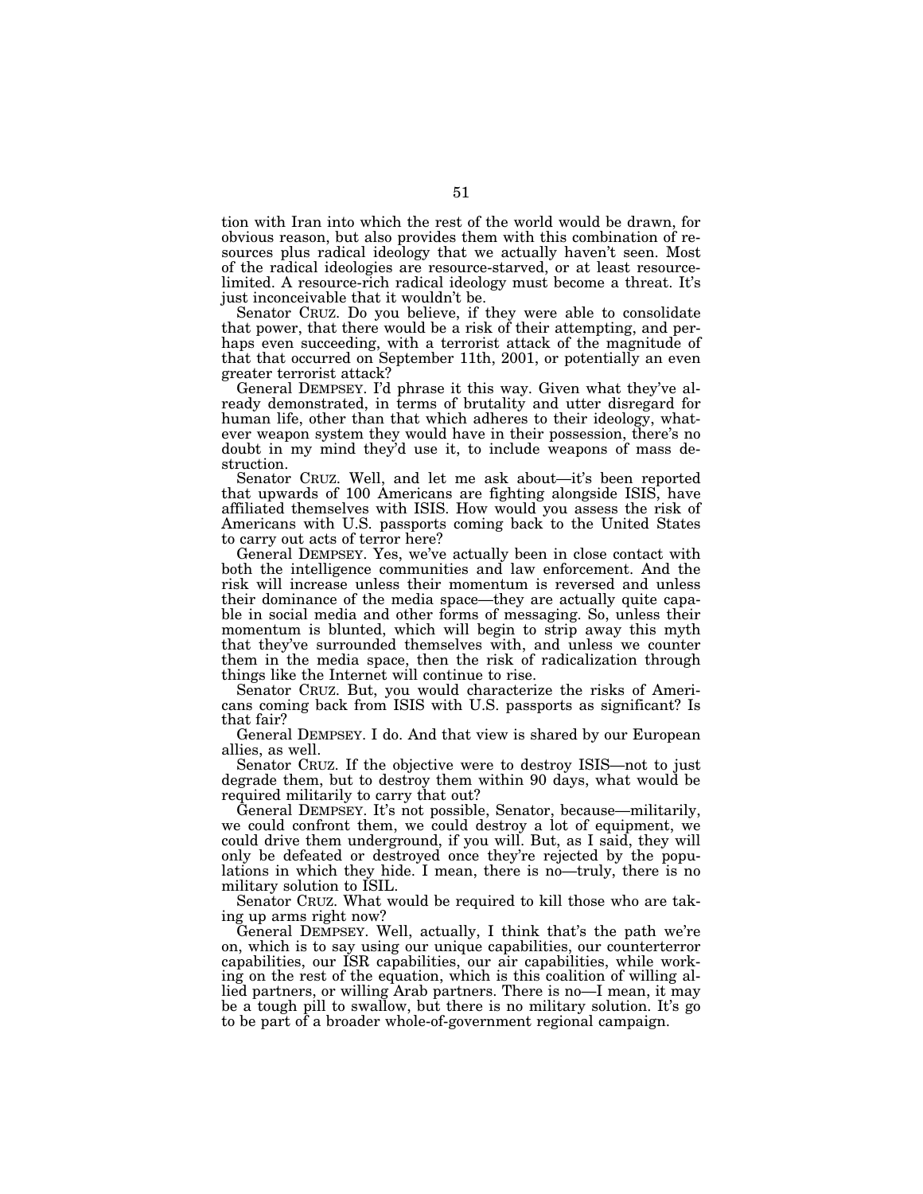tion with Iran into which the rest of the world would be drawn, for obvious reason, but also provides them with this combination of resources plus radical ideology that we actually haven't seen. Most of the radical ideologies are resource-starved, or at least resource-limited. A resource-rich radical ideology must become a threat. It's just inconceivable that it wouldn't be.

Senator CRUZ. Do you believe, if they were able to consolidate that power, that there would be a risk of their attempting, and perhaps even succeeding, with a terrorist attack of the magnitude of that that occurred on September 11th, 2001, or potentially an even greater terrorist attack?

General DEMPSEY. I'd phrase it this way. Given what they've already demonstrated, in terms of brutality and utter disregard for human life, other than that which adheres to their ideology, whatever weapon system they would have in their possession, there's no doubt in my mind they'd use it, to include weapons of mass destruction.

Senator CRUZ. Well, and let me ask about—it's been reported that upwards of 100 Americans are fighting alongside ISIS, have affiliated themselves with ISIS. How would you assess the risk of Americans with U.S. passports coming back to the United States to carry out acts of terror here?

General DEMPSEY. Yes, we've actually been in close contact with both the intelligence communities and law enforcement. And the risk will increase unless their momentum is reversed and unless their dominance of the media space—they are actually quite capable in social media and other forms of messaging. So, unless their momentum is blunted, which will begin to strip away this myth that they've surrounded themselves with, and unless we counter them in the media space, then the risk of radicalization through things like the Internet will continue to rise.

Senator CRUZ. But, you would characterize the risks of Americans coming back from ISIS with U.S. passports as significant? Is that fair?

General DEMPSEY. I do. And that view is shared by our European allies, as well.

Senator CRUZ. If the objective were to destroy ISIS—not to just degrade them, but to destroy them within 90 days, what would be required militarily to carry that out?

General DEMPSEY. It's not possible, Senator, because—militarily, we could confront them, we could destroy a lot of equipment, we could drive them underground, if you will. But, as I said, they will only be defeated or destroyed once they're rejected by the populations in which they hide. I mean, there is no—truly, there is no military solution to ISIL.

Senator CRUZ. What would be required to kill those who are taking up arms right now?

General DEMPSEY. Well, actually, I think that's the path we're on, which is to say using our unique capabilities, our counterterror capabilities, our ISR capabilities, our air capabilities, while working on the rest of the equation, which is this coalition of willing allied partners, or willing Arab partners. There is no—I mean, it may be a tough pill to swallow, but there is no military solution. It's go to be part of a broader whole-of-government regional campaign.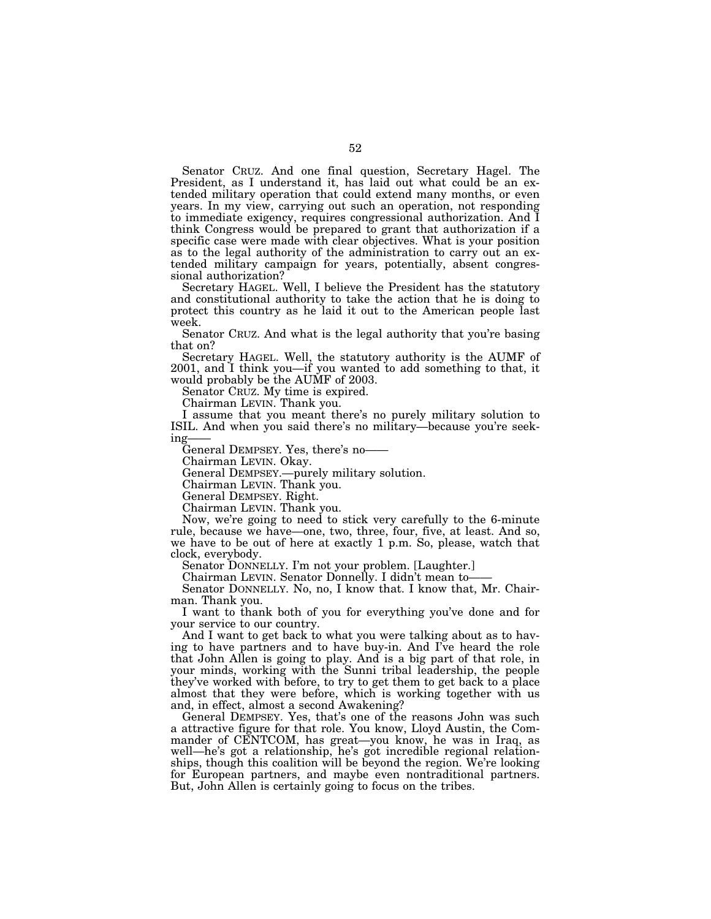Senator CRUZ. And one final question, Secretary Hagel. The President, as I understand it, has laid out what could be an extended military operation that could extend many months, or even years. In my view, carrying out such an operation, not responding to immediate exigency, requires congressional authorization. And I think Congress would be prepared to grant that authorization if a specific case were made with clear objectives. What is your position as to the legal authority of the administration to carry out an extended military campaign for years, potentially, absent congressional authorization?

Secretary HAGEL. Well, I believe the President has the statutory and constitutional authority to take the action that he is doing to protect this country as he laid it out to the American people last week.

Senator CRUZ. And what is the legal authority that you're basing that on?

Secretary HAGEL. Well, the statutory authority is the AUMF of 2001, and I think you—if you wanted to add something to that, it would probably be the AUMF of 2003.

Senator CRUZ. My time is expired.

Chairman LEVIN. Thank you.

I assume that you meant there's no purely military solution to ISIL. And when you said there's no military—because you're seeking——

General DEMPSEY. Yes, there's no——

Chairman LEVIN. Okay.

General DEMPSEY.—purely military solution.

Chairman LEVIN. Thank you.

General DEMPSEY. Right.

Chairman LEVIN. Thank you.

Now, we're going to need to stick very carefully to the 6-minute rule, because we have—one, two, three, four, five, at least. And so, we have to be out of here at exactly 1 p.m. So, please, watch that clock, everybody.

Senator DONNELLY. I'm not your problem. [Laughter.]

Chairman LEVIN. Senator Donnelly. I didn't mean to——

Senator DONNELLY. No, no, I know that. I know that, Mr. Chairman. Thank you.

I want to thank both of you for everything you've done and for your service to our country.

And I want to get back to what you were talking about as to having to have partners and to have buy-in. And I've heard the role that John Allen is going to play. And is a big part of that role, in your minds, working with the Sunni tribal leadership, the people they've worked with before, to try to get them to get back to a place almost that they were before, which is working together with us and, in effect, almost a second Awakening?

General DEMPSEY. Yes, that's one of the reasons John was such a attractive figure for that role. You know, Lloyd Austin, the Commander of CENTCOM, has great—you know, he was in Iraq, as well—he's got a relationship, he's got incredible regional relationships, though this coalition will be beyond the region. We're looking for European partners, and maybe even nontraditional partners. But, John Allen is certainly going to focus on the tribes.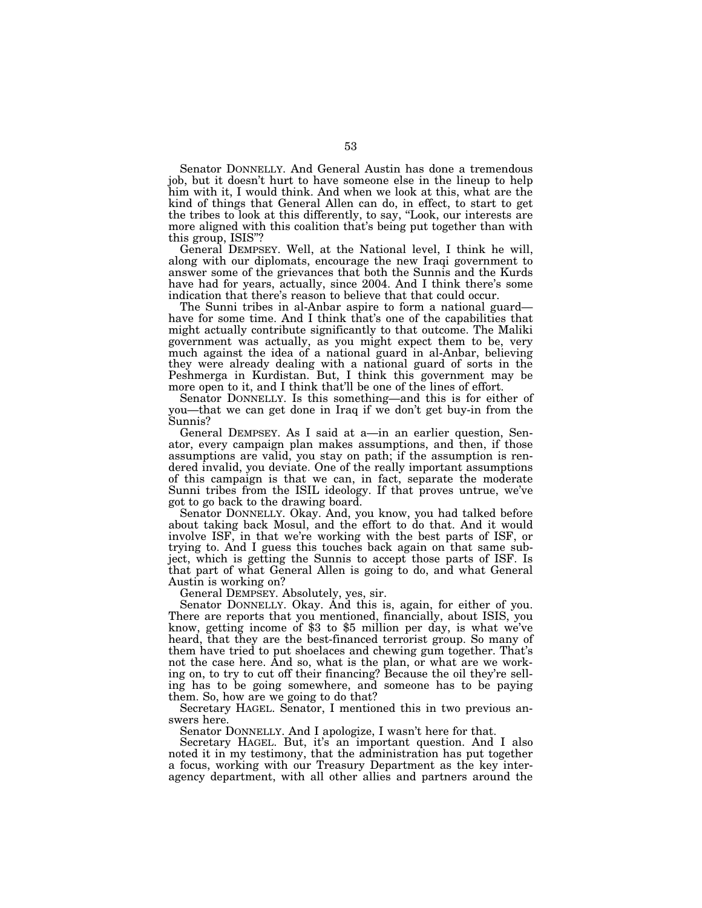Senator DONNELLY. And General Austin has done a tremendous job, but it doesn't hurt to have someone else in the lineup to help him with it, I would think. And when we look at this, what are the kind of things that General Allen can do, in effect, to start to get the tribes to look at this differently, to say, "Look, our interests are more aligned with this coalition that's being put together than with this group, ISIS"?

General DEMPSEY. Well, at the National level, I think he will, along with our diplomats, encourage the new Iraqi government to answer some of the grievances that both the Sunnis and the Kurds have had for years, actually, since 2004. And I think there's some indication that there's reason to believe that that could occur.

The Sunni tribes in al-Anbar aspire to form a national guard—have for some time. And I think that's one of the capabilities that might actually contribute significantly to that outcome. The Maliki government was actually, as you might expect them to be, very much against the idea of a national guard in al-Anbar, believing they were already dealing with a national guard of sorts in the Peshmerga in Kurdistan. But, I think this government may be more open to it, and I think that'll be one of the lines of effort.

Senator DONNELLY. Is this something—and this is for either of you—that we can get done in Iraq if we don't get buy-in from the Sunnis?

General DEMPSEY. As I said at a—in an earlier question, Senator, every campaign plan makes assumptions, and then, if those assumptions are valid, you stay on path; if the assumption is rendered invalid, you deviate. One of the really important assumptions of this campaign is that we can, in fact, separate the moderate Sunni tribes from the ISIL ideology. If that proves untrue, we've got to go back to the drawing board.

Senator DONNELLY. Okay. And, you know, you had talked before about taking back Mosul, and the effort to do that. And it would involve ISF, in that we're working with the best parts of ISF, or trying to. And I guess this touches back again on that same subject, which is getting the Sunnis to accept those parts of ISF. Is that part of what General Allen is going to do, and what General Austin is working on?

General DEMPSEY. Absolutely, yes, sir.

Senator DONNELLY. Okay. And this is, again, for either of you. There are reports that you mentioned, financially, about ISIS, you know, getting income of $3 to $5 million per day, is what we've heard, that they are the best-financed terrorist group. So many of them have tried to put shoelaces and chewing gum together. That's not the case here. And so, what is the plan, or what are we working on, to try to cut off their financing? Because the oil they're selling has to be going somewhere, and someone has to be paying them. So, how are we going to do that?

Secretary HAGEL. Senator, I mentioned this in two previous answers here.

Senator DONNELLY. And I apologize, I wasn't here for that.

Secretary HAGEL. But, it's an important question. And I also noted it in my testimony, that the administration has put together a focus, working with our Treasury Department as the key interagency department, with all other allies and partners around the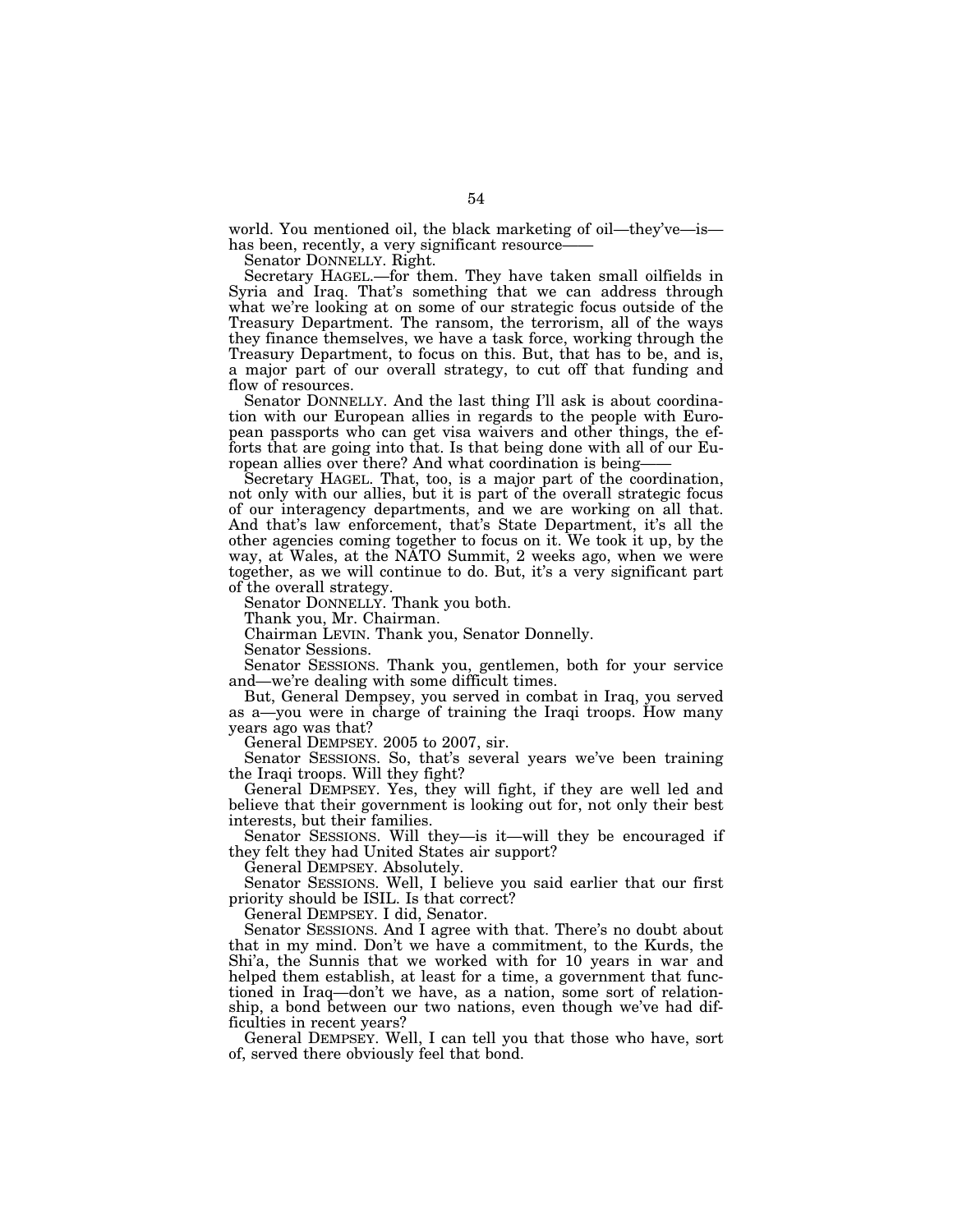world. You mentioned oil, the black marketing of oil—they've—is—has been, recently, a very significant resource——

Senator DONNELLY. Right.

Secretary HAGEL.—for them. They have taken small oilfields in Syria and Iraq. That's something that we can address through what we're looking at on some of our strategic focus outside of the Treasury Department. The ransom, the terrorism, all of the ways they finance themselves, we have a task force, working through the Treasury Department, to focus on this. But, that has to be, and is, a major part of our overall strategy, to cut off that funding and flow of resources.

Senator DONNELLY. And the last thing I'll ask is about coordination with our European allies in regards to the people with European passports who can get visa waivers and other things, the efforts that are going into that. Is that being done with all of our European allies over there? And what coordination is being——

Secretary HAGEL. That, too, is a major part of the coordination, not only with our allies, but it is part of the overall strategic focus of our interagency departments, and we are working on all that. And that's law enforcement, that's State Department, it's all the other agencies coming together to focus on it. We took it up, by the way, at Wales, at the NATO Summit, 2 weeks ago, when we were together, as we will continue to do. But, it's a very significant part of the overall strategy.

Senator DONNELLY. Thank you both.

Thank you, Mr. Chairman.

Chairman LEVIN. Thank you, Senator Donnelly.

Senator Sessions.

Senator SESSIONS. Thank you, gentlemen, both for your service and—we're dealing with some difficult times.

But, General Dempsey, you served in combat in Iraq, you served as a—you were in charge of training the Iraqi troops. How many years ago was that?

General DEMPSEY. 2005 to 2007, sir.

Senator SESSIONS. So, that's several years we've been training the Iraqi troops. Will they fight?

General DEMPSEY. Yes, they will fight, if they are well led and believe that their government is looking out for, not only their best interests, but their families.

Senator SESSIONS. Will they—is it—will they be encouraged if they felt they had United States air support?

General DEMPSEY. Absolutely.

Senator SESSIONS. Well, I believe you said earlier that our first priority should be ISIL. Is that correct?

General DEMPSEY. I did, Senator.

Senator SESSIONS. And I agree with that. There's no doubt about that in my mind. Don't we have a commitment, to the Kurds, the Shi'a, the Sunnis that we worked with for 10 years in war and helped them establish, at least for a time, a government that functioned in Iraq—don't we have, as a nation, some sort of relationship, a bond between our two nations, even though we've had difficulties in recent years?

General DEMPSEY. Well, I can tell you that those who have, sort of, served there obviously feel that bond.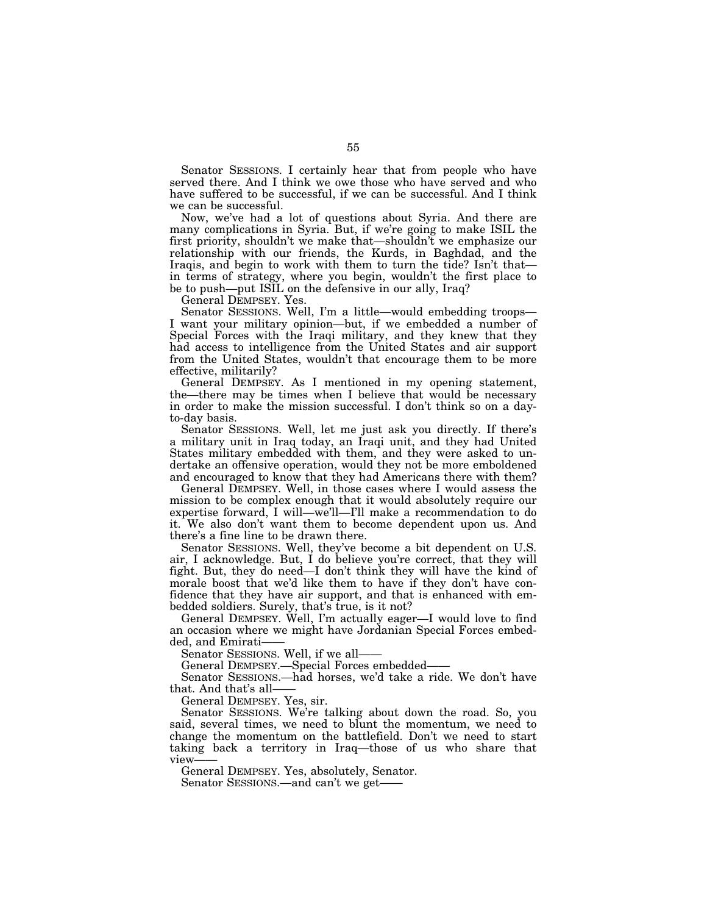Senator SESSIONS. I certainly hear that from people who have served there. And I think we owe those who have served and who have suffered to be successful, if we can be successful. And I think we can be successful.

Now, we've had a lot of questions about Syria. And there are many complications in Syria. But, if we're going to make ISIL the first priority, shouldn't we make that—shouldn't we emphasize our relationship with our friends, the Kurds, in Baghdad, and the Iraqis, and begin to work with them to turn the tide? Isn't that—in terms of strategy, where you begin, wouldn't the first place to be to push—put ISIL on the defensive in our ally, Iraq?

General DEMPSEY. Yes.

Senator SESSIONS. Well, I'm a little—would embedding troops—I want your military opinion—but, if we embedded a number of Special Forces with the Iraqi military, and they knew that they had access to intelligence from the United States and air support from the United States, wouldn't that encourage them to be more effective, militarily?

General DEMPSEY. As I mentioned in my opening statement, the—there may be times when I believe that would be necessary in order to make the mission successful. I don't think so on a day-to-day basis.

Senator SESSIONS. Well, let me just ask you directly. If there's a military unit in Iraq today, an Iraqi unit, and they had United States military embedded with them, and they were asked to undertake an offensive operation, would they not be more emboldened and encouraged to know that they had Americans there with them?

General DEMPSEY. Well, in those cases where I would assess the mission to be complex enough that it would absolutely require our expertise forward, I will—we'll—I'll make a recommendation to do it. We also don't want them to become dependent upon us. And there's a fine line to be drawn there.

Senator SESSIONS. Well, they've become a bit dependent on U.S. air, I acknowledge. But, I do believe you're correct, that they will fight. But, they do need—I don't think they will have the kind of morale boost that we'd like them to have if they don't have confidence that they have air support, and that is enhanced with embedded soldiers. Surely, that's true, is it not?

General DEMPSEY. Well, I'm actually eager—I would love to find an occasion where we might have Jordanian Special Forces embedded, and Emirati——

Senator SESSIONS. Well, if we all——

General DEMPSEY.—Special Forces embedded——

Senator SESSIONS.—had horses, we'd take a ride. We don't have that. And that's all——

General DEMPSEY. Yes, sir.

Senator SESSIONS. We're talking about down the road. So, you said, several times, we need to blunt the momentum, we need to change the momentum on the battlefield. Don't we need to start taking back a territory in Iraq—those of us who share that view——

General DEMPSEY. Yes, absolutely, Senator.

Senator SESSIONS.—and can't we get——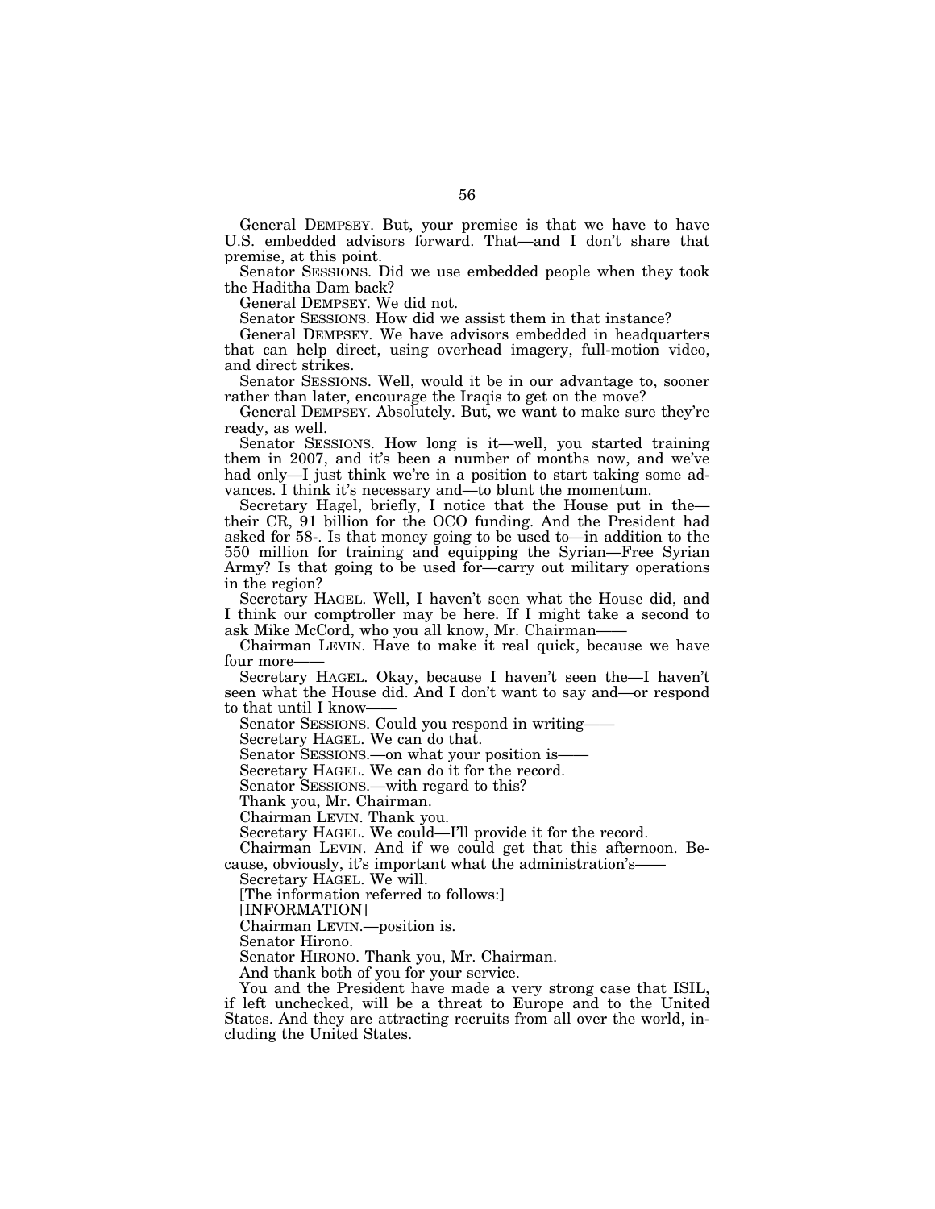General DEMPSEY. But, your premise is that we have to have U.S. embedded advisors forward. That—and I don't share that premise, at this point.

Senator SESSIONS. Did we use embedded people when they took the Haditha Dam back?

General DEMPSEY. We did not.

Senator SESSIONS. How did we assist them in that instance?

General DEMPSEY. We have advisors embedded in headquarters that can help direct, using overhead imagery, full-motion video, and direct strikes.

Senator SESSIONS. Well, would it be in our advantage to, sooner rather than later, encourage the Iraqis to get on the move?

General DEMPSEY. Absolutely. But, we want to make sure they're ready, as well.

Senator SESSIONS. How long is it—well, you started training them in 2007, and it's been a number of months now, and we've had only—I just think we're in a position to start taking some advances. I think it's necessary and—to blunt the momentum.

Secretary Hagel, briefly, I notice that the House put in the—their CR, 91 billion for the OCO funding. And the President had asked for 58-. Is that money going to be used to—in addition to the 550 million for training and equipping the Syrian—Free Syrian Army? Is that going to be used for—carry out military operations in the region?

Secretary HAGEL. Well, I haven't seen what the House did, and I think our comptroller may be here. If I might take a second to ask Mike McCord, who you all know, Mr. Chairman——

Chairman LEVIN. Have to make it real quick, because we have four more——

Secretary HAGEL. Okay, because I haven't seen the—I haven't seen what the House did. And I don't want to say and—or respond to that until I know——

Senator SESSIONS. Could you respond in writing——

Secretary HAGEL. We can do that.

Senator SESSIONS.—on what your position is——

Secretary HAGEL. We can do it for the record.

Senator SESSIONS.—with regard to this?

Thank you, Mr. Chairman.

Chairman LEVIN. Thank you.

Secretary HAGEL. We could—I'll provide it for the record.

Chairman LEVIN. And if we could get that this afternoon. Because, obviously, it's important what the administration's——

Secretary HAGEL. We will.

[The information referred to follows:]

[INFORMATION]

Chairman LEVIN.—position is.

Senator Hirono.

Senator HIRONO. Thank you, Mr. Chairman.

And thank both of you for your service.

You and the President have made a very strong case that ISIL, if left unchecked, will be a threat to Europe and to the United States. And they are attracting recruits from all over the world, including the United States.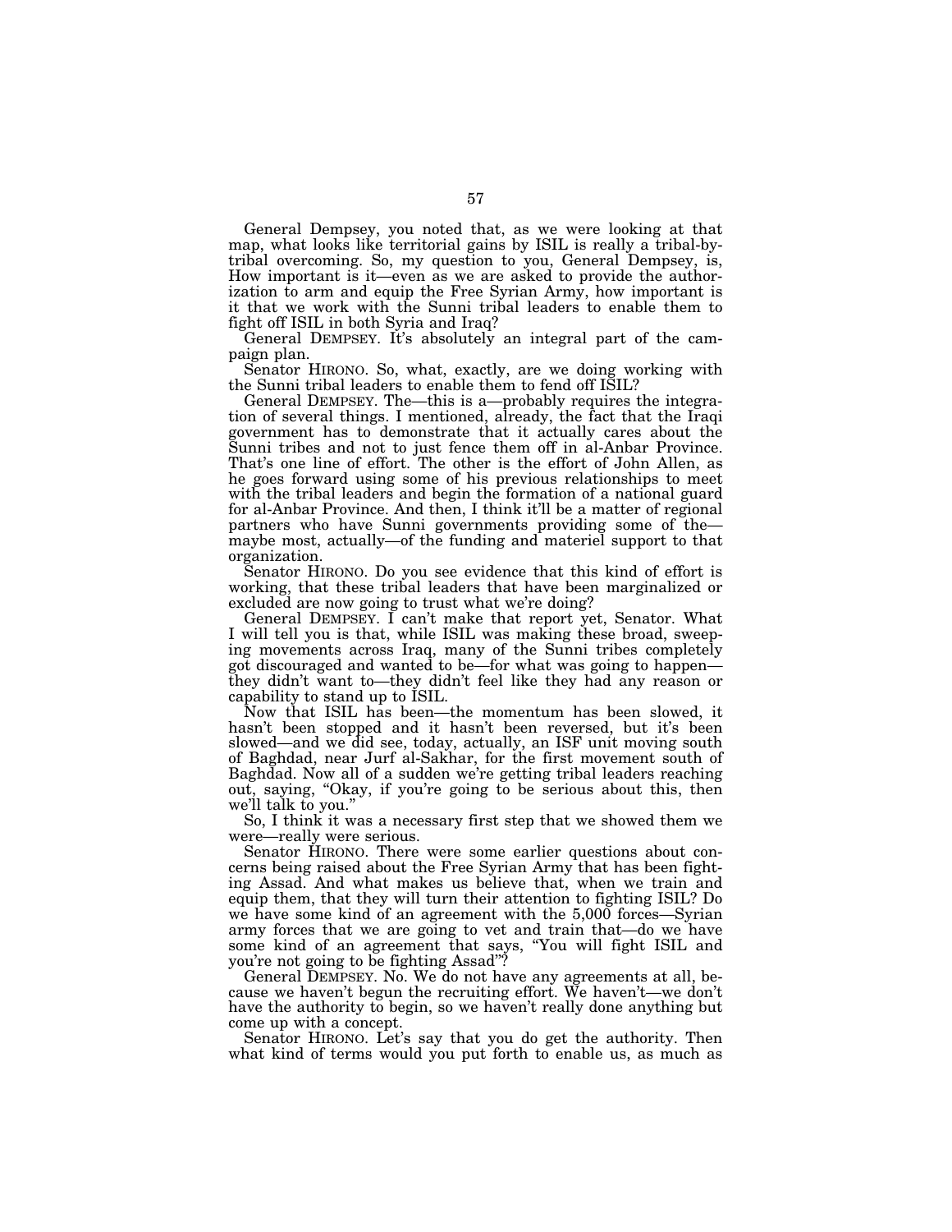General Dempsey, you noted that, as we were looking at that map, what looks like territorial gains by ISIL is really a tribal-by-tribal overcoming. So, my question to you, General Dempsey, is, How important is it—even as we are asked to provide the authorization to arm and equip the Free Syrian Army, how important is it that we work with the Sunni tribal leaders to enable them to fight off ISIL in both Syria and Iraq?

General DEMPSEY. It's absolutely an integral part of the campaign plan.

Senator HIRONO. So, what, exactly, are we doing working with the Sunni tribal leaders to enable them to fend off ISIL?

General DEMPSEY. The—this is a—probably requires the integration of several things. I mentioned, already, the fact that the Iraqi government has to demonstrate that it actually cares about the Sunni tribes and not to just fence them off in al-Anbar Province. That's one line of effort. The other is the effort of John Allen, as he goes forward using some of his previous relationships to meet with the tribal leaders and begin the formation of a national guard for al-Anbar Province. And then, I think it'll be a matter of regional partners who have Sunni governments providing some of the—maybe most, actually—of the funding and materiel support to that organization.

Senator HIRONO. Do you see evidence that this kind of effort is working, that these tribal leaders that have been marginalized or excluded are now going to trust what we're doing?

General DEMPSEY. I can't make that report yet, Senator. What I will tell you is that, while ISIL was making these broad, sweeping movements across Iraq, many of the Sunni tribes completely got discouraged and wanted to be—for what was going to happen—they didn't want to—they didn't feel like they had any reason or capability to stand up to ISIL.

Now that ISIL has been—the momentum has been slowed, it hasn't been stopped and it hasn't been reversed, but it's been slowed—and we did see, today, actually, an ISF unit moving south of Baghdad, near Jurf al-Sakhar, for the first movement south of Baghdad. Now all of a sudden we're getting tribal leaders reaching out, saying, "Okay, if you're going to be serious about this, then we'll talk to you."

So, I think it was a necessary first step that we showed them we were—really were serious.

Senator HIRONO. There were some earlier questions about concerns being raised about the Free Syrian Army that has been fighting Assad. And what makes us believe that, when we train and equip them, that they will turn their attention to fighting ISIL? Do we have some kind of an agreement with the 5,000 forces—Syrian army forces that we are going to vet and train that—do we have some kind of an agreement that says, "You will fight ISIL and you're not going to be fighting Assad"?

General DEMPSEY. No. We do not have any agreements at all, because we haven't begun the recruiting effort. We haven't—we don't have the authority to begin, so we haven't really done anything but come up with a concept.

Senator HIRONO. Let's say that you do get the authority. Then what kind of terms would you put forth to enable us, as much as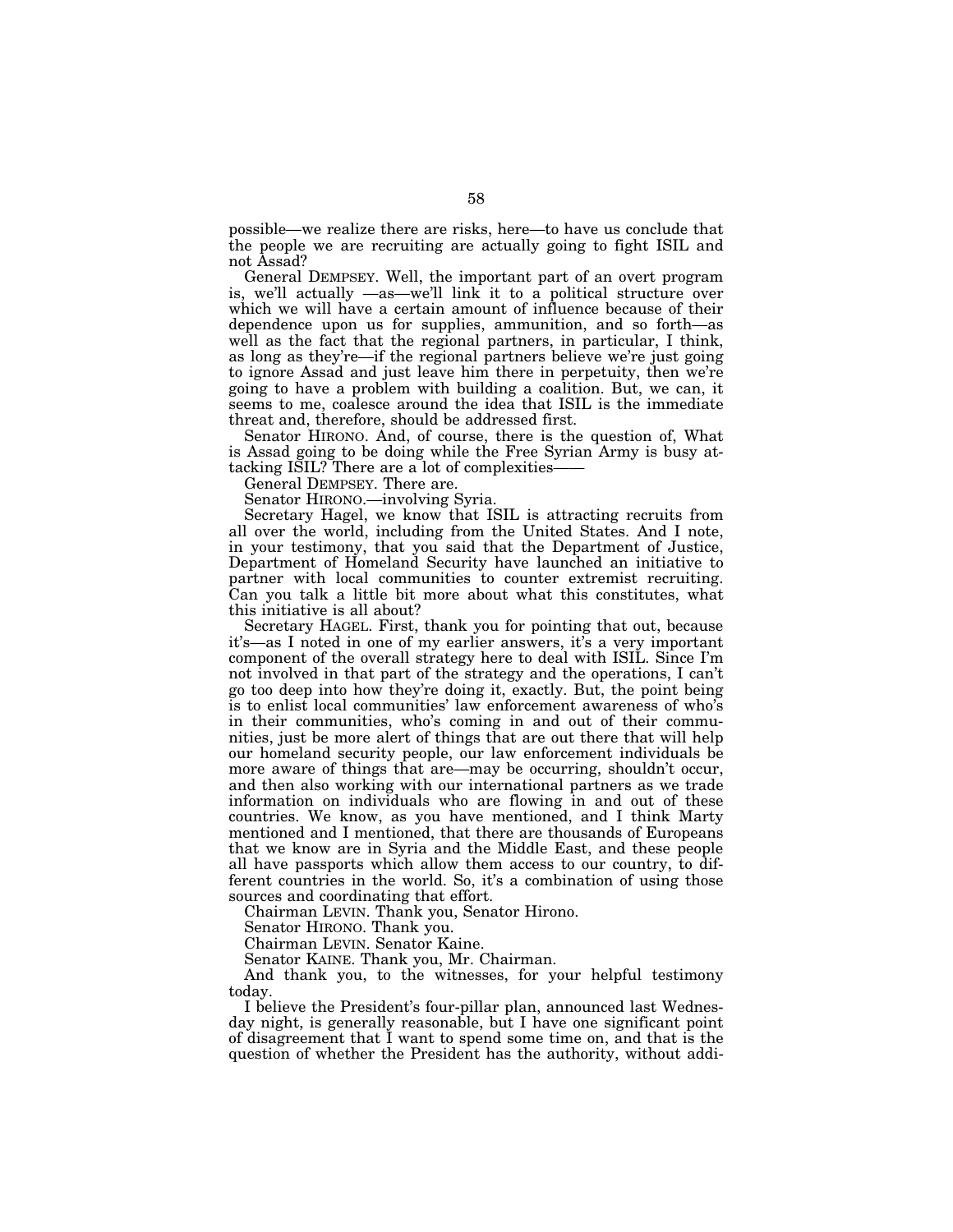possible—we realize there are risks, here—to have us conclude that the people we are recruiting are actually going to fight ISIL and not Assad?

General DEMPSEY. Well, the important part of an overt program is, we'll actually —as—we'll link it to a political structure over which we will have a certain amount of influence because of their dependence upon us for supplies, ammunition, and so forth—as well as the fact that the regional partners, in particular, I think, as long as they're—if the regional partners believe we're just going to ignore Assad and just leave him there in perpetuity, then we're going to have a problem with building a coalition. But, we can, it seems to me, coalesce around the idea that ISIL is the immediate threat and, therefore, should be addressed first.

Senator HIRONO. And, of course, there is the question of, What is Assad going to be doing while the Free Syrian Army is busy attacking ISIL? There are a lot of complexities——

General DEMPSEY. There are.

Senator HIRONO.—involving Syria.

Secretary Hagel, we know that ISIL is attracting recruits from all over the world, including from the United States. And I note, in your testimony, that you said that the Department of Justice, Department of Homeland Security have launched an initiative to partner with local communities to counter extremist recruiting. Can you talk a little bit more about what this constitutes, what this initiative is all about?

Secretary HAGEL. First, thank you for pointing that out, because it's—as I noted in one of my earlier answers, it's a very important component of the overall strategy here to deal with ISIL. Since I'm not involved in that part of the strategy and the operations, I can't go too deep into how they're doing it, exactly. But, the point being is to enlist local communities' law enforcement awareness of who's in their communities, who's coming in and out of their communities, just be more alert of things that are out there that will help our homeland security people, our law enforcement individuals be more aware of things that are—may be occurring, shouldn't occur, and then also working with our international partners as we trade information on individuals who are flowing in and out of these countries. We know, as you have mentioned, and I think Marty mentioned and I mentioned, that there are thousands of Europeans that we know are in Syria and the Middle East, and these people all have passports which allow them access to our country, to different countries in the world. So, it's a combination of using those sources and coordinating that effort.

Chairman LEVIN. Thank you, Senator Hirono.

Senator HIRONO. Thank you.

Chairman LEVIN. Senator Kaine.

Senator KAINE. Thank you, Mr. Chairman.

And thank you, to the witnesses, for your helpful testimony today.

I believe the President's four-pillar plan, announced last Wednesday night, is generally reasonable, but I have one significant point of disagreement that I want to spend some time on, and that is the question of whether the President has the authority, without addi-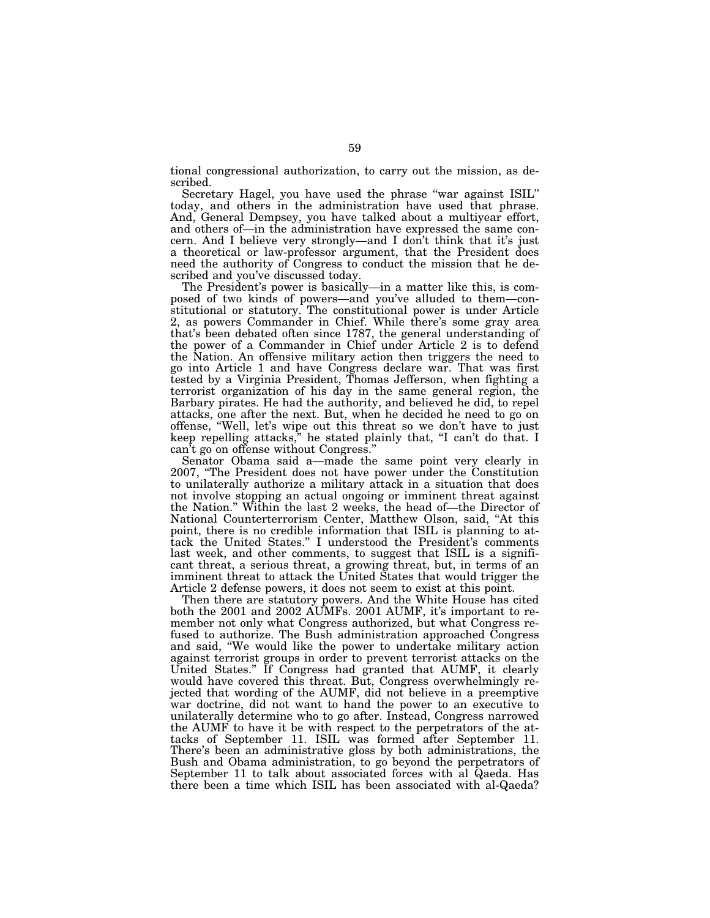tional congressional authorization, to carry out the mission, as described.

Secretary Hagel, you have used the phrase "war against ISIL" today, and others in the administration have used that phrase. And, General Dempsey, you have talked about a multiyear effort, and others of—in the administration have expressed the same concern. And I believe very strongly—and I don't think that it's just a theoretical or law-professor argument, that the President does need the authority of Congress to conduct the mission that he described and you've discussed today.

The President's power is basically—in a matter like this, is composed of two kinds of powers—and you've alluded to them—constitutional or statutory. The constitutional power is under Article 2, as powers Commander in Chief. While there's some gray area that's been debated often since 1787, the general understanding of the power of a Commander in Chief under Article 2 is to defend the Nation. An offensive military action then triggers the need to go into Article 1 and have Congress declare war. That was first tested by a Virginia President, Thomas Jefferson, when fighting a terrorist organization of his day in the same general region, the Barbary pirates. He had the authority, and believed he did, to repel attacks, one after the next. But, when he decided he need to go on offense, "Well, let's wipe out this threat so we don't have to just keep repelling attacks," he stated plainly that, "I can't do that. I can't go on offense without Congress."

Senator Obama said a—made the same point very clearly in 2007, "The President does not have power under the Constitution to unilaterally authorize a military attack in a situation that does not involve stopping an actual ongoing or imminent threat against the Nation." Within the last 2 weeks, the head of—the Director of National Counterterrorism Center, Matthew Olson, said, "At this point, there is no credible information that ISIL is planning to attack the United States." I understood the President's comments last week, and other comments, to suggest that ISIL is a significant threat, a serious threat, a growing threat, but, in terms of an imminent threat to attack the United States that would trigger the Article 2 defense powers, it does not seem to exist at this point.

Then there are statutory powers. And the White House has cited both the 2001 and 2002 AUMFs. 2001 AUMF, it's important to remember not only what Congress authorized, but what Congress refused to authorize. The Bush administration approached Congress and said, "We would like the power to undertake military action against terrorist groups in order to prevent terrorist attacks on the United States." If Congress had granted that AUMF, it clearly would have covered this threat. But, Congress overwhelmingly rejected that wording of the AUMF, did not believe in a preemptive war doctrine, did not want to hand the power to an executive to unilaterally determine who to go after. Instead, Congress narrowed the AUMF to have it be with respect to the perpetrators of the attacks of September 11. ISIL was formed after September 11. There's been an administrative gloss by both administrations, the Bush and Obama administration, to go beyond the perpetrators of September 11 to talk about associated forces with al Qaeda. Has there been a time which ISIL has been associated with al-Qaeda?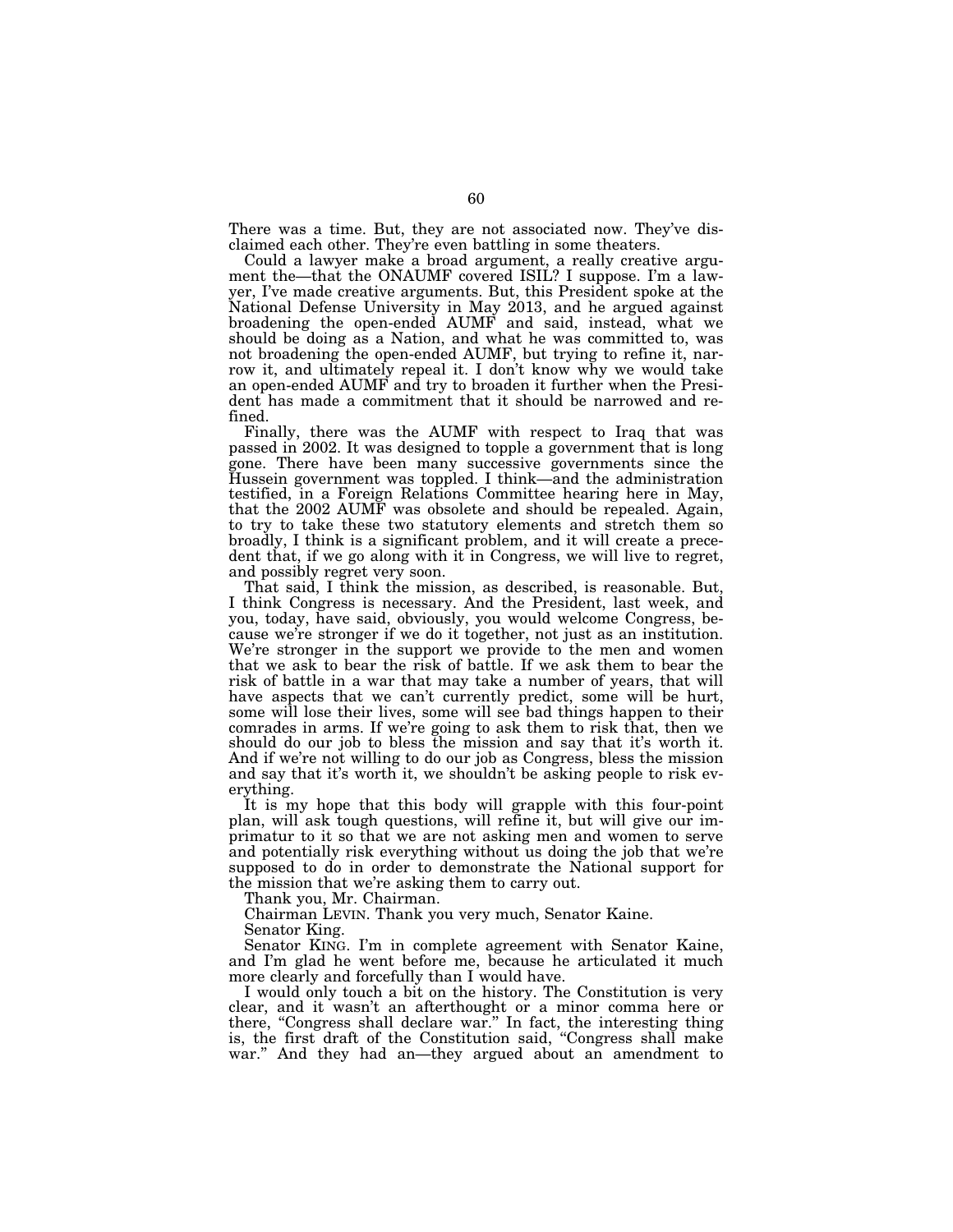There was a time. But, they are not associated now. They've disclaimed each other. They're even battling in some theaters.

Could a lawyer make a broad argument, a really creative argument the—that the ONAUMF covered ISIL? I suppose. I'm a lawyer, I've made creative arguments. But, this President spoke at the National Defense University in May 2013, and he argued against broadening the open-ended AUMF and said, instead, what we should be doing as a Nation, and what he was committed to, was not broadening the open-ended AUMF, but trying to refine it, narrow it, and ultimately repeal it. I don't know why we would take an open-ended AUMF and try to broaden it further when the President has made a commitment that it should be narrowed and refined.

Finally, there was the AUMF with respect to Iraq that was passed in 2002. It was designed to topple a government that is long gone. There have been many successive governments since the Hussein government was toppled. I think—and the administration testified, in a Foreign Relations Committee hearing here in May, that the 2002 AUMF was obsolete and should be repealed. Again, to try to take these two statutory elements and stretch them so broadly, I think is a significant problem, and it will create a precedent that, if we go along with it in Congress, we will live to regret, and possibly regret very soon.

That said, I think the mission, as described, is reasonable. But, I think Congress is necessary. And the President, last week, and you, today, have said, obviously, you would welcome Congress, because we're stronger if we do it together, not just as an institution. We're stronger in the support we provide to the men and women that we ask to bear the risk of battle. If we ask them to bear the risk of battle in a war that may take a number of years, that will have aspects that we can't currently predict, some will be hurt, some will lose their lives, some will see bad things happen to their comrades in arms. If we're going to ask them to risk that, then we should do our job to bless the mission and say that it's worth it. And if we're not willing to do our job as Congress, bless the mission and say that it's worth it, we shouldn't be asking people to risk everything.

It is my hope that this body will grapple with this four-point plan, will ask tough questions, will refine it, but will give our imprimatur to it so that we are not asking men and women to serve and potentially risk everything without us doing the job that we're supposed to do in order to demonstrate the National support for the mission that we're asking them to carry out.

Thank you, Mr. Chairman.

Chairman LEVIN. Thank you very much, Senator Kaine.

Senator King.

Senator KING. I'm in complete agreement with Senator Kaine, and I'm glad he went before me, because he articulated it much more clearly and forcefully than I would have.

I would only touch a bit on the history. The Constitution is very clear, and it wasn't an afterthought or a minor comma here or there, "Congress shall declare war." In fact, the interesting thing is, the first draft of the Constitution said, "Congress shall make war." And they had an—they argued about an amendment to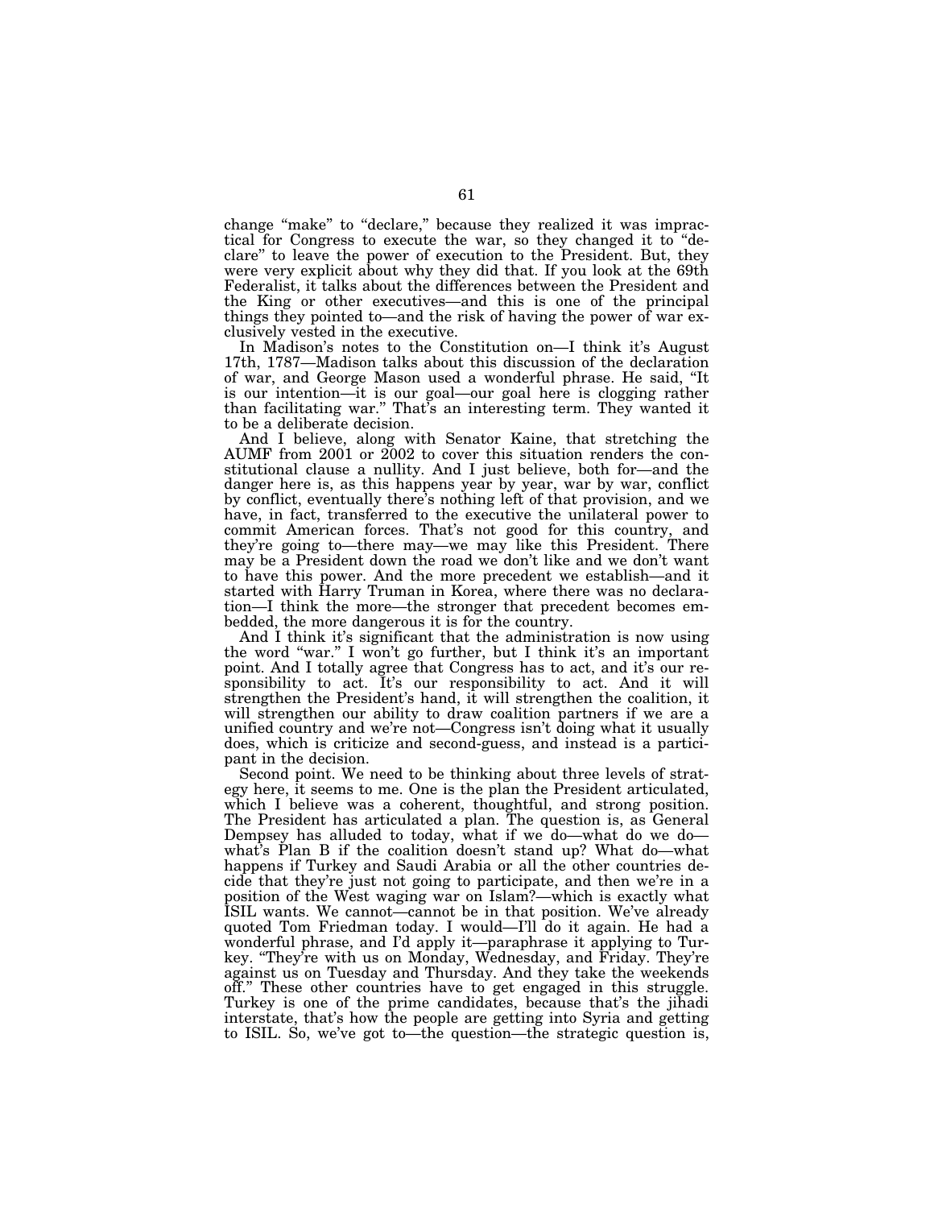change "make" to "declare," because they realized it was impractical for Congress to execute the war, so they changed it to "declare" to leave the power of execution to the President. But, they were very explicit about why they did that. If you look at the 69th Federalist, it talks about the differences between the President and the King or other executives—and this is one of the principal things they pointed to—and the risk of having the power of war exclusively vested in the executive.

In Madison's notes to the Constitution on—I think it's August 17th, 1787—Madison talks about this discussion of the declaration of war, and George Mason used a wonderful phrase. He said, "It is our intention—it is our goal—our goal here is clogging rather than facilitating war." That's an interesting term. They wanted it to be a deliberate decision.

And I believe, along with Senator Kaine, that stretching the AUMF from 2001 or 2002 to cover this situation renders the constitutional clause a nullity. And I just believe, both for—and the danger here is, as this happens year by year, war by war, conflict by conflict, eventually there's nothing left of that provision, and we have, in fact, transferred to the executive the unilateral power to commit American forces. That's not good for this country, and they're going to—there may—we may like this President. There may be a President down the road we don't like and we don't want to have this power. And the more precedent we establish—and it started with Harry Truman in Korea, where there was no declaration—I think the more—the stronger that precedent becomes embedded, the more dangerous it is for the country.

And I think it's significant that the administration is now using the word "war." I won't go further, but I think it's an important point. And I totally agree that Congress has to act, and it's our responsibility to act. It's our responsibility to act. And it will strengthen the President's hand, it will strengthen the coalition, it will strengthen our ability to draw coalition partners if we are a unified country and we're not—Congress isn't doing what it usually does, which is criticize and second-guess, and instead is a participant in the decision.

Second point. We need to be thinking about three levels of strategy here, it seems to me. One is the plan the President articulated, which I believe was a coherent, thoughtful, and strong position. The President has articulated a plan. The question is, as General Dempsey has alluded to today, what if we do—what do we do—what's Plan B if the coalition doesn't stand up? What do—what happens if Turkey and Saudi Arabia or all the other countries decide that they're just not going to participate, and then we're in a position of the West waging war on Islam?—which is exactly what ISIL wants. We cannot—cannot be in that position. We've already quoted Tom Friedman today. I would—I'll do it again. He had a wonderful phrase, and I'd apply it—paraphrase it applying to Turkey. "They're with us on Monday, Wednesday, and Friday. They're against us on Tuesday and Thursday. And they take the weekends off." These other countries have to get engaged in this struggle. Turkey is one of the prime candidates, because that's the jihadi interstate, that's how the people are getting into Syria and getting to ISIL. So, we've got to—the question—the strategic question is,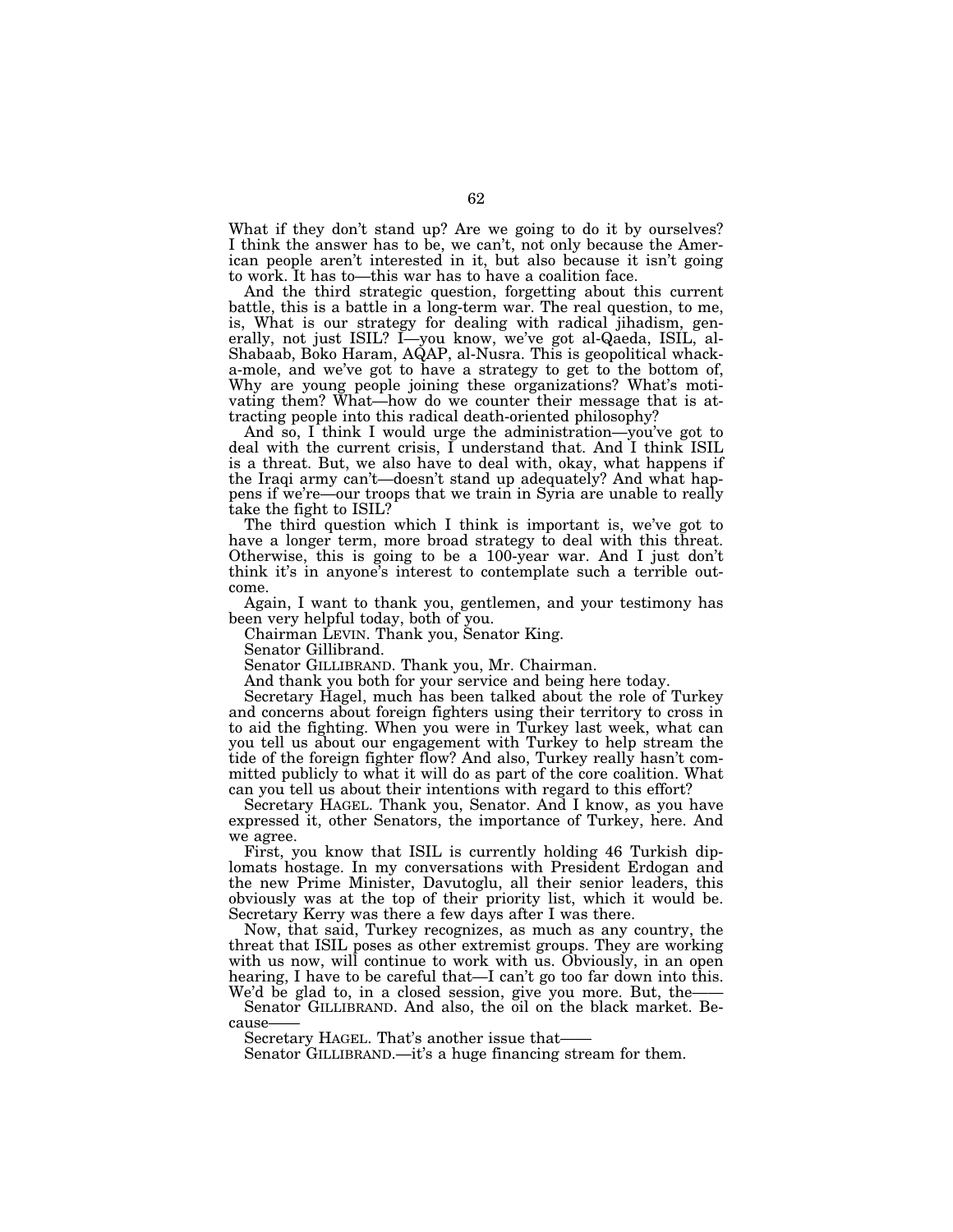What if they don't stand up? Are we going to do it by ourselves? I think the answer has to be, we can't, not only because the American people aren't interested in it, but also because it isn't going to work. It has to—this war has to have a coalition face.

And the third strategic question, forgetting about this current battle, this is a battle in a long-term war. The real question, to me, is, What is our strategy for dealing with radical jihadism, generally, not just ISIL? I—you know, we've got al-Qaeda, ISIL, al-Shabaab, Boko Haram, AQAP, al-Nusra. This is geopolitical whack-a-mole, and we've got to have a strategy to get to the bottom of, Why are young people joining these organizations? What's motivating them? What—how do we counter their message that is attracting people into this radical death-oriented philosophy?

And so, I think I would urge the administration—you've got to deal with the current crisis, I understand that. And I think ISIL is a threat. But, we also have to deal with, okay, what happens if the Iraqi army can't—doesn't stand up adequately? And what happens if we're—our troops that we train in Syria are unable to really take the fight to ISIL?

The third question which I think is important is, we've got to have a longer term, more broad strategy to deal with this threat. Otherwise, this is going to be a 100-year war. And I just don't think it's in anyone's interest to contemplate such a terrible outcome.

Again, I want to thank you, gentlemen, and your testimony has been very helpful today, both of you.

Chairman LEVIN. Thank you, Senator King.

Senator Gillibrand.

Senator GILLIBRAND. Thank you, Mr. Chairman.

And thank you both for your service and being here today.

Secretary Hagel, much has been talked about the role of Turkey and concerns about foreign fighters using their territory to cross in to aid the fighting. When you were in Turkey last week, what can you tell us about our engagement with Turkey to help stream the tide of the foreign fighter flow? And also, Turkey really hasn't committed publicly to what it will do as part of the core coalition. What can you tell us about their intentions with regard to this effort?

Secretary HAGEL. Thank you, Senator. And I know, as you have expressed it, other Senators, the importance of Turkey, here. And we agree.

First, you know that ISIL is currently holding 46 Turkish diplomats hostage. In my conversations with President Erdogan and the new Prime Minister, Davutoglu, all their senior leaders, this obviously was at the top of their priority list, which it would be. Secretary Kerry was there a few days after I was there.

Now, that said, Turkey recognizes, as much as any country, the threat that ISIL poses as other extremist groups. They are working with us now, will continue to work with us. Obviously, in an open hearing, I have to be careful that—I can't go too far down into this. We'd be glad to, in a closed session, give you more. But, the——

Senator GILLIBRAND. And also, the oil on the black market. Because——

Secretary HAGEL. That's another issue that——

Senator GILLIBRAND.—it's a huge financing stream for them.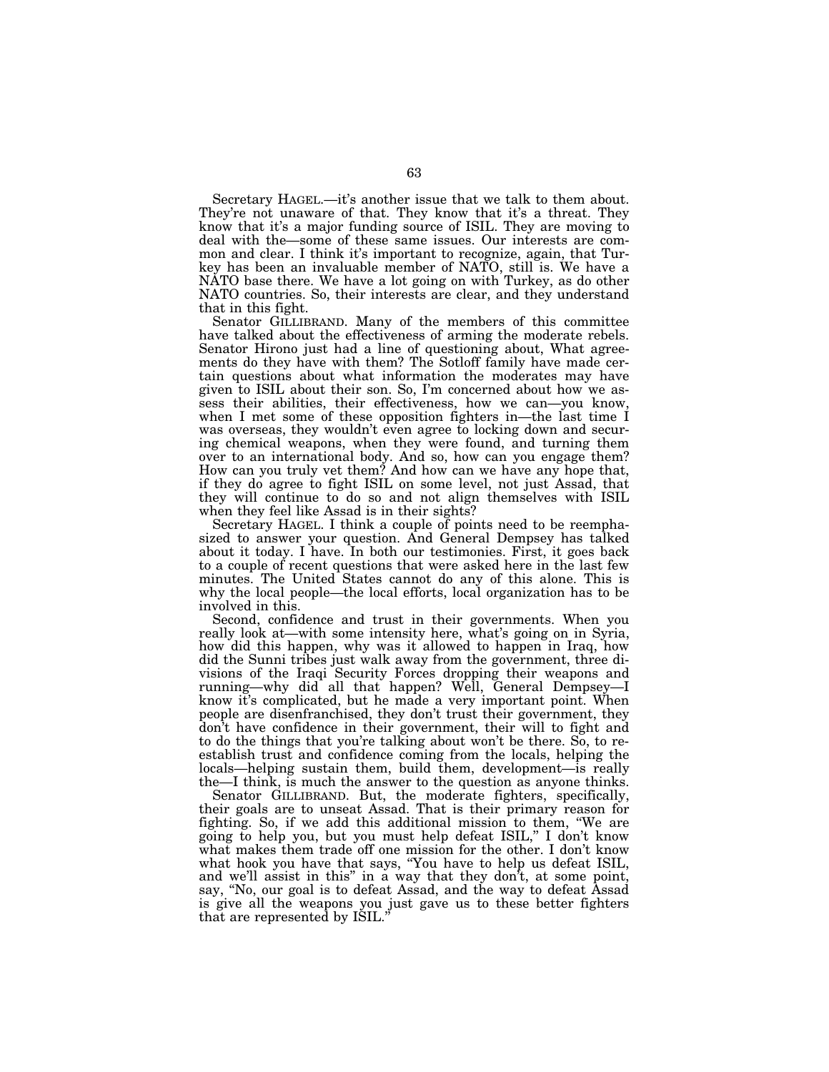Secretary HAGEL.—it's another issue that we talk to them about. They're not unaware of that. They know that it's a threat. They know that it's a major funding source of ISIL. They are moving to deal with the—some of these same issues. Our interests are common and clear. I think it's important to recognize, again, that Turkey has been an invaluable member of NATO, still is. We have a NATO base there. We have a lot going on with Turkey, as do other NATO countries. So, their interests are clear, and they understand that in this fight.

Senator GILLIBRAND. Many of the members of this committee have talked about the effectiveness of arming the moderate rebels. Senator Hirono just had a line of questioning about, What agreements do they have with them? The Sotloff family have made certain questions about what information the moderates may have given to ISIL about their son. So, I'm concerned about how we assess their abilities, their effectiveness, how we can—you know, when I met some of these opposition fighters in—the last time I was overseas, they wouldn't even agree to locking down and securing chemical weapons, when they were found, and turning them over to an international body. And so, how can you engage them? How can you truly vet them? And how can we have any hope that, if they do agree to fight ISIL on some level, not just Assad, that they will continue to do so and not align themselves with ISIL when they feel like Assad is in their sights?

Secretary HAGEL. I think a couple of points need to be reemphasized to answer your question. And General Dempsey has talked about it today. I have. In both our testimonies. First, it goes back to a couple of recent questions that were asked here in the last few minutes. The United States cannot do any of this alone. This is why the local people—the local efforts, local organization has to be involved in this.

Second, confidence and trust in their governments. When you really look at—with some intensity here, what's going on in Syria, how did this happen, why was it allowed to happen in Iraq, how did the Sunni tribes just walk away from the government, three divisions of the Iraqi Security Forces dropping their weapons and running—why did all that happen? Well, General Dempsey—I know it's complicated, but he made a very important point. When people are disenfranchised, they don't trust their government, they don't have confidence in their government, their will to fight and to do the things that you're talking about won't be there. So, to reestablish trust and confidence coming from the locals, helping the locals—helping sustain them, build them, development—is really the—I think, is much the answer to the question as anyone thinks.

Senator GILLIBRAND. But, the moderate fighters, specifically, their goals are to unseat Assad. That is their primary reason for fighting. So, if we add this additional mission to them, "We are going to help you, but you must help defeat ISIL," I don't know what makes them trade off one mission for the other. I don't know what hook you have that says, "You have to help us defeat ISIL, and we'll assist in this" in a way that they don't, at some point, say, "No, our goal is to defeat Assad, and the way to defeat Assad is give all the weapons you just gave us to these better fighters that are represented by ISIL."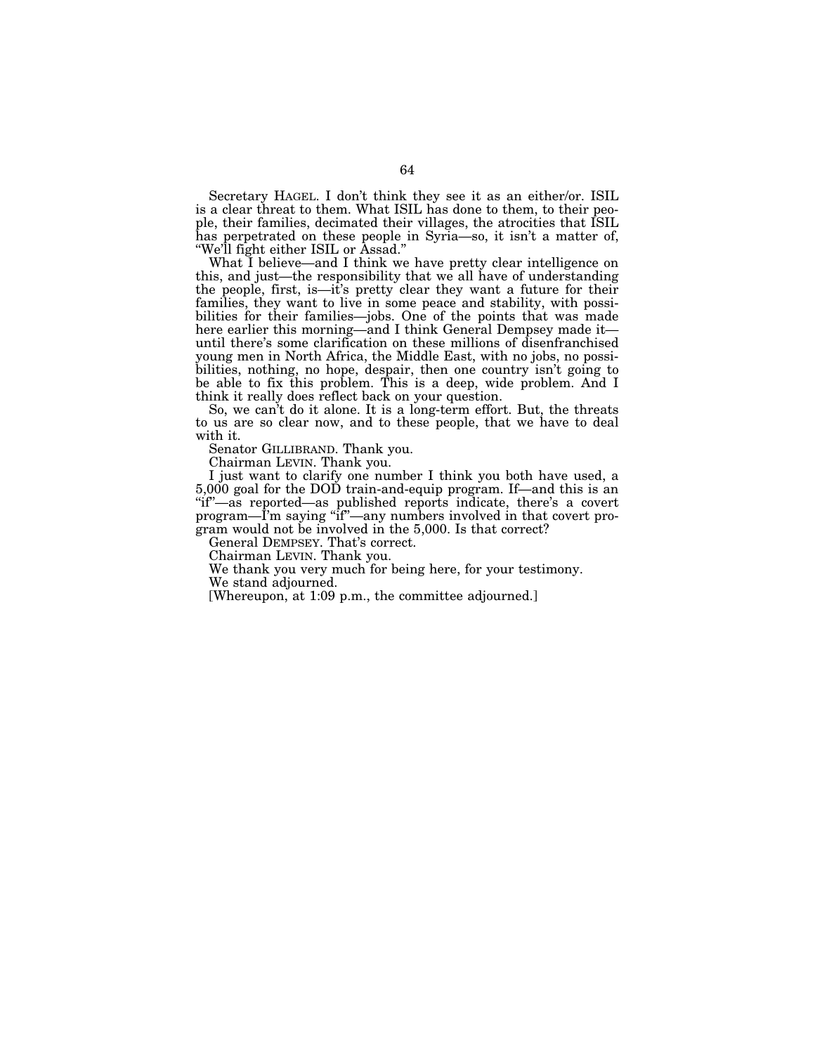Secretary HAGEL. I don't think they see it as an either/or. ISIL is a clear threat to them. What ISIL has done to them, to their people, their families, decimated their villages, the atrocities that ISIL has perpetrated on these people in Syria—so, it isn't a matter of, "We'll fight either ISIL or Assad."

What I believe—and I think we have pretty clear intelligence on this, and just—the responsibility that we all have of understanding the people, first, is—it's pretty clear they want a future for their families, they want to live in some peace and stability, with possibilities for their families—jobs. One of the points that was made here earlier this morning—and I think General Dempsey made it—until there's some clarification on these millions of disenfranchised young men in North Africa, the Middle East, with no jobs, no possibilities, nothing, no hope, despair, then one country isn't going to be able to fix this problem. This is a deep, wide problem. And I think it really does reflect back on your question.

So, we can't do it alone. It is a long-term effort. But, the threats to us are so clear now, and to these people, that we have to deal with it.

Senator GILLIBRAND. Thank you.

Chairman LEVIN. Thank you.

I just want to clarify one number I think you both have used, a 5,000 goal for the DOD train-and-equip program. If—and this is an "if"—as reported—as published reports indicate, there's a covert program—I'm saying "if"—any numbers involved in that covert program would not be involved in the 5,000. Is that correct?

General DEMPSEY. That's correct.

Chairman LEVIN. Thank you.

We thank you very much for being here, for your testimony.

We stand adjourned.

[Whereupon, at 1:09 p.m., the committee adjourned.]